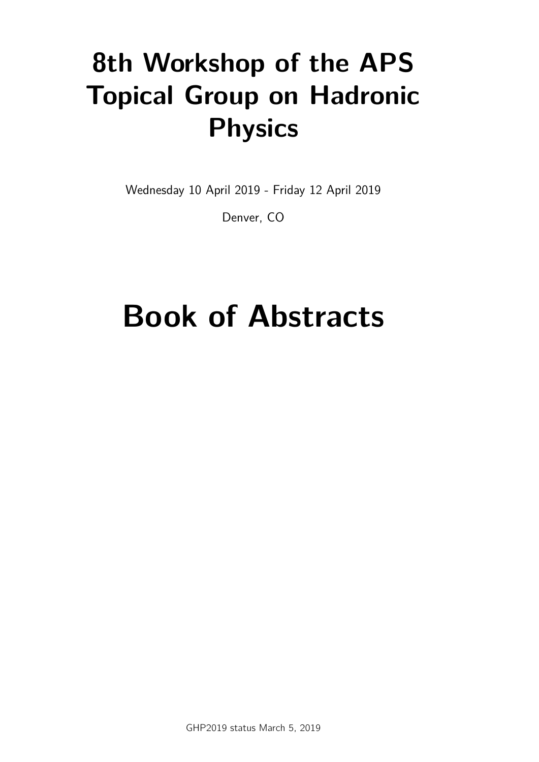# 8th Workshop of the APS Topical Group on Hadronic Physics

Wednesday 10 April 2019 - Friday 12 April 2019

Denver, CO

# Book of Abstracts

GHP2019 status March 5, 2019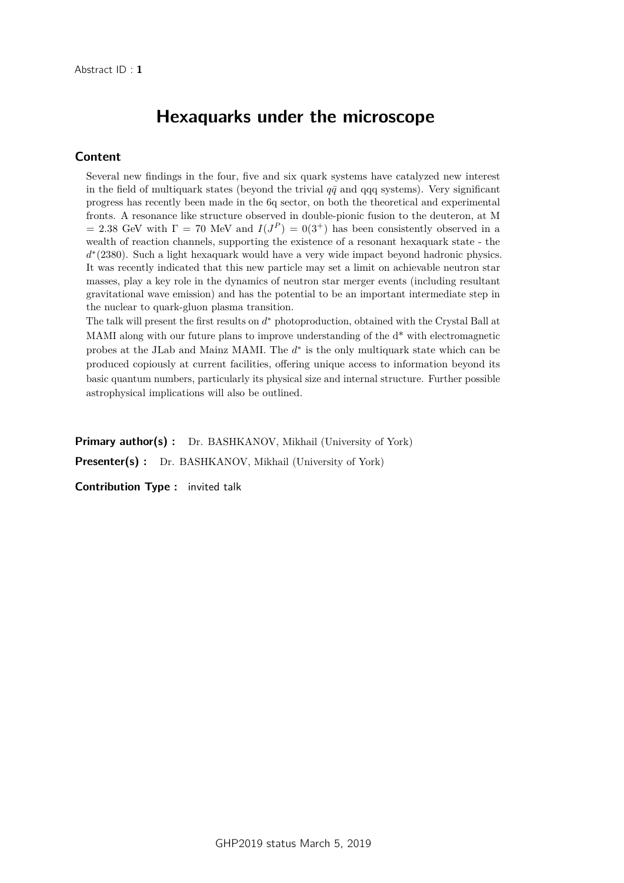Abstract ID : **1**

# Hexaquarks under the microscope

## Content

Several new findings in the four, five and six quark systems have catalyzed new interest in the field of multiquark states (beyond the trivial $q\bar{q}$ and qqq systems). Very significant progress has recently been made in the 6q sector, on both the theoretical and experimental fronts. A resonance like structure observed in double-pionic fusion to the deuteron, at M = 2.38 GeV with $\Gamma$ = 70 MeV and $I(J^P) = 0(3^+)$ has been consistently observed in a wealth of reaction channels, supporting the existence of a resonant hexaquark state - the $d^*(2380)$. Such a light hexaquark would have a very wide impact beyond hadronic physics. It was recently indicated that this new particle may set a limit on achievable neutron star masses, play a key role in the dynamics of neutron star merger events (including resultant gravitational wave emission) and has the potential to be an important intermediate step in the nuclear to quark-gluon plasma transition.

The talk will present the first results on $d^*$ photoproduction, obtained with the Crystal Ball at MAMI along with our future plans to improve understanding of the d* with electromagnetic probes at the JLab and Mainz MAMI. The $d^*$ is the only multiquark state which can be produced copiously at current facilities, offering unique access to information beyond its basic quantum numbers, particularly its physical size and internal structure. Further possible astrophysical implications will also be outlined.

**Primary author(s) :** Dr. BASHKANOV, Mikhail (University of York)

**Presenter(s) :** Dr. BASHKANOV, Mikhail (University of York)

**Contribution Type :** invited talk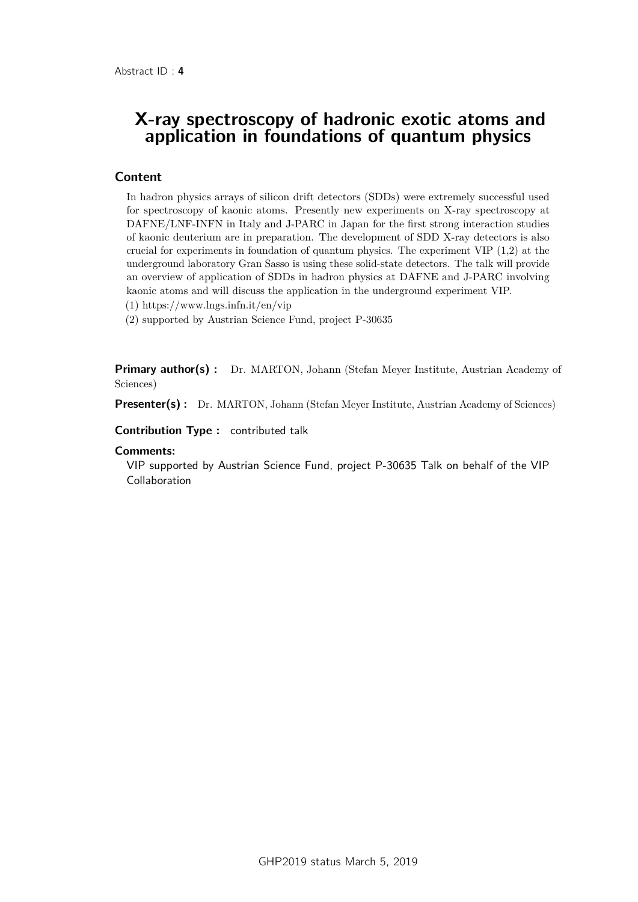Abstract ID : **4**

# X-ray spectroscopy of hadronic exotic atoms and application in foundations of quantum physics

## Content

In hadron physics arrays of silicon drift detectors (SDDs) were extremely successful used for spectroscopy of kaonic atoms. Presently new experiments on X-ray spectroscopy at DAFNE/LNF-INFN in Italy and J-PARC in Japan for the first strong interaction studies of kaonic deuterium are in preparation. The development of SDD X-ray detectors is also crucial for experiments in foundation of quantum physics. The experiment VIP (1,2) at the underground laboratory Gran Sasso is using these solid-state detectors. The talk will provide an overview of application of SDDs in hadron physics at DAFNE and J-PARC involving kaonic atoms and will discuss the application in the underground experiment VIP.

(1) https://www.lngs.infn.it/en/vip

(2) supported by Austrian Science Fund, project P-30635

**Primary author(s) :** Dr. MARTON, Johann (Stefan Meyer Institute, Austrian Academy of Sciences)

**Presenter(s) :** Dr. MARTON, Johann (Stefan Meyer Institute, Austrian Academy of Sciences)

**Contribution Type :** contributed talk

**Comments:**

VIP supported by Austrian Science Fund, project P-30635 Talk on behalf of the VIP Collaboration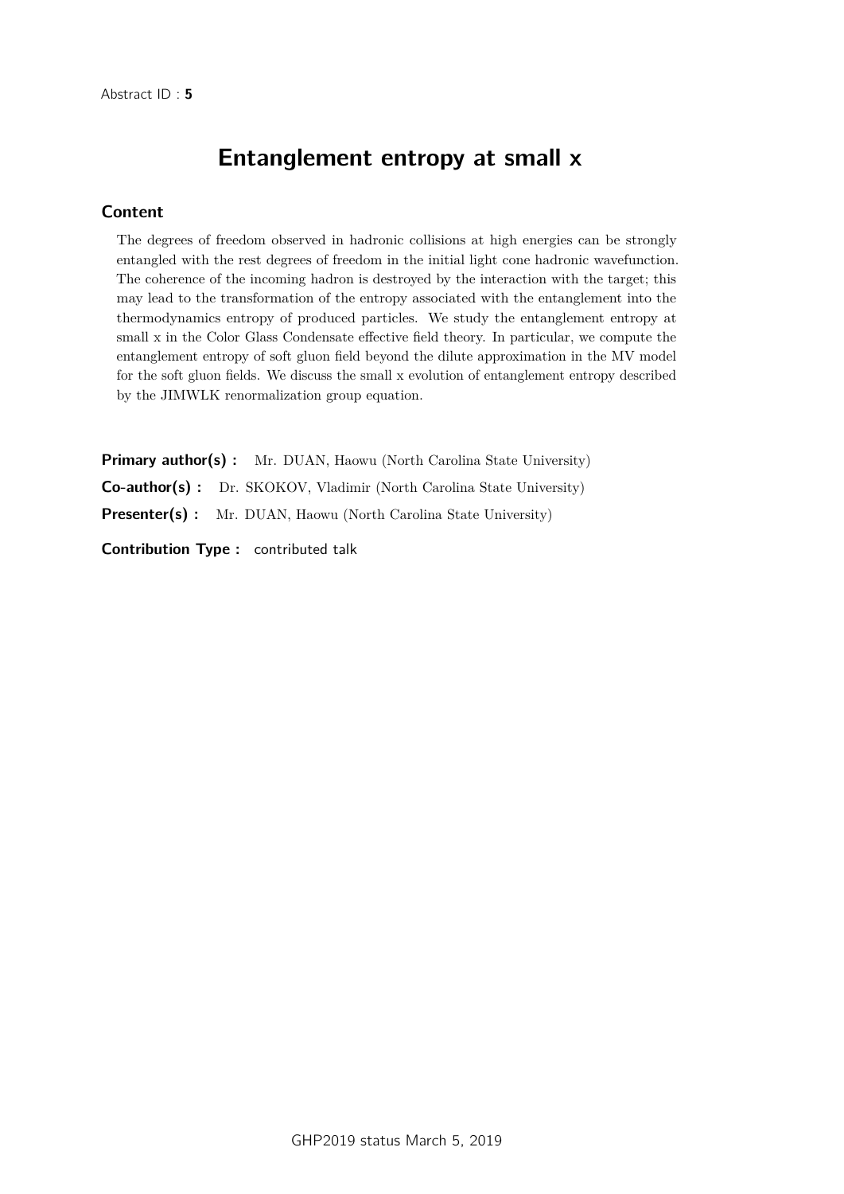Abstract ID : **5**

# Entanglement entropy at small x

## Content

The degrees of freedom observed in hadronic collisions at high energies can be strongly entangled with the rest degrees of freedom in the initial light cone hadronic wavefunction. The coherence of the incoming hadron is destroyed by the interaction with the target; this may lead to the transformation of the entropy associated with the entanglement into the thermodynamics entropy of produced particles. We study the entanglement entropy at small x in the Color Glass Condensate effective field theory. In particular, we compute the entanglement entropy of soft gluon field beyond the dilute approximation in the MV model for the soft gluon fields. We discuss the small x evolution of entanglement entropy described by the JIMWLK renormalization group equation.

**Primary author(s) :** Mr. DUAN, Haowu (North Carolina State University)

**Co-author(s) :** Dr. SKOKOV, Vladimir (North Carolina State University)

**Presenter(s) :** Mr. DUAN, Haowu (North Carolina State University)

**Contribution Type :** contributed talk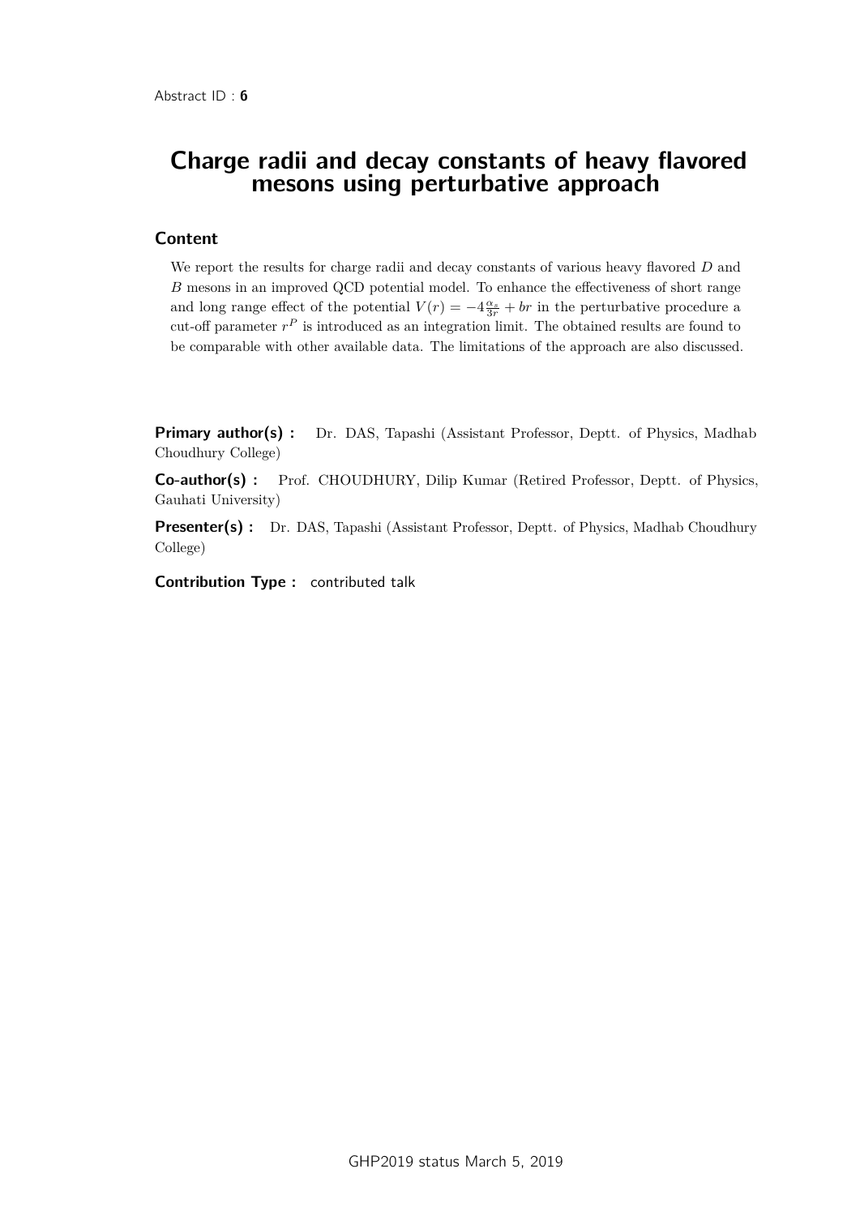Abstract ID : **6**

# Charge radii and decay constants of heavy flavored mesons using perturbative approach

## Content

We report the results for charge radii and decay constants of various heavy flavored $D$ and $B$ mesons in an improved QCD potential model. To enhance the effectiveness of short range and long range effect of the potential $V(r) = -4\frac{\alpha_s}{3r} + br$ in the perturbative procedure a cut-off parameter $r^P$ is introduced as an integration limit. The obtained results are found to be comparable with other available data. The limitations of the approach are also discussed.

**Primary author(s) :** Dr. DAS, Tapashi (Assistant Professor, Deptt. of Physics, Madhab Choudhury College)

**Co-author(s) :** Prof. CHOUDHURY, Dilip Kumar (Retired Professor, Deptt. of Physics, Gauhati University)

**Presenter(s) :** Dr. DAS, Tapashi (Assistant Professor, Deptt. of Physics, Madhab Choudhury College)

**Contribution Type :** contributed talk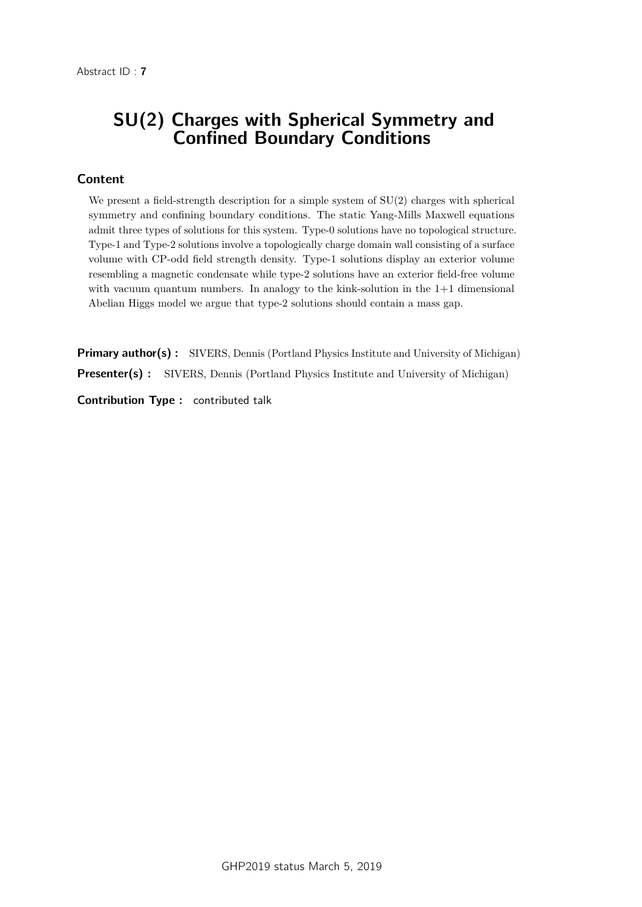Abstract ID : **7**

# SU(2) Charges with Spherical Symmetry and Confined Boundary Conditions

## Content

We present a field-strength description for a simple system of SU(2) charges with spherical symmetry and confining boundary conditions. The static Yang-Mills Maxwell equations admit three types of solutions for this system. Type-0 solutions have no topological structure. Type-1 and Type-2 solutions involve a topologically charge domain wall consisting of a surface volume with CP-odd field strength density. Type-1 solutions display an exterior volume resembling a magnetic condensate while type-2 solutions have an exterior field-free volume with vacuum quantum numbers. In analogy to the kink-solution in the 1+1 dimensional Abelian Higgs model we argue that type-2 solutions should contain a mass gap.

**Primary author(s) :** SIVERS, Dennis (Portland Physics Institute and University of Michigan)

**Presenter(s) :** SIVERS, Dennis (Portland Physics Institute and University of Michigan)

**Contribution Type :** contributed talk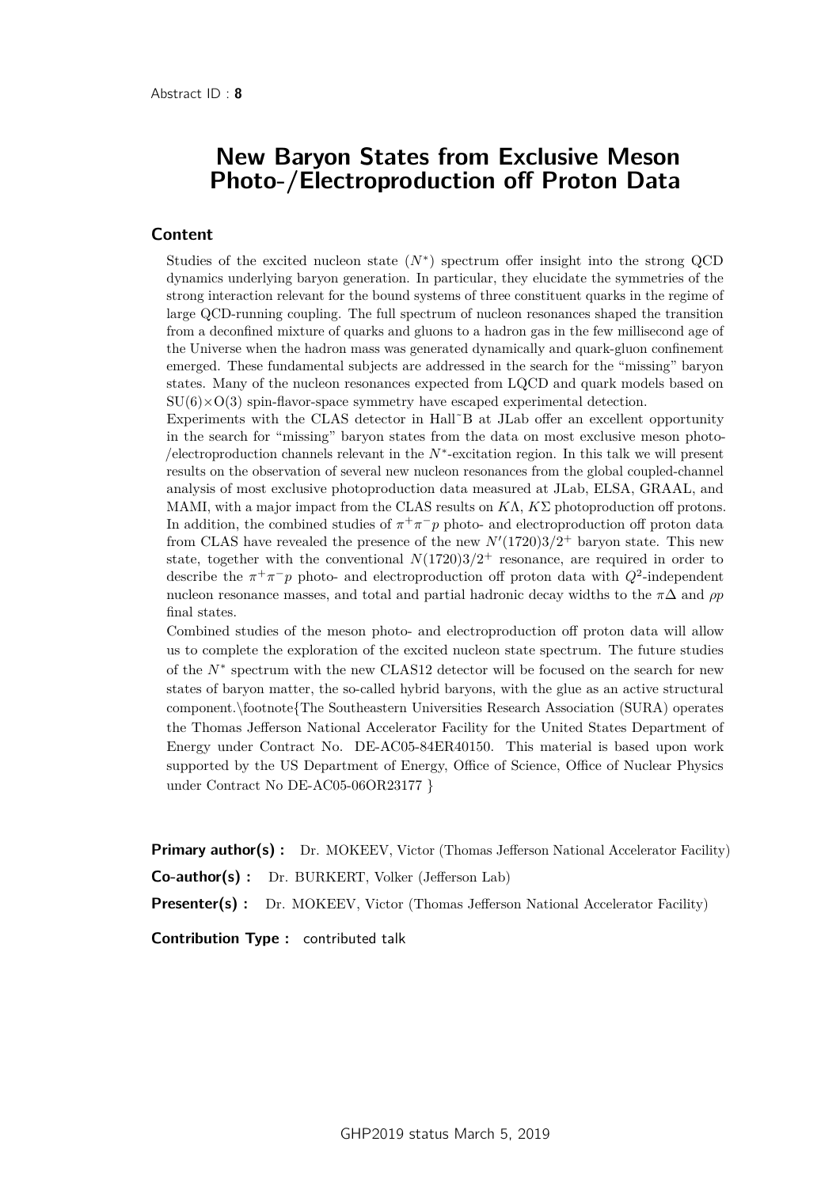Abstract ID : **8**

# New Baryon States from Exclusive Meson Photo-/Electroproduction off Proton Data

## Content

Studies of the excited nucleon state ($N^*$) spectrum offer insight into the strong QCD dynamics underlying baryon generation. In particular, they elucidate the symmetries of the strong interaction relevant for the bound systems of three constituent quarks in the regime of large QCD-running coupling. The full spectrum of nucleon resonances shaped the transition from a deconfined mixture of quarks and gluons to a hadron gas in the few millisecond age of the Universe when the hadron mass was generated dynamically and quark-gluon confinement emerged. These fundamental subjects are addressed in the search for the "missing" baryon states. Many of the nucleon resonances expected from LQCD and quark models based on $SU(6)\times O(3)$ spin-flavor-space symmetry have escaped experimental detection.

Experiments with the CLAS detector in Hall˜B at JLab offer an excellent opportunity in the search for "missing" baryon states from the data on most exclusive meson photo-/electroproduction channels relevant in the $N^*$-excitation region. In this talk we will present results on the observation of several new nucleon resonances from the global coupled-channel analysis of most exclusive photoproduction data measured at JLab, ELSA, GRAAL, and MAMI, with a major impact from the CLAS results on $K\Lambda$, $K\Sigma$ photoproduction off protons. In addition, the combined studies of $\pi^+\pi^-p$ photo- and electroproduction off proton data from CLAS have revealed the presence of the new $N'(1720)3/2^+$ baryon state. This new state, together with the conventional $N(1720)3/2^+$ resonance, are required in order to describe the $\pi^+\pi^-p$ photo- and electroproduction off proton data with $Q^2$-independent nucleon resonance masses, and total and partial hadronic decay widths to the $\pi\Delta$ and $\rho p$ final states.

Combined studies of the meson photo- and electroproduction off proton data will allow us to complete the exploration of the excited nucleon state spectrum. The future studies of the $N^*$ spectrum with the new CLAS12 detector will be focused on the search for new states of baryon matter, the so-called hybrid baryons, with the glue as an active structural component.\footnote{The Southeastern Universities Research Association (SURA) operates the Thomas Jefferson National Accelerator Facility for the United States Department of Energy under Contract No. DE-AC05-84ER40150. This material is based upon work supported by the US Department of Energy, Office of Science, Office of Nuclear Physics under Contract No DE-AC05-06OR23177 }

**Primary author(s) :** Dr. MOKEEV, Victor (Thomas Jefferson National Accelerator Facility)

**Co-author(s) :** Dr. BURKERT, Volker (Jefferson Lab)

**Presenter(s) :** Dr. MOKEEV, Victor (Thomas Jefferson National Accelerator Facility)

**Contribution Type :** contributed talk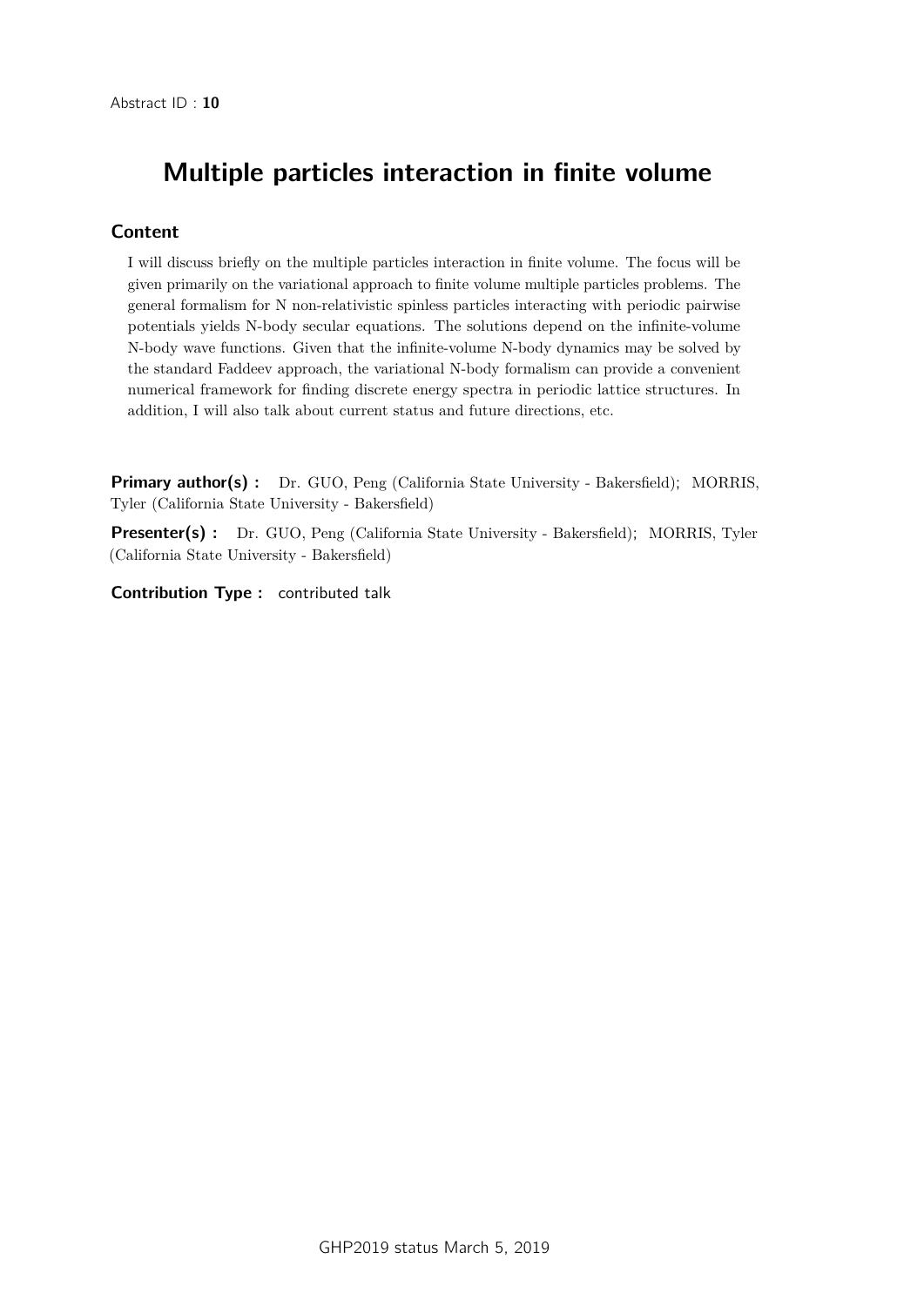Abstract ID : **10**

# Multiple particles interaction in finite volume

## Content

I will discuss briefly on the multiple particles interaction in finite volume. The focus will be given primarily on the variational approach to finite volume multiple particles problems. The general formalism for N non-relativistic spinless particles interacting with periodic pairwise potentials yields N-body secular equations. The solutions depend on the infinite-volume N-body wave functions. Given that the infinite-volume N-body dynamics may be solved by the standard Faddeev approach, the variational N-body formalism can provide a convenient numerical framework for finding discrete energy spectra in periodic lattice structures. In addition, I will also talk about current status and future directions, etc.

**Primary author(s) :** Dr. GUO, Peng (California State University - Bakersfield); MORRIS, Tyler (California State University - Bakersfield)

**Presenter(s) :** Dr. GUO, Peng (California State University - Bakersfield); MORRIS, Tyler (California State University - Bakersfield)

**Contribution Type :** contributed talk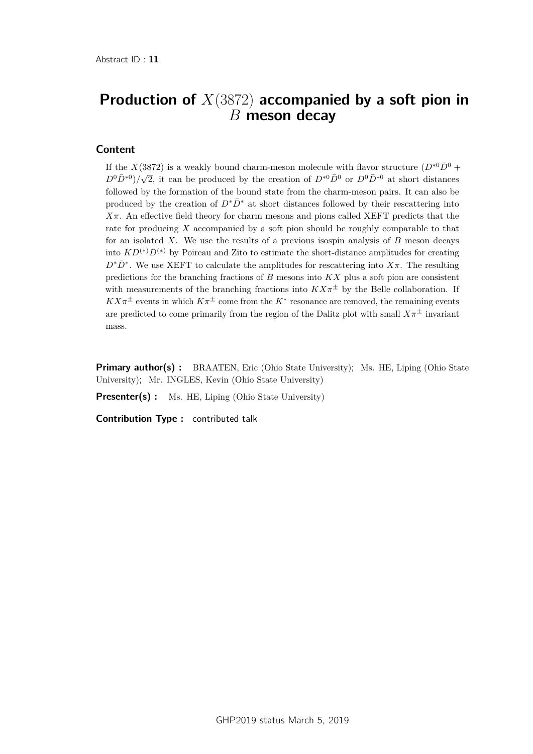Abstract ID : **11**

# Production of $X(3872)$ accompanied by a soft pion in $B$ meson decay

## Content

If the $X(3872)$ is a weakly bound charm-meson molecule with flavor structure $(D^{*0}\bar{D}^0 + D^0\bar{D}^{*0})/\sqrt{2}$, it can be produced by the creation of $D^{*0}\bar{D}^0$ or $D^0\bar{D}^{*0}$ at short distances followed by the formation of the bound state from the charm-meson pairs. It can also be produced by the creation of $D^*\bar{D}^*$ at short distances followed by their rescattering into $X\pi$. An effective field theory for charm mesons and pions called XEFT predicts that the rate for producing $X$ accompanied by a soft pion should be roughly comparable to that for an isolated $X$. We use the results of a previous isospin analysis of $B$ meson decays into $KD^{(*)}\bar{D}^{(*)}$ by Poireau and Zito to estimate the short-distance amplitudes for creating $D^*\bar{D}^*$. We use XEFT to calculate the amplitudes for rescattering into $X\pi$. The resulting predictions for the branching fractions of $B$ mesons into $KX$ plus a soft pion are consistent with measurements of the branching fractions into $KX\pi^\pm$ by the Belle collaboration. If $KX\pi^\pm$ events in which $K\pi^\pm$ come from the $K^*$ resonance are removed, the remaining events are predicted to come primarily from the region of the Dalitz plot with small $X\pi^\pm$ invariant mass.

**Primary author(s) :** BRAATEN, Eric (Ohio State University); Ms. HE, Liping (Ohio State University); Mr. INGLES, Kevin (Ohio State University)

**Presenter(s) :** Ms. HE, Liping (Ohio State University)

**Contribution Type :** contributed talk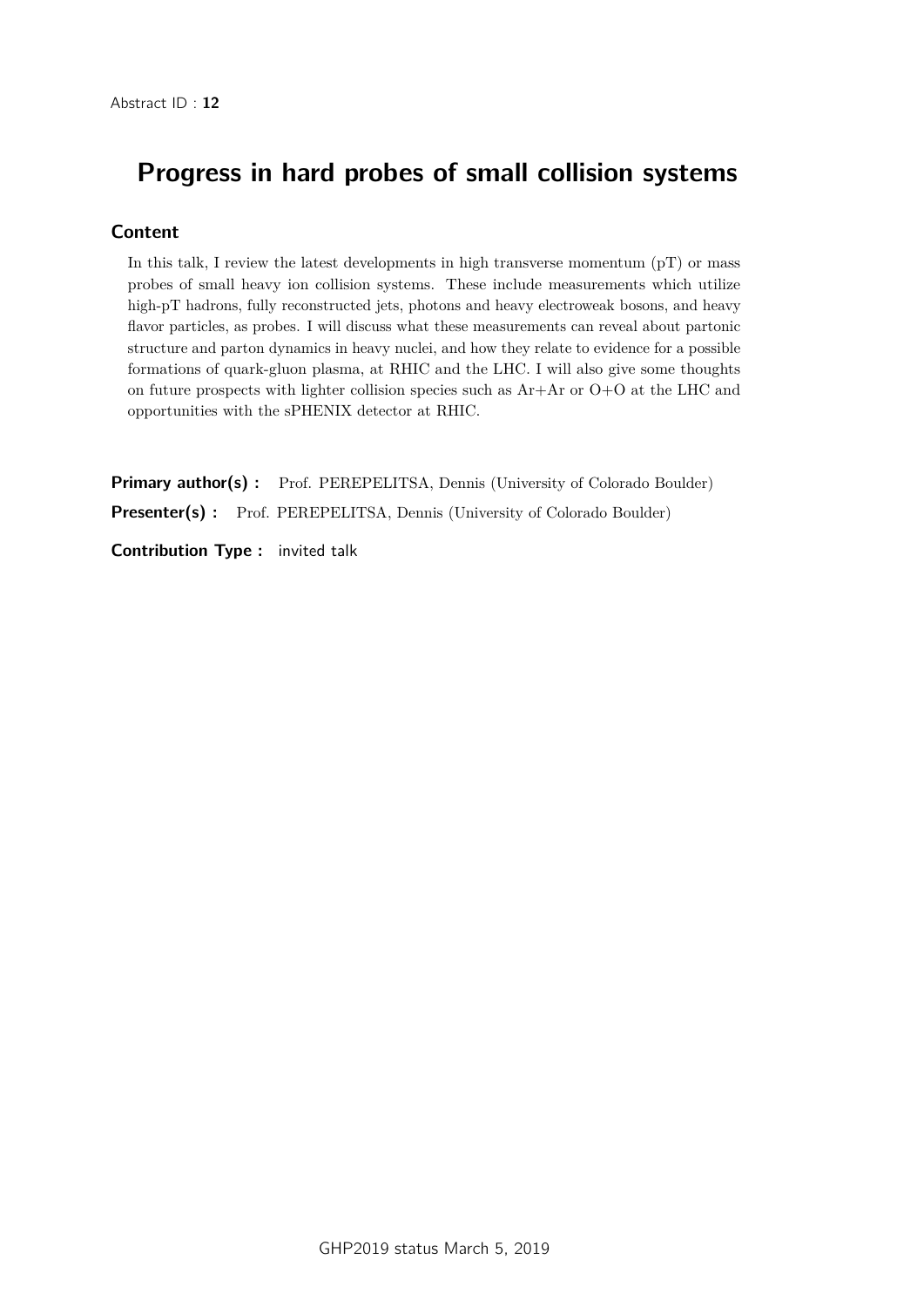Abstract ID : **12**

# Progress in hard probes of small collision systems

## Content

In this talk, I review the latest developments in high transverse momentum (pT) or mass probes of small heavy ion collision systems. These include measurements which utilize high-pT hadrons, fully reconstructed jets, photons and heavy electroweak bosons, and heavy flavor particles, as probes. I will discuss what these measurements can reveal about partonic structure and parton dynamics in heavy nuclei, and how they relate to evidence for a possible formations of quark-gluon plasma, at RHIC and the LHC. I will also give some thoughts on future prospects with lighter collision species such as Ar+Ar or O+O at the LHC and opportunities with the sPHENIX detector at RHIC.

**Primary author(s) :** Prof. PEREPELITSA, Dennis (University of Colorado Boulder)

**Presenter(s) :** Prof. PEREPELITSA, Dennis (University of Colorado Boulder)

**Contribution Type :** invited talk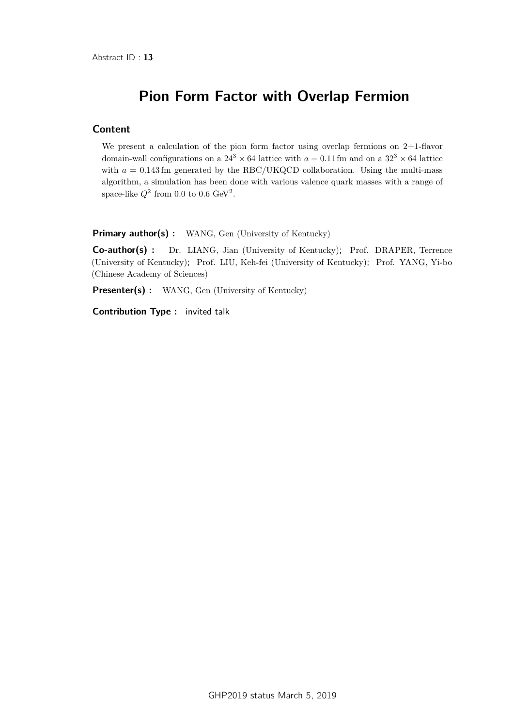Abstract ID : **13**

# Pion Form Factor with Overlap Fermion

## Content

We present a calculation of the pion form factor using overlap fermions on 2+1-flavor domain-wall configurations on a $24^3 \times 64$ lattice with $a = 0.11$ fm and on a $32^3 \times 64$ lattice with $a = 0.143$ fm generated by the RBC/UKQCD collaboration. Using the multi-mass algorithm, a simulation has been done with various valence quark masses with a range of space-like $Q^2$ from 0.0 to 0.6 $\text{GeV}^2$.

**Primary author(s) :** WANG, Gen (University of Kentucky)

**Co-author(s) :** Dr. LIANG, Jian (University of Kentucky); Prof. DRAPER, Terrence (University of Kentucky); Prof. LIU, Keh-fei (University of Kentucky); Prof. YANG, Yi-bo (Chinese Academy of Sciences)

**Presenter(s) :** WANG, Gen (University of Kentucky)

**Contribution Type :** invited talk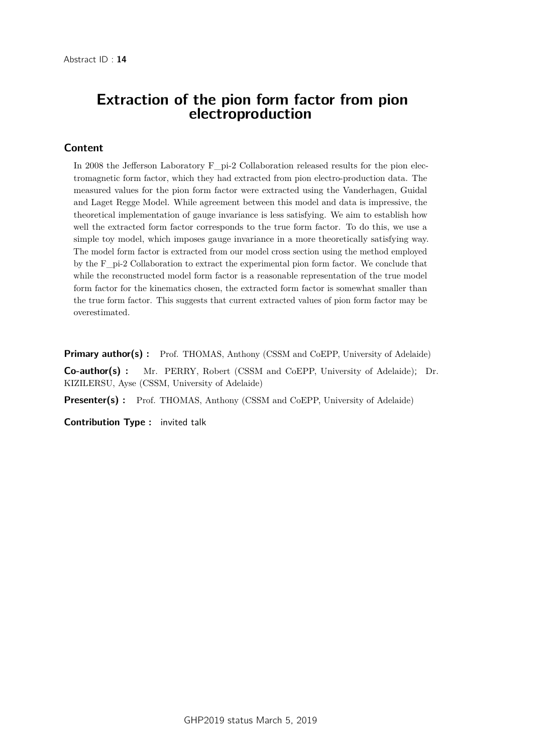Abstract ID : **14**

# Extraction of the pion form factor from pion electroproduction

## Content

In 2008 the Jefferson Laboratory F_pi-2 Collaboration released results for the pion electromagnetic form factor, which they had extracted from pion electro-production data. The measured values for the pion form factor were extracted using the Vanderhagen, Guidal and Laget Regge Model. While agreement between this model and data is impressive, the theoretical implementation of gauge invariance is less satisfying. We aim to establish how well the extracted form factor corresponds to the true form factor. To do this, we use a simple toy model, which imposes gauge invariance in a more theoretically satisfying way. The model form factor is extracted from our model cross section using the method employed by the F_pi-2 Collaboration to extract the experimental pion form factor. We conclude that while the reconstructed model form factor is a reasonable representation of the true model form factor for the kinematics chosen, the extracted form factor is somewhat smaller than the true form factor. This suggests that current extracted values of pion form factor may be overestimated.

**Primary author(s) :** Prof. THOMAS, Anthony (CSSM and CoEPP, University of Adelaide)

**Co-author(s) :** Mr. PERRY, Robert (CSSM and CoEPP, University of Adelaide); Dr. KIZILERSU, Ayse (CSSM, University of Adelaide)

**Presenter(s) :** Prof. THOMAS, Anthony (CSSM and CoEPP, University of Adelaide)

**Contribution Type :** invited talk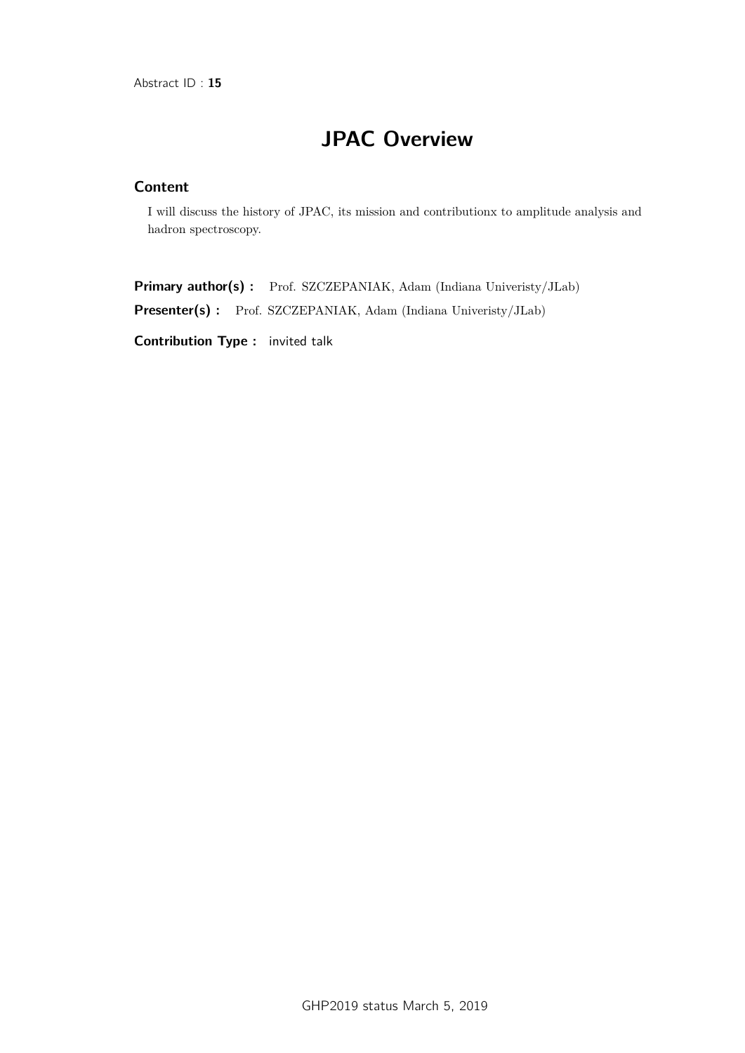Abstract ID : **15**

# JPAC Overview

## Content

I will discuss the history of JPAC, its mission and contributionx to amplitude analysis and hadron spectroscopy.

**Primary author(s) :** Prof. SZCZEPANIAK, Adam (Indiana Univeristy/JLab)

**Presenter(s) :** Prof. SZCZEPANIAK, Adam (Indiana Univeristy/JLab)

**Contribution Type :** invited talk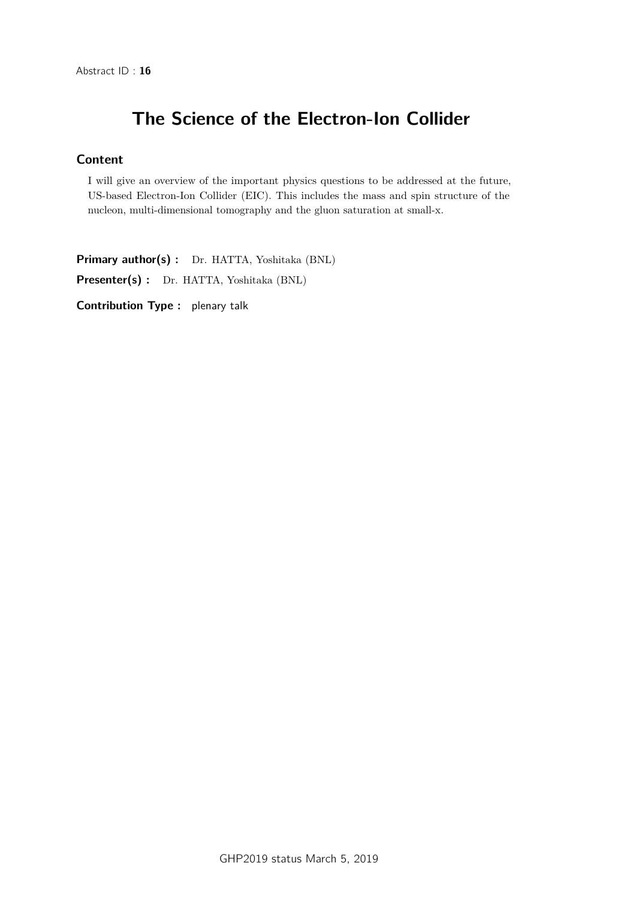Abstract ID : **16**

# The Science of the Electron-Ion Collider

## Content

I will give an overview of the important physics questions to be addressed at the future, US-based Electron-Ion Collider (EIC). This includes the mass and spin structure of the nucleon, multi-dimensional tomography and the gluon saturation at small-x.

**Primary author(s) :** Dr. HATTA, Yoshitaka (BNL)

**Presenter(s) :** Dr. HATTA, Yoshitaka (BNL)

**Contribution Type :** plenary talk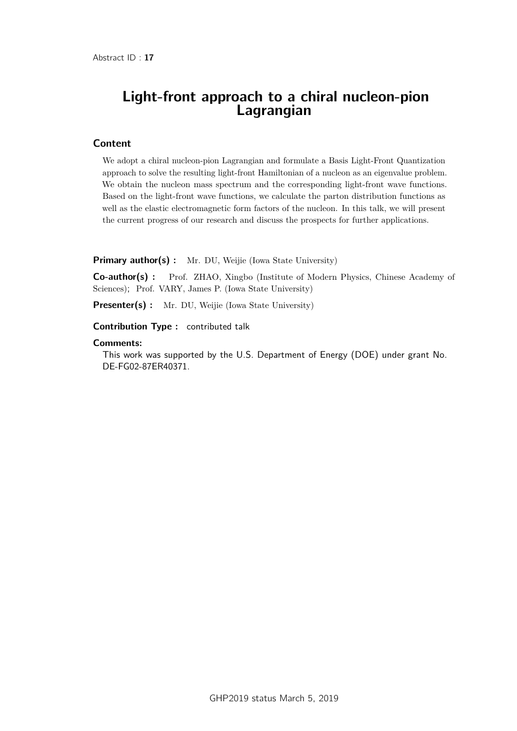Abstract ID : **17**

# Light-front approach to a chiral nucleon-pion Lagrangian

## Content

We adopt a chiral nucleon-pion Lagrangian and formulate a Basis Light-Front Quantization approach to solve the resulting light-front Hamiltonian of a nucleon as an eigenvalue problem. We obtain the nucleon mass spectrum and the corresponding light-front wave functions. Based on the light-front wave functions, we calculate the parton distribution functions as well as the elastic electromagnetic form factors of the nucleon. In this talk, we will present the current progress of our research and discuss the prospects for further applications.

**Primary author(s) :** Mr. DU, Weijie (Iowa State University)

**Co-author(s) :** Prof. ZHAO, Xingbo (Institute of Modern Physics, Chinese Academy of Sciences); Prof. VARY, James P. (Iowa State University)

**Presenter(s) :** Mr. DU, Weijie (Iowa State University)

**Contribution Type :** contributed talk

**Comments:**

This work was supported by the U.S. Department of Energy (DOE) under grant No. DE-FG02-87ER40371.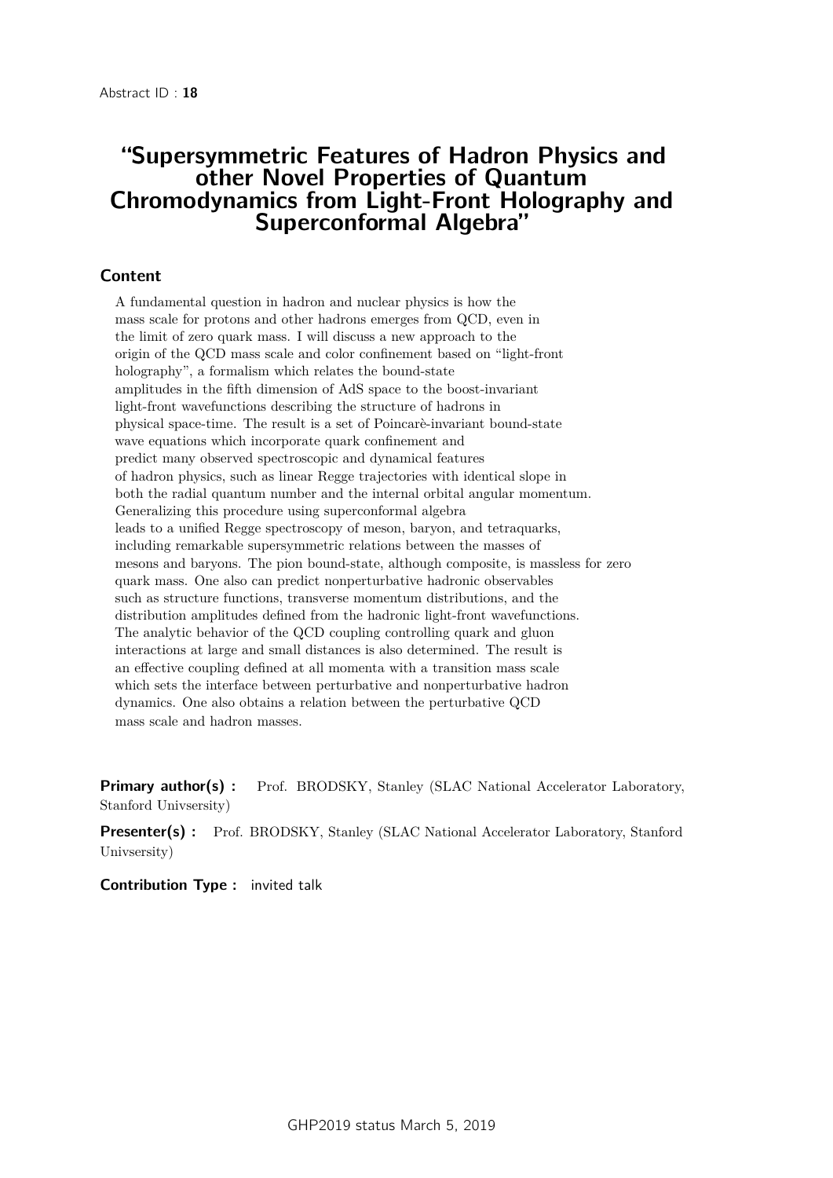Abstract ID : **18**

# "Supersymmetric Features of Hadron Physics and other Novel Properties of Quantum Chromodynamics from Light-Front Holography and Superconformal Algebra"

## Content

A fundamental question in hadron and nuclear physics is how the mass scale for protons and other hadrons emerges from QCD, even in the limit of zero quark mass. I will discuss a new approach to the origin of the QCD mass scale and color confinement based on "light-front holography", a formalism which relates the bound-state amplitudes in the fifth dimension of AdS space to the boost-invariant light-front wavefunctions describing the structure of hadrons in physical space-time. The result is a set of Poincarè-invariant bound-state wave equations which incorporate quark confinement and predict many observed spectroscopic and dynamical features of hadron physics, such as linear Regge trajectories with identical slope in both the radial quantum number and the internal orbital angular momentum. Generalizing this procedure using superconformal algebra leads to a unified Regge spectroscopy of meson, baryon, and tetraquarks, including remarkable supersymmetric relations between the masses of mesons and baryons. The pion bound-state, although composite, is massless for zero quark mass. One also can predict nonperturbative hadronic observables such as structure functions, transverse momentum distributions, and the distribution amplitudes defined from the hadronic light-front wavefunctions. The analytic behavior of the QCD coupling controlling quark and gluon interactions at large and small distances is also determined. The result is an effective coupling defined at all momenta with a transition mass scale which sets the interface between perturbative and nonperturbative hadron dynamics. One also obtains a relation between the perturbative QCD mass scale and hadron masses.

**Primary author(s) :** Prof. BRODSKY, Stanley (SLAC National Accelerator Laboratory, Stanford Univsersity)

**Presenter(s) :** Prof. BRODSKY, Stanley (SLAC National Accelerator Laboratory, Stanford Univsersity)

**Contribution Type :** invited talk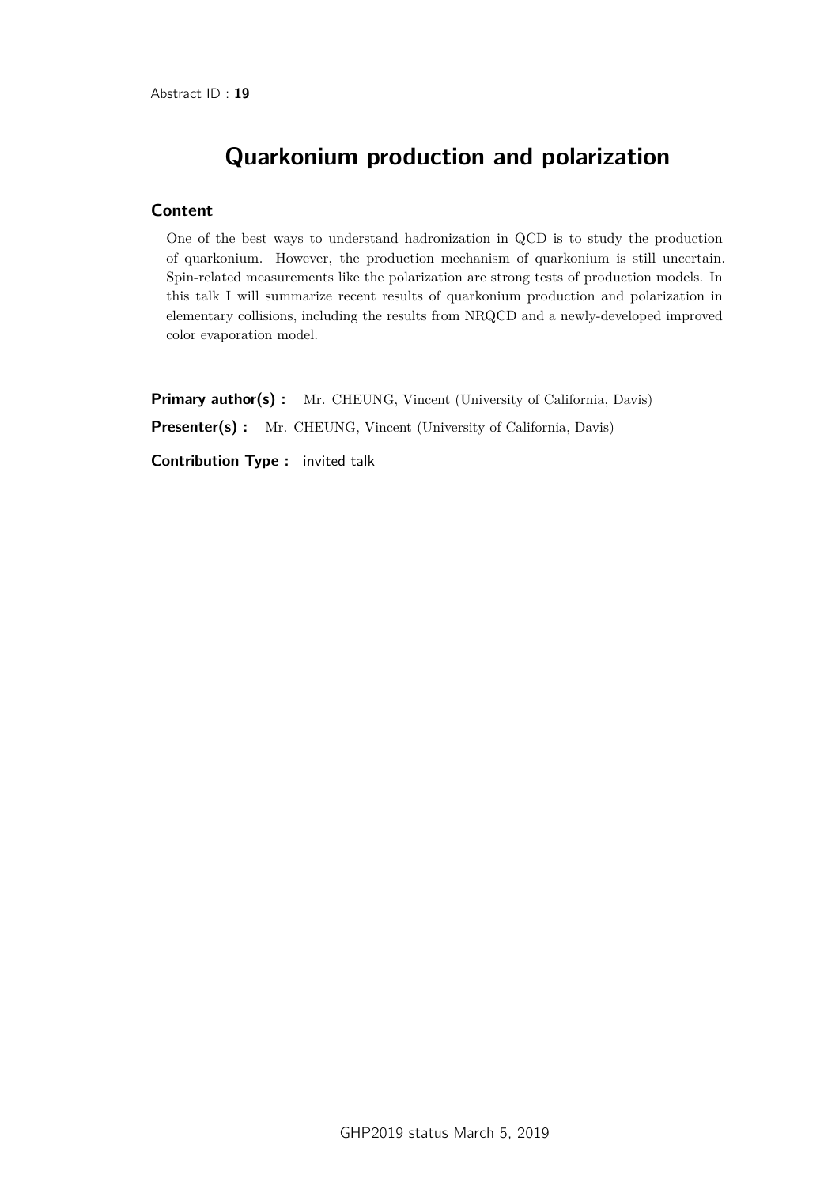Abstract ID : **19**

# Quarkonium production and polarization

## Content

One of the best ways to understand hadronization in QCD is to study the production of quarkonium. However, the production mechanism of quarkonium is still uncertain. Spin-related measurements like the polarization are strong tests of production models. In this talk I will summarize recent results of quarkonium production and polarization in elementary collisions, including the results from NRQCD and a newly-developed improved color evaporation model.

**Primary author(s) :** Mr. CHEUNG, Vincent (University of California, Davis)

**Presenter(s) :** Mr. CHEUNG, Vincent (University of California, Davis)

**Contribution Type :** invited talk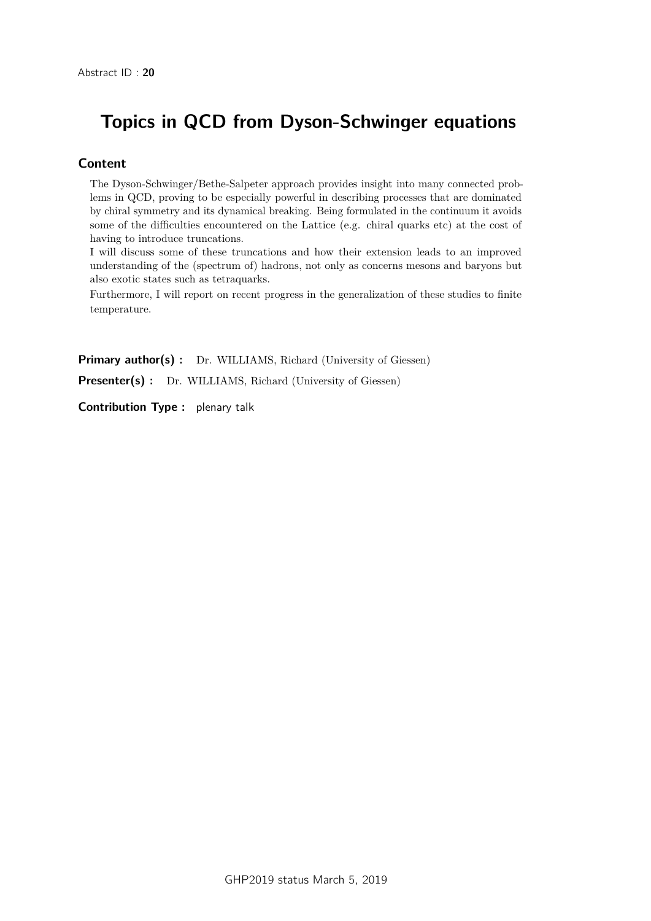Abstract ID : **20**

# Topics in QCD from Dyson-Schwinger equations

## Content

The Dyson-Schwinger/Bethe-Salpeter approach provides insight into many connected problems in QCD, proving to be especially powerful in describing processes that are dominated by chiral symmetry and its dynamical breaking. Being formulated in the continuum it avoids some of the difficulties encountered on the Lattice (e.g. chiral quarks etc) at the cost of having to introduce truncations.

I will discuss some of these truncations and how their extension leads to an improved understanding of the (spectrum of) hadrons, not only as concerns mesons and baryons but also exotic states such as tetraquarks.

Furthermore, I will report on recent progress in the generalization of these studies to finite temperature.

**Primary author(s) :** Dr. WILLIAMS, Richard (University of Giessen)

**Presenter(s) :** Dr. WILLIAMS, Richard (University of Giessen)

**Contribution Type :** plenary talk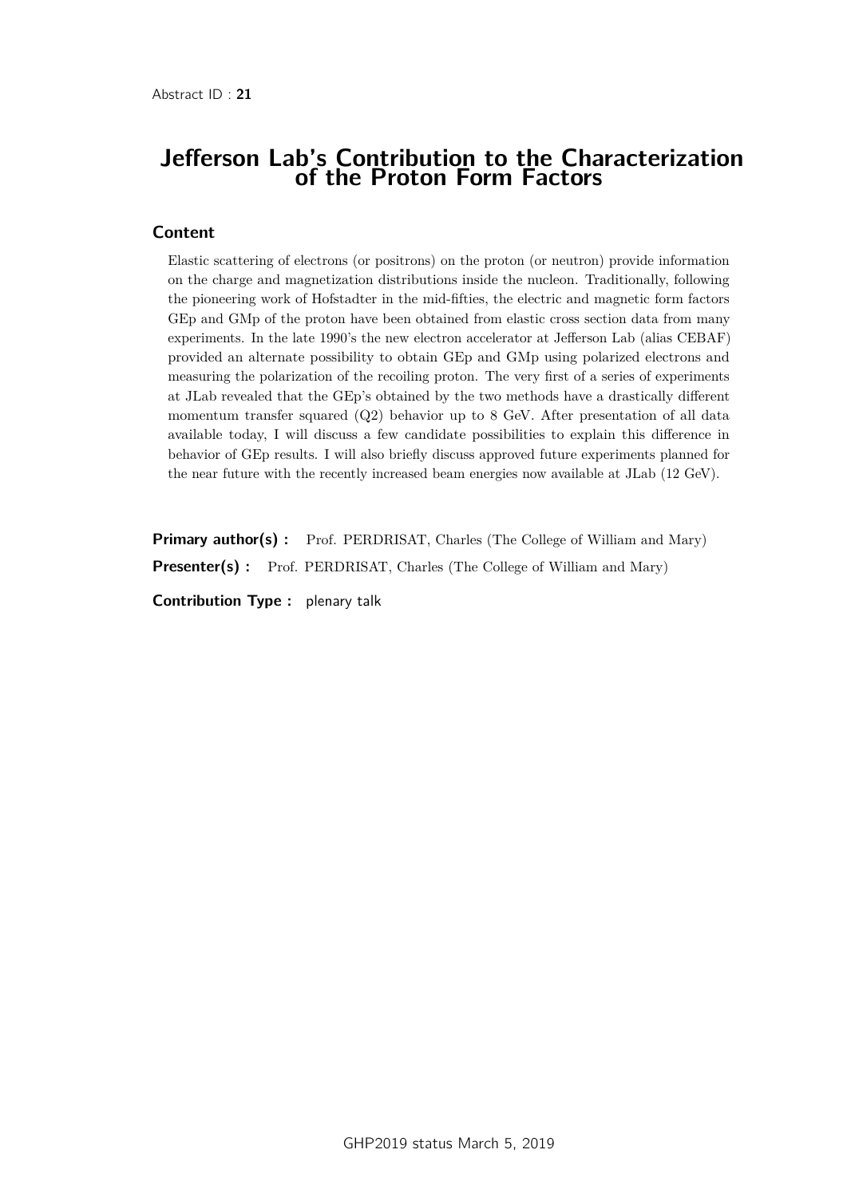Abstract ID : **21**

# Jefferson Lab's Contribution to the Characterization of the Proton Form Factors

## Content

Elastic scattering of electrons (or positrons) on the proton (or neutron) provide information on the charge and magnetization distributions inside the nucleon. Traditionally, following the pioneering work of Hofstadter in the mid-fifties, the electric and magnetic form factors GEp and GMp of the proton have been obtained from elastic cross section data from many experiments. In the late 1990's the new electron accelerator at Jefferson Lab (alias CEBAF) provided an alternate possibility to obtain GEp and GMp using polarized electrons and measuring the polarization of the recoiling proton. The very first of a series of experiments at JLab revealed that the GEp's obtained by the two methods have a drastically different momentum transfer squared (Q2) behavior up to 8 GeV. After presentation of all data available today, I will discuss a few candidate possibilities to explain this difference in behavior of GEp results. I will also briefly discuss approved future experiments planned for the near future with the recently increased beam energies now available at JLab (12 GeV).

**Primary author(s) :** Prof. PERDRISAT, Charles (The College of William and Mary)

**Presenter(s) :** Prof. PERDRISAT, Charles (The College of William and Mary)

**Contribution Type :** plenary talk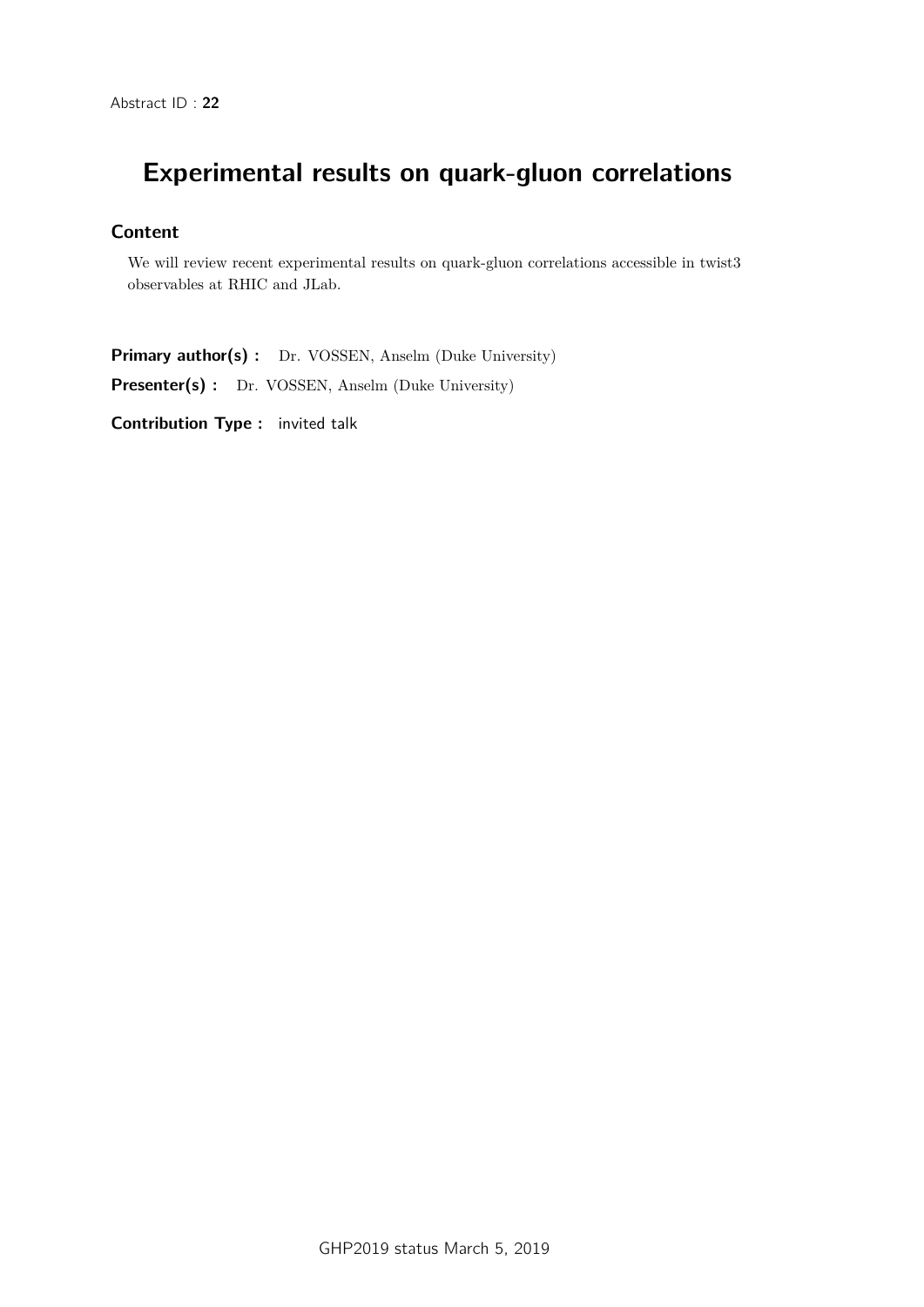Abstract ID : **22**

# Experimental results on quark-gluon correlations

## Content

We will review recent experimental results on quark-gluon correlations accessible in twist3 observables at RHIC and JLab.

**Primary author(s) :** Dr. VOSSEN, Anselm (Duke University)

**Presenter(s) :** Dr. VOSSEN, Anselm (Duke University)

**Contribution Type :** invited talk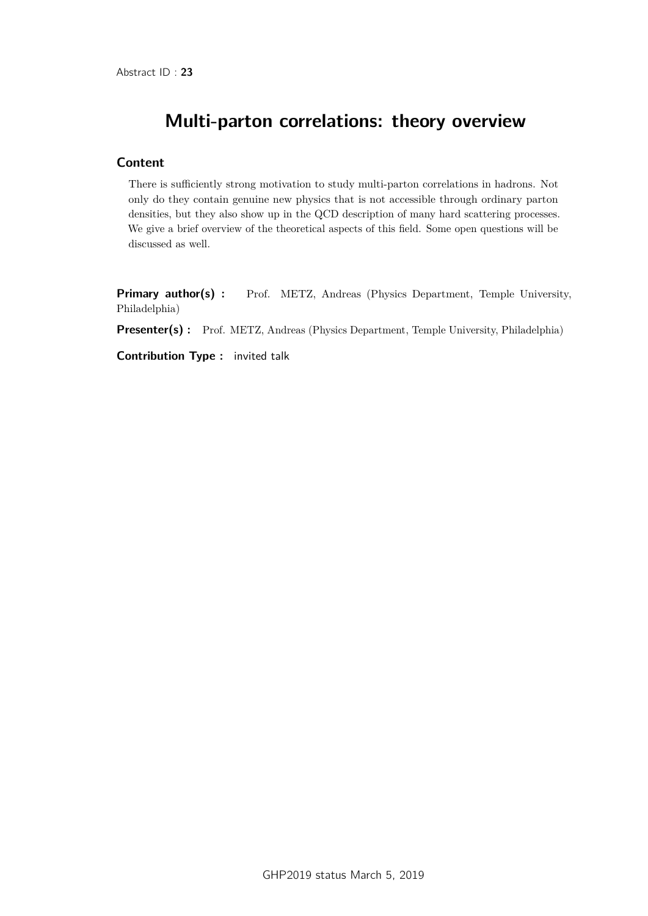Abstract ID : **23**

# Multi-parton correlations: theory overview

## Content

There is sufficiently strong motivation to study multi-parton correlations in hadrons. Not only do they contain genuine new physics that is not accessible through ordinary parton densities, but they also show up in the QCD description of many hard scattering processes. We give a brief overview of the theoretical aspects of this field. Some open questions will be discussed as well.

**Primary author(s) :** Prof. METZ, Andreas (Physics Department, Temple University, Philadelphia)

**Presenter(s) :** Prof. METZ, Andreas (Physics Department, Temple University, Philadelphia)

**Contribution Type :** invited talk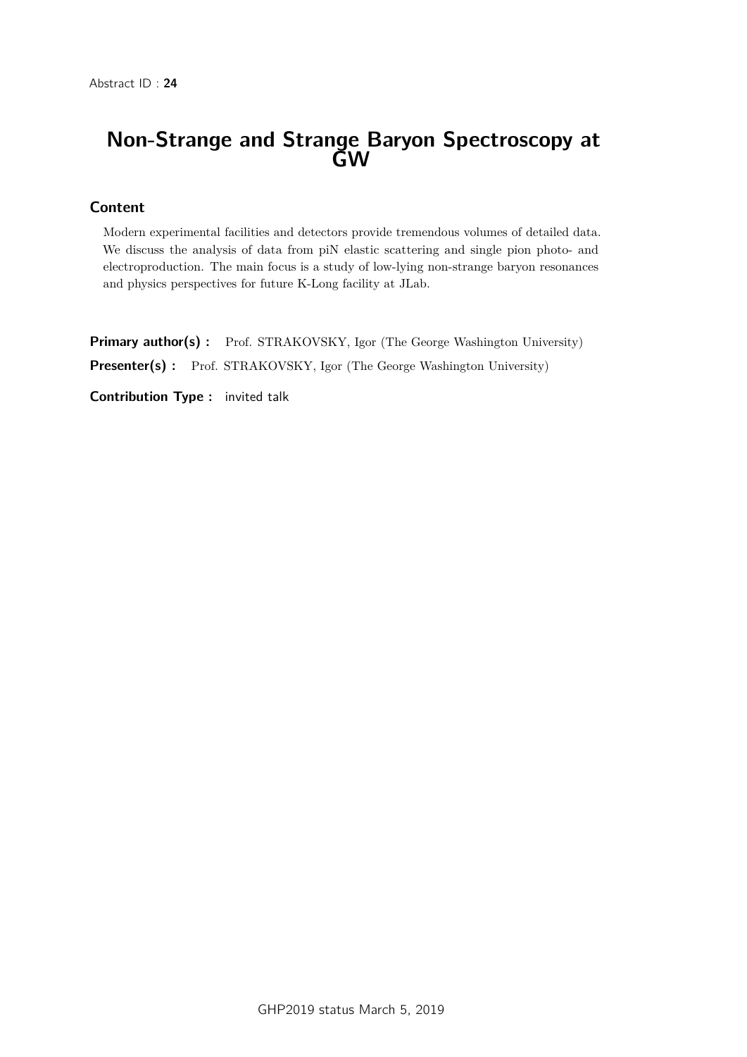Abstract ID : **24**

# Non-Strange and Strange Baryon Spectroscopy at GW

## Content

Modern experimental facilities and detectors provide tremendous volumes of detailed data. We discuss the analysis of data from piN elastic scattering and single pion photo- and electroproduction. The main focus is a study of low-lying non-strange baryon resonances and physics perspectives for future K-Long facility at JLab.

**Primary author(s) :** Prof. STRAKOVSKY, Igor (The George Washington University)

**Presenter(s) :** Prof. STRAKOVSKY, Igor (The George Washington University)

**Contribution Type :** invited talk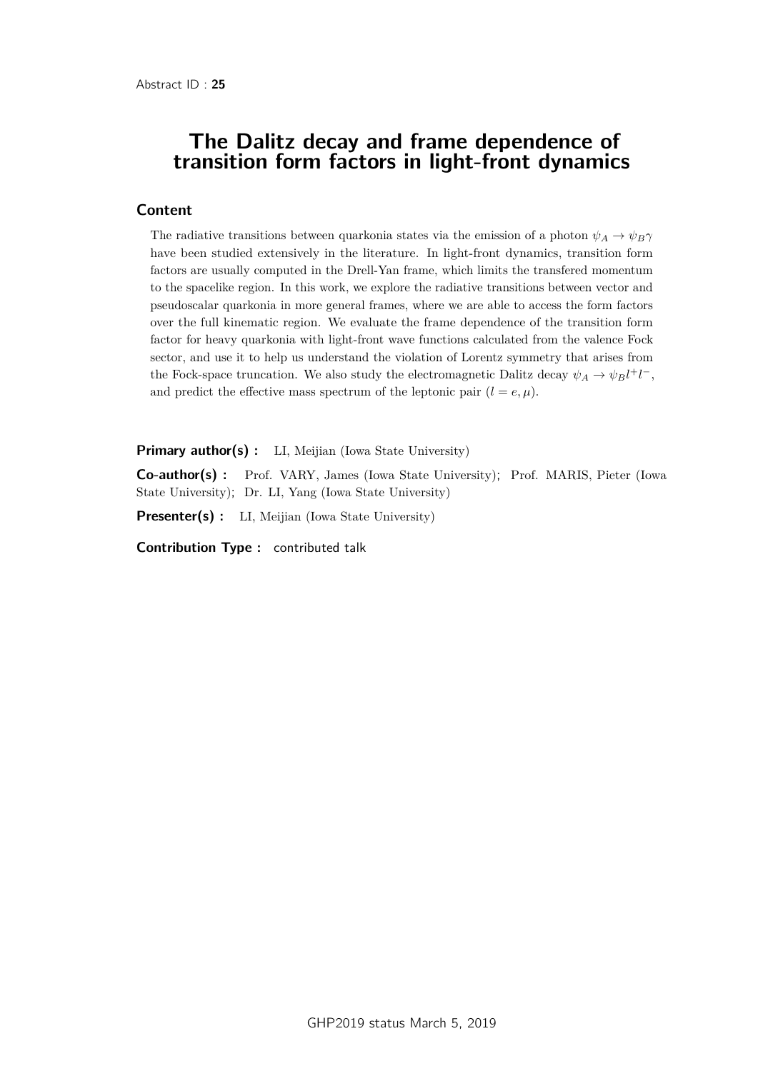Abstract ID : **25**

# The Dalitz decay and frame dependence of transition form factors in light-front dynamics

## Content

The radiative transitions between quarkonia states via the emission of a photon $\psi_A \to \psi_B \gamma$ have been studied extensively in the literature. In light-front dynamics, transition form factors are usually computed in the Drell-Yan frame, which limits the transfered momentum to the spacelike region. In this work, we explore the radiative transitions between vector and pseudoscalar quarkonia in more general frames, where we are able to access the form factors over the full kinematic region. We evaluate the frame dependence of the transition form factor for heavy quarkonia with light-front wave functions calculated from the valence Fock sector, and use it to help us understand the violation of Lorentz symmetry that arises from the Fock-space truncation. We also study the electromagnetic Dalitz decay $\psi_A \to \psi_B l^+ l^-$, and predict the effective mass spectrum of the leptonic pair ($l = e, \mu$).

**Primary author(s) :** LI, Meijian (Iowa State University)

**Co-author(s) :** Prof. VARY, James (Iowa State University); Prof. MARIS, Pieter (Iowa State University); Dr. LI, Yang (Iowa State University)

**Presenter(s) :** LI, Meijian (Iowa State University)

**Contribution Type :** contributed talk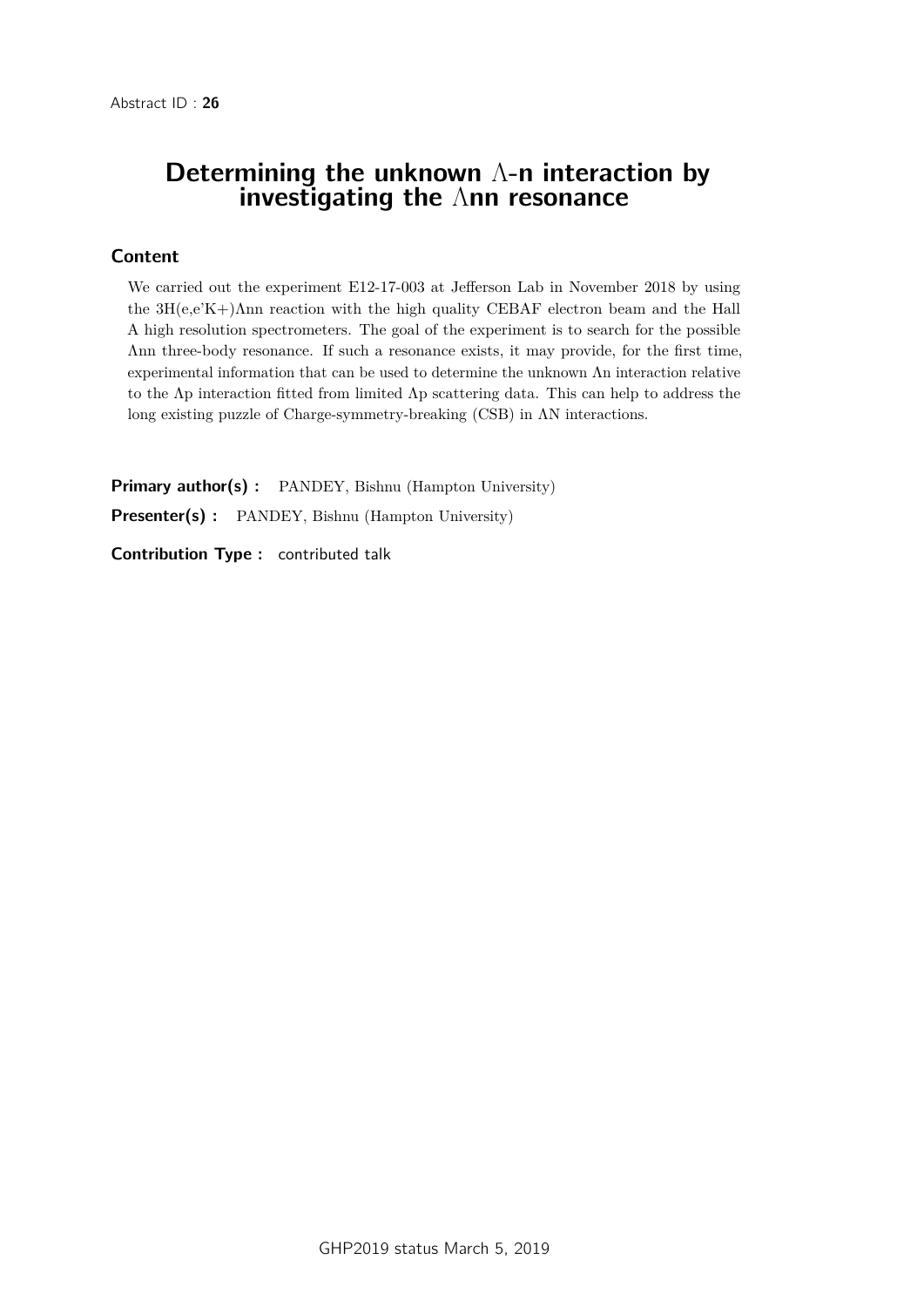Abstract ID : **26**

# Determining the unknown $\Lambda$-n interaction by investigating the $\Lambda$nn resonance

## Content

We carried out the experiment E12-17-003 at Jefferson Lab in November 2018 by using the 3H(e,e'K+)Λnn reaction with the high quality CEBAF electron beam and the Hall A high resolution spectrometers. The goal of the experiment is to search for the possible Λnn three-body resonance. If such a resonance exists, it may provide, for the first time, experimental information that can be used to determine the unknown Λn interaction relative to the Λp interaction fitted from limited Λp scattering data. This can help to address the long existing puzzle of Charge-symmetry-breaking (CSB) in ΛN interactions.

**Primary author(s) :** PANDEY, Bishnu (Hampton University)

**Presenter(s) :** PANDEY, Bishnu (Hampton University)

**Contribution Type :** contributed talk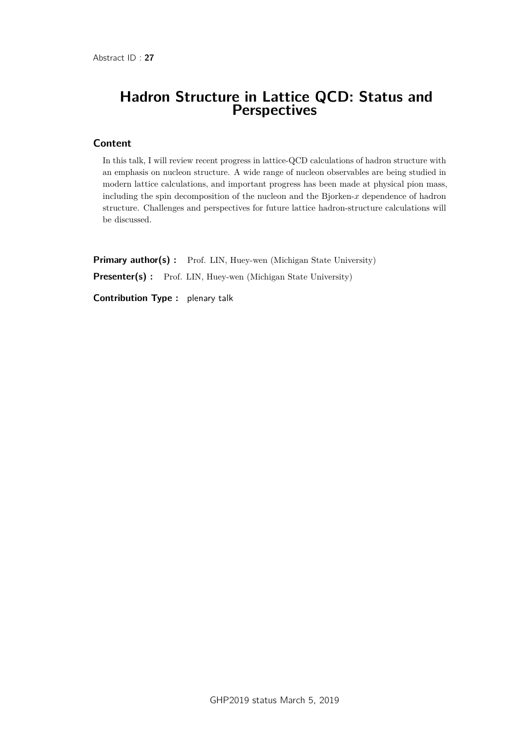Abstract ID : **27**

# Hadron Structure in Lattice QCD: Status and Perspectives

## Content

In this talk, I will review recent progress in lattice-QCD calculations of hadron structure with an emphasis on nucleon structure. A wide range of nucleon observables are being studied in modern lattice calculations, and important progress has been made at physical pion mass, including the spin decomposition of the nucleon and the Bjorken-$x$ dependence of hadron structure. Challenges and perspectives for future lattice hadron-structure calculations will be discussed.

**Primary author(s) :** Prof. LIN, Huey-wen (Michigan State University)

**Presenter(s) :** Prof. LIN, Huey-wen (Michigan State University)

**Contribution Type :** plenary talk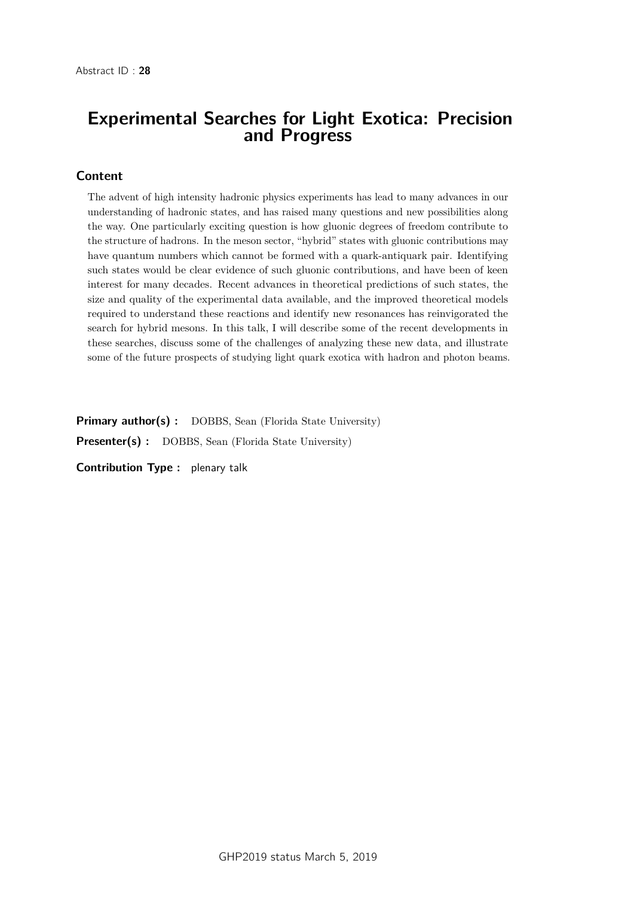Abstract ID : **28**

# Experimental Searches for Light Exotica: Precision and Progress

## Content

The advent of high intensity hadronic physics experiments has lead to many advances in our understanding of hadronic states, and has raised many questions and new possibilities along the way. One particularly exciting question is how gluonic degrees of freedom contribute to the structure of hadrons. In the meson sector, "hybrid" states with gluonic contributions may have quantum numbers which cannot be formed with a quark-antiquark pair. Identifying such states would be clear evidence of such gluonic contributions, and have been of keen interest for many decades. Recent advances in theoretical predictions of such states, the size and quality of the experimental data available, and the improved theoretical models required to understand these reactions and identify new resonances has reinvigorated the search for hybrid mesons. In this talk, I will describe some of the recent developments in these searches, discuss some of the challenges of analyzing these new data, and illustrate some of the future prospects of studying light quark exotica with hadron and photon beams.

**Primary author(s) :** DOBBS, Sean (Florida State University)

**Presenter(s) :** DOBBS, Sean (Florida State University)

**Contribution Type :** plenary talk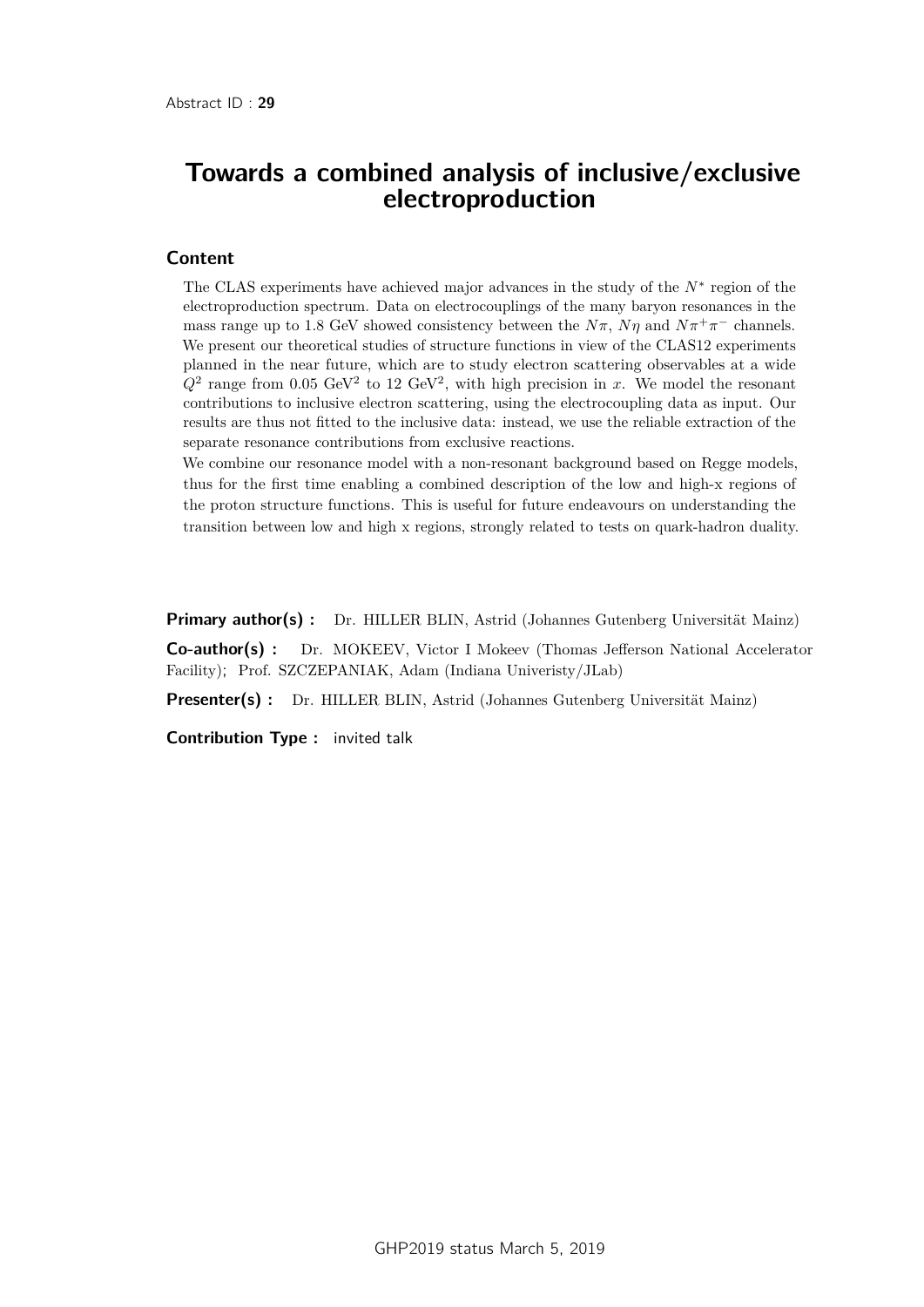Abstract ID : **29**

# Towards a combined analysis of inclusive/exclusive electroproduction

## Content

The CLAS experiments have achieved major advances in the study of the $N^*$ region of the electroproduction spectrum. Data on electrocouplings of the many baryon resonances in the mass range up to 1.8 GeV showed consistency between the $N\pi$, $N\eta$ and $N\pi^+\pi^-$ channels. We present our theoretical studies of structure functions in view of the CLAS12 experiments planned in the near future, which are to study electron scattering observables at a wide $Q^2$ range from 0.05 GeV$^2$ to 12 GeV$^2$, with high precision in $x$. We model the resonant contributions to inclusive electron scattering, using the electrocoupling data as input. Our results are thus not fitted to the inclusive data: instead, we use the reliable extraction of the separate resonance contributions from exclusive reactions.

We combine our resonance model with a non-resonant background based on Regge models, thus for the first time enabling a combined description of the low and high-x regions of the proton structure functions. This is useful for future endeavours on understanding the transition between low and high x regions, strongly related to tests on quark-hadron duality.

**Primary author(s) :** Dr. HILLER BLIN, Astrid (Johannes Gutenberg Universität Mainz)

**Co-author(s) :** Dr. MOKEEV, Victor I Mokeev (Thomas Jefferson National Accelerator Facility); Prof. SZCZEPANIAK, Adam (Indiana Univeristy/JLab)

**Presenter(s) :** Dr. HILLER BLIN, Astrid (Johannes Gutenberg Universität Mainz)

**Contribution Type :** invited talk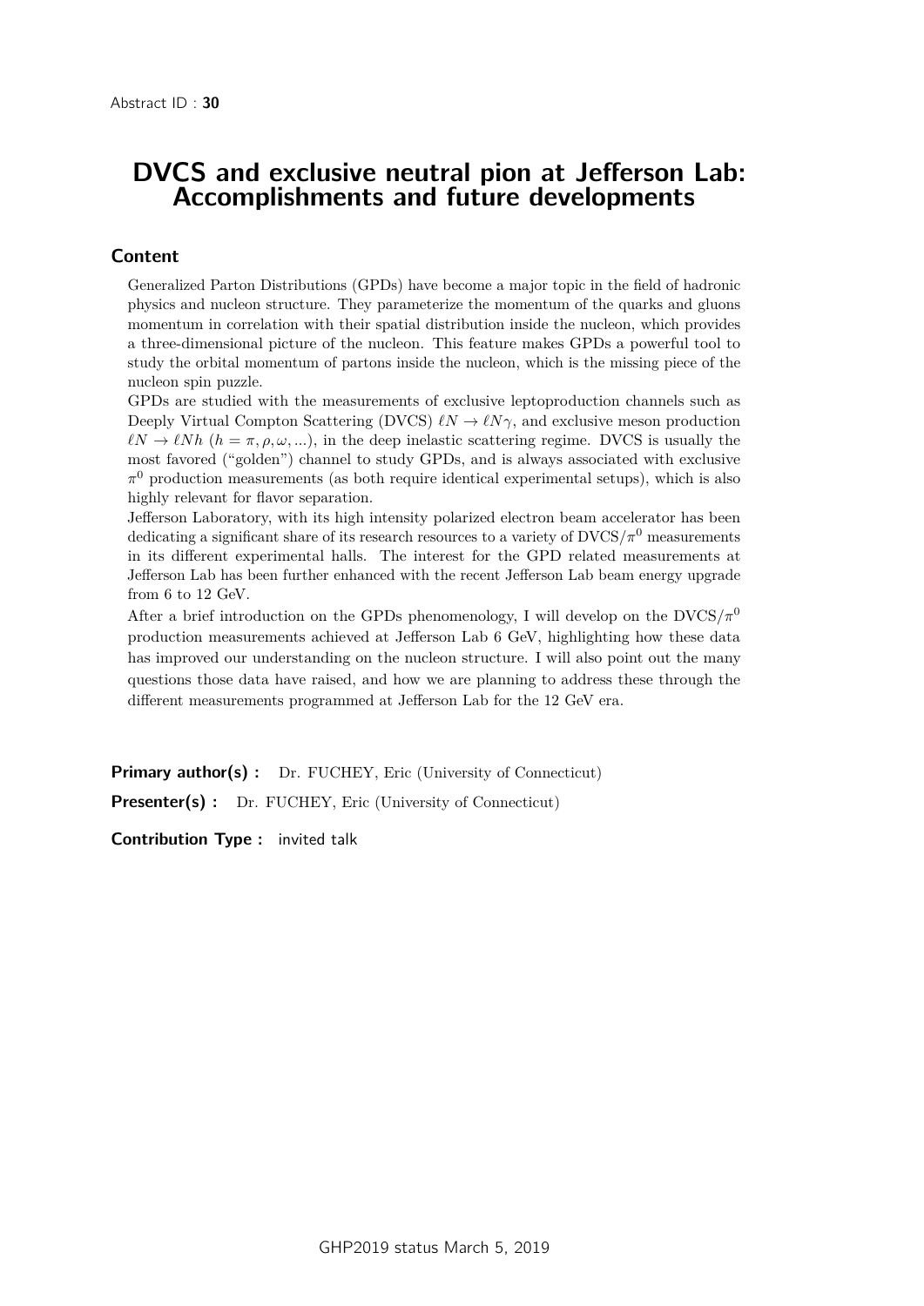Abstract ID : **30**

# DVCS and exclusive neutral pion at Jefferson Lab: Accomplishments and future developments

## Content

Generalized Parton Distributions (GPDs) have become a major topic in the field of hadronic physics and nucleon structure. They parameterize the momentum of the quarks and gluons momentum in correlation with their spatial distribution inside the nucleon, which provides a three-dimensional picture of the nucleon. This feature makes GPDs a powerful tool to study the orbital momentum of partons inside the nucleon, which is the missing piece of the nucleon spin puzzle.

GPDs are studied with the measurements of exclusive leptoproduction channels such as Deeply Virtual Compton Scattering (DVCS) $\ell N \to \ell N \gamma$, and exclusive meson production $\ell N \to \ell N h$ ($h = \pi, \rho, \omega, ...$), in the deep inelastic scattering regime. DVCS is usually the most favored ("golden") channel to study GPDs, and is always associated with exclusive $\pi^0$ production measurements (as both require identical experimental setups), which is also highly relevant for flavor separation.

Jefferson Laboratory, with its high intensity polarized electron beam accelerator has been dedicating a significant share of its research resources to a variety of DVCS/$\pi^0$ measurements in its different experimental halls. The interest for the GPD related measurements at Jefferson Lab has been further enhanced with the recent Jefferson Lab beam energy upgrade from 6 to 12 GeV.

After a brief introduction on the GPDs phenomenology, I will develop on the DVCS/$\pi^0$ production measurements achieved at Jefferson Lab 6 GeV, highlighting how these data has improved our understanding on the nucleon structure. I will also point out the many questions those data have raised, and how we are planning to address these through the different measurements programmed at Jefferson Lab for the 12 GeV era.

**Primary author(s) :** Dr. FUCHEY, Eric (University of Connecticut)

**Presenter(s) :** Dr. FUCHEY, Eric (University of Connecticut)

**Contribution Type :** invited talk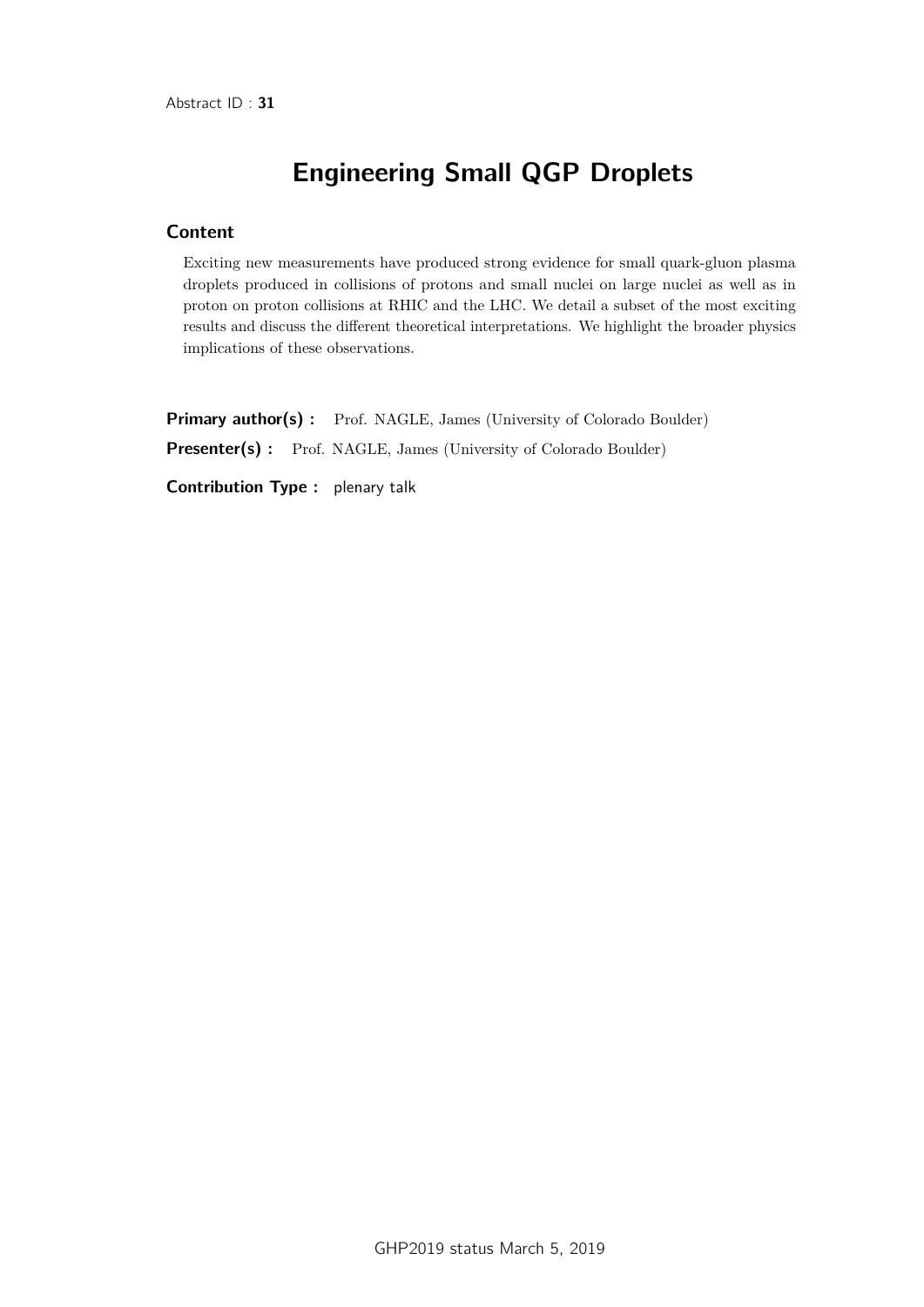Abstract ID : **31**

# Engineering Small QGP Droplets

## Content

Exciting new measurements have produced strong evidence for small quark-gluon plasma droplets produced in collisions of protons and small nuclei on large nuclei as well as in proton on proton collisions at RHIC and the LHC. We detail a subset of the most exciting results and discuss the different theoretical interpretations. We highlight the broader physics implications of these observations.

**Primary author(s) :** Prof. NAGLE, James (University of Colorado Boulder)

**Presenter(s) :** Prof. NAGLE, James (University of Colorado Boulder)

**Contribution Type :** plenary talk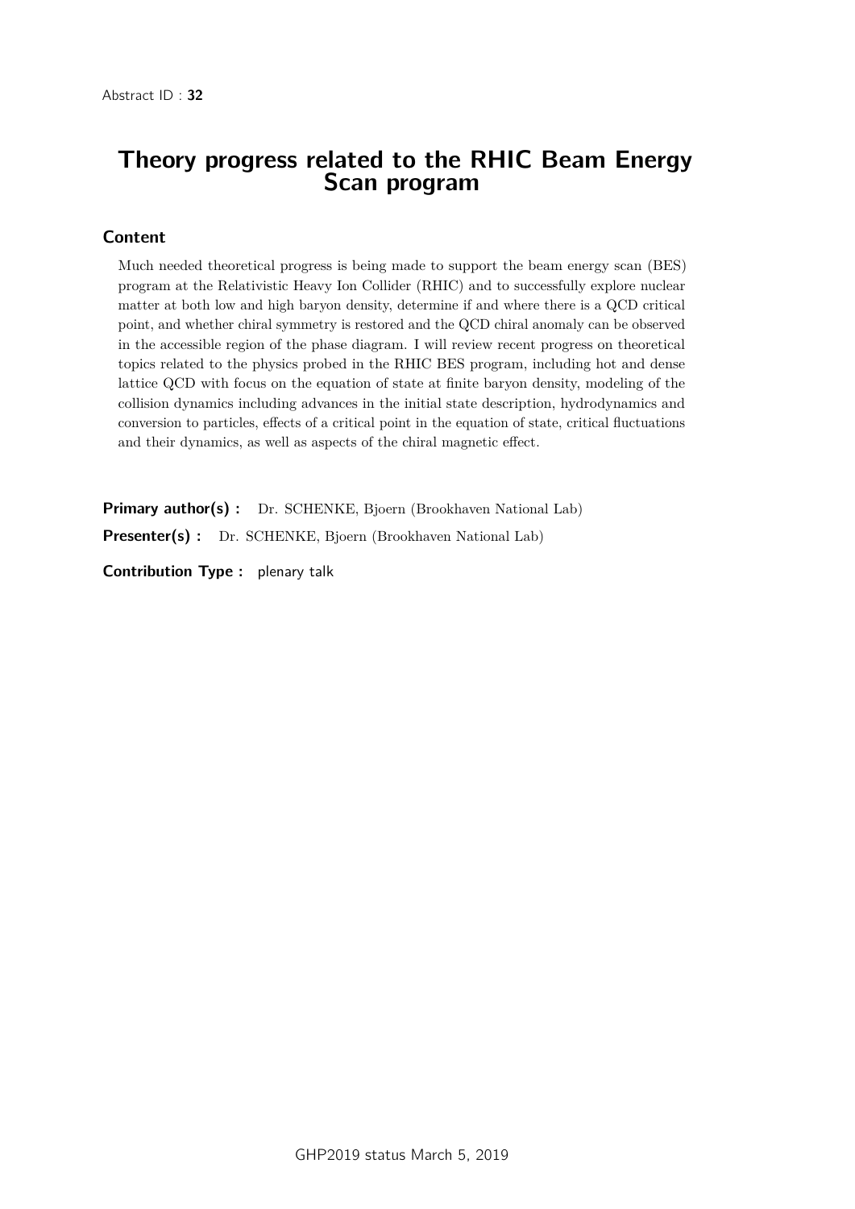Abstract ID : **32**

# Theory progress related to the RHIC Beam Energy Scan program

## Content

Much needed theoretical progress is being made to support the beam energy scan (BES) program at the Relativistic Heavy Ion Collider (RHIC) and to successfully explore nuclear matter at both low and high baryon density, determine if and where there is a QCD critical point, and whether chiral symmetry is restored and the QCD chiral anomaly can be observed in the accessible region of the phase diagram. I will review recent progress on theoretical topics related to the physics probed in the RHIC BES program, including hot and dense lattice QCD with focus on the equation of state at finite baryon density, modeling of the collision dynamics including advances in the initial state description, hydrodynamics and conversion to particles, effects of a critical point in the equation of state, critical fluctuations and their dynamics, as well as aspects of the chiral magnetic effect.

**Primary author(s) :** Dr. SCHENKE, Bjoern (Brookhaven National Lab)

**Presenter(s) :** Dr. SCHENKE, Bjoern (Brookhaven National Lab)

**Contribution Type :** plenary talk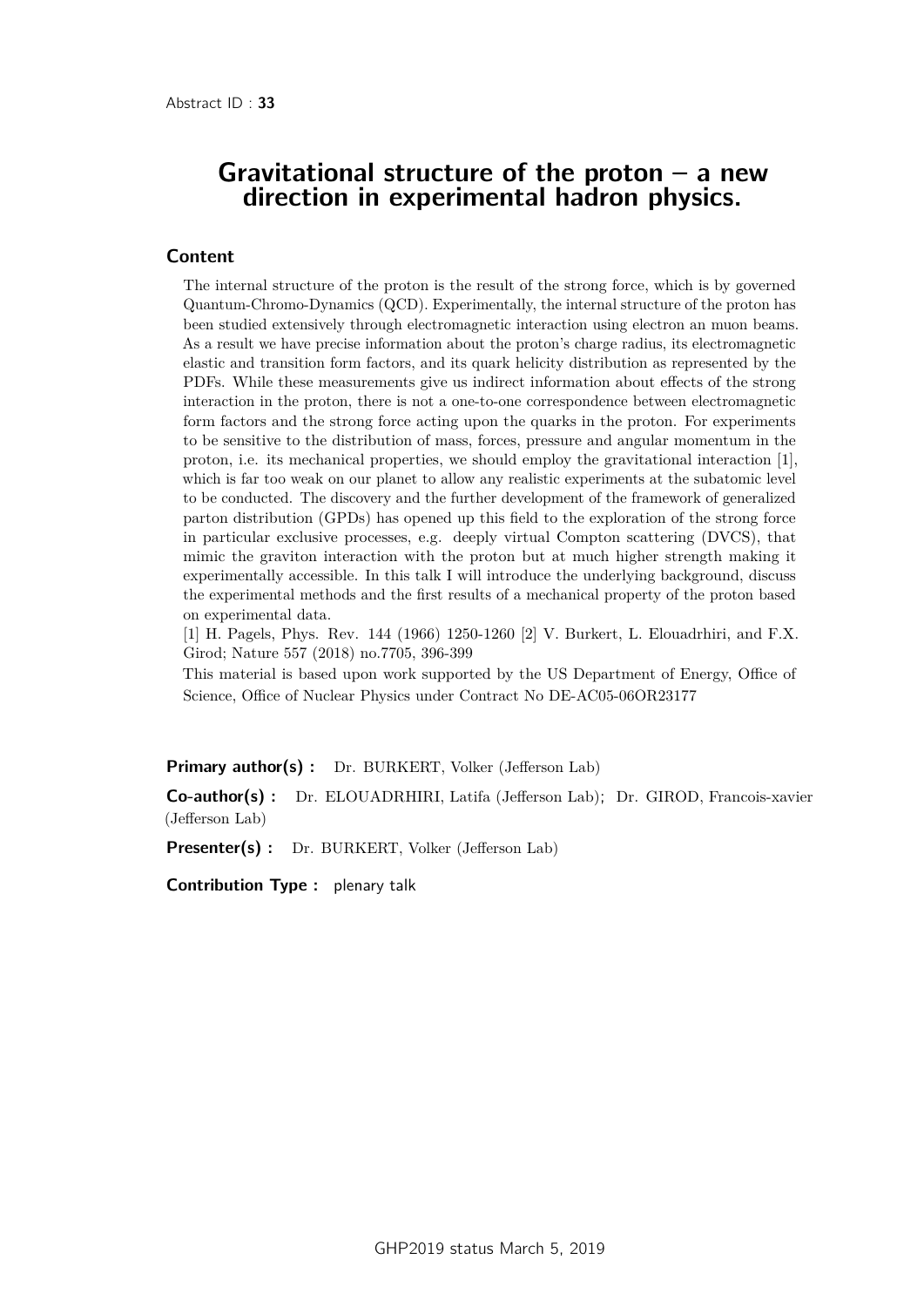Abstract ID : **33**

# Gravitational structure of the proton – a new direction in experimental hadron physics.

## Content

The internal structure of the proton is the result of the strong force, which is by governed Quantum-Chromo-Dynamics (QCD). Experimentally, the internal structure of the proton has been studied extensively through electromagnetic interaction using electron an muon beams. As a result we have precise information about the proton's charge radius, its electromagnetic elastic and transition form factors, and its quark helicity distribution as represented by the PDFs. While these measurements give us indirect information about effects of the strong interaction in the proton, there is not a one-to-one correspondence between electromagnetic form factors and the strong force acting upon the quarks in the proton. For experiments to be sensitive to the distribution of mass, forces, pressure and angular momentum in the proton, i.e. its mechanical properties, we should employ the gravitational interaction [1], which is far too weak on our planet to allow any realistic experiments at the subatomic level to be conducted. The discovery and the further development of the framework of generalized parton distribution (GPDs) has opened up this field to the exploration of the strong force in particular exclusive processes, e.g. deeply virtual Compton scattering (DVCS), that mimic the graviton interaction with the proton but at much higher strength making it experimentally accessible. In this talk I will introduce the underlying background, discuss the experimental methods and the first results of a mechanical property of the proton based on experimental data.

[1] H. Pagels, Phys. Rev. 144 (1966) 1250-1260 [2] V. Burkert, L. Elouadrhiri, and F.X. Girod; Nature 557 (2018) no.7705, 396-399

This material is based upon work supported by the US Department of Energy, Office of Science, Office of Nuclear Physics under Contract No DE-AC05-06OR23177

**Primary author(s) :** Dr. BURKERT, Volker (Jefferson Lab)

**Co-author(s) :** Dr. ELOUADRHIRI, Latifa (Jefferson Lab); Dr. GIROD, Francois-xavier (Jefferson Lab)

**Presenter(s) :** Dr. BURKERT, Volker (Jefferson Lab)

**Contribution Type :** plenary talk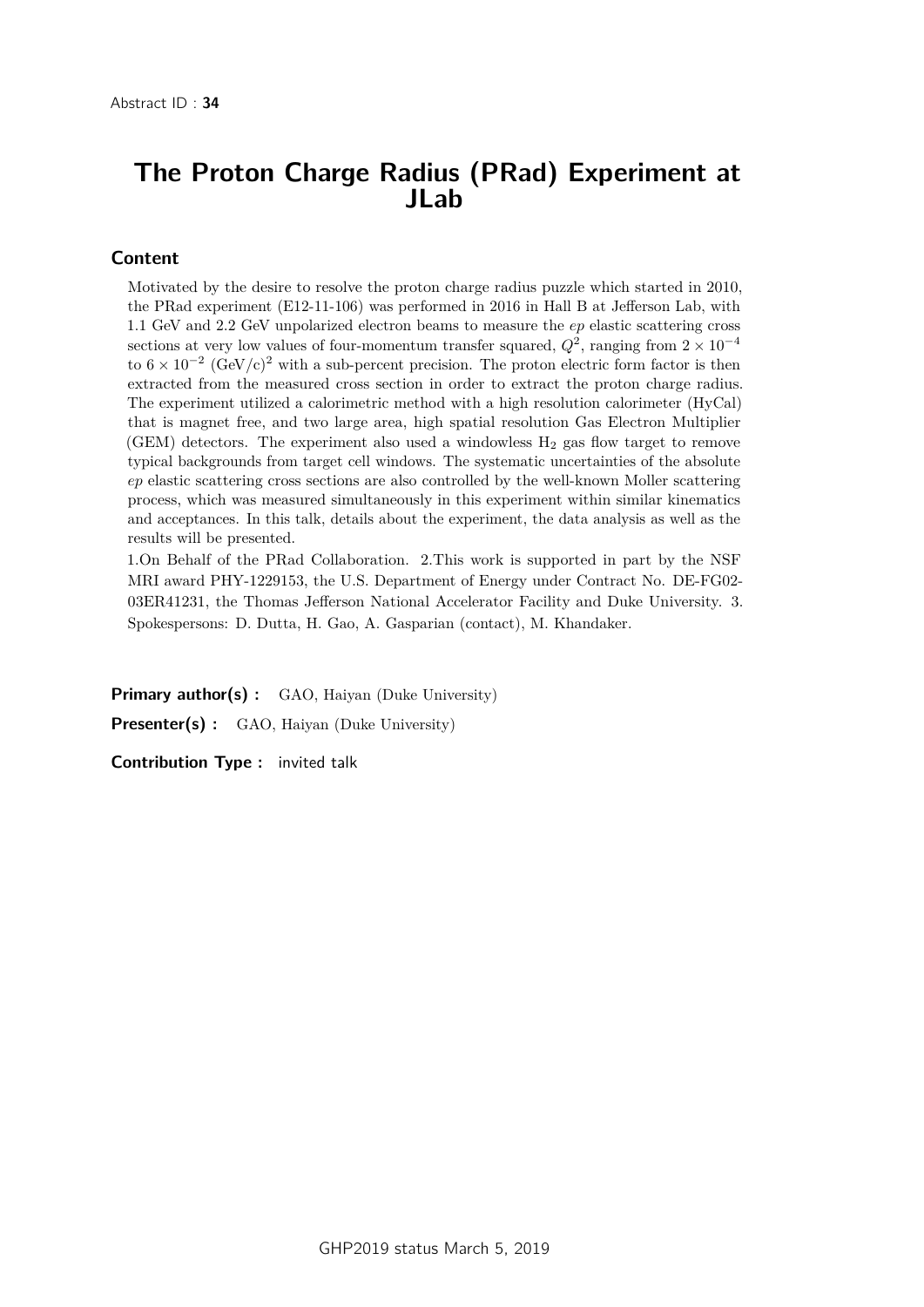Abstract ID : **34**

# The Proton Charge Radius (PRad) Experiment at JLab

## Content

Motivated by the desire to resolve the proton charge radius puzzle which started in 2010, the PRad experiment (E12-11-106) was performed in 2016 in Hall B at Jefferson Lab, with 1.1 GeV and 2.2 GeV unpolarized electron beams to measure the *ep* elastic scattering cross sections at very low values of four-momentum transfer squared, $Q^2$, ranging from $2 \times 10^{-4}$ to $6 \times 10^{-2}$ $(\mathrm{GeV/c})^2$ with a sub-percent precision. The proton electric form factor is then extracted from the measured cross section in order to extract the proton charge radius. The experiment utilized a calorimetric method with a high resolution calorimeter (HyCal) that is magnet free, and two large area, high spatial resolution Gas Electron Multiplier (GEM) detectors. The experiment also used a windowless $H_2$ gas flow target to remove typical backgrounds from target cell windows. The systematic uncertainties of the absolute *ep* elastic scattering cross sections are also controlled by the well-known Moller scattering process, which was measured simultaneously in this experiment within similar kinematics and acceptances. In this talk, details about the experiment, the data analysis as well as the results will be presented.

1.On Behalf of the PRad Collaboration. 2.This work is supported in part by the NSF MRI award PHY-1229153, the U.S. Department of Energy under Contract No. DE-FG02-03ER41231, the Thomas Jefferson National Accelerator Facility and Duke University. 3. Spokespersons: D. Dutta, H. Gao, A. Gasparian (contact), M. Khandaker.

**Primary author(s) :** GAO, Haiyan (Duke University)

**Presenter(s) :** GAO, Haiyan (Duke University)

**Contribution Type :** invited talk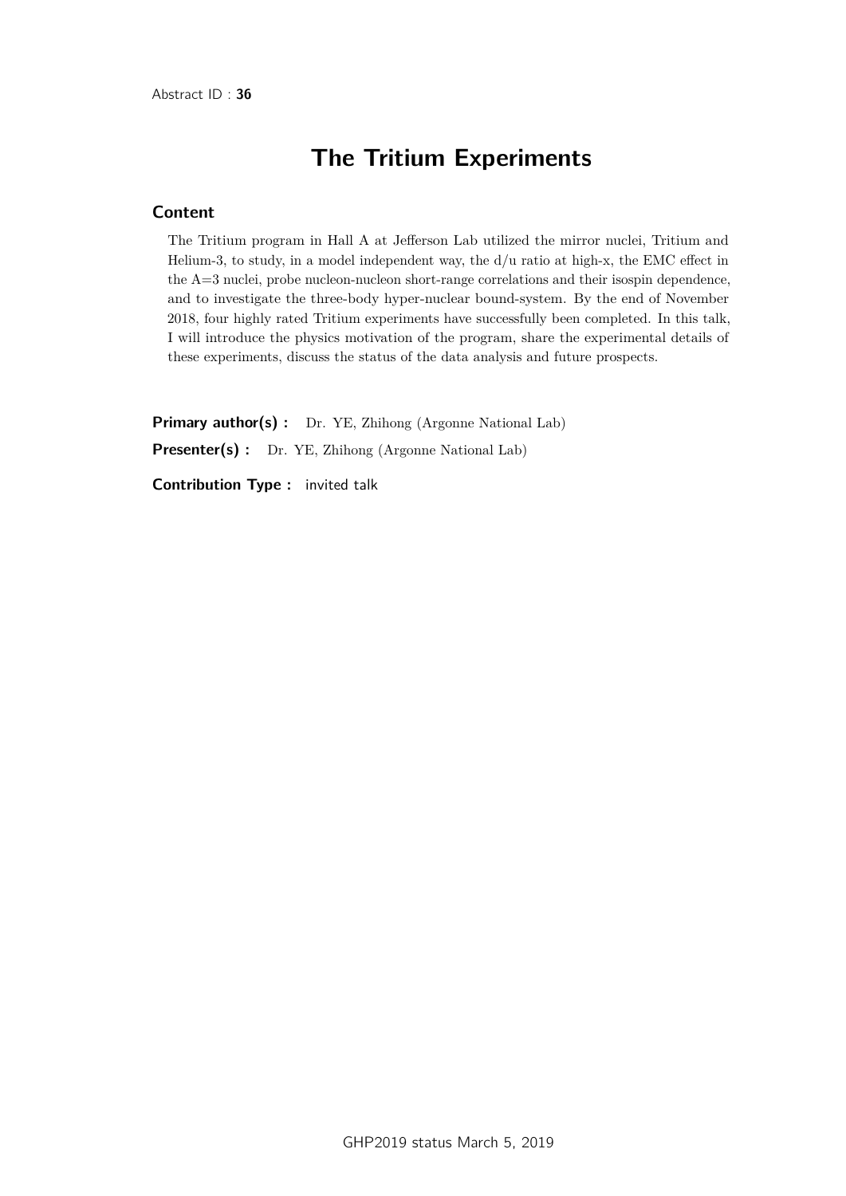Abstract ID : **36**

# The Tritium Experiments

## Content

The Tritium program in Hall A at Jefferson Lab utilized the mirror nuclei, Tritium and Helium-3, to study, in a model independent way, the d/u ratio at high-x, the EMC effect in the A=3 nuclei, probe nucleon-nucleon short-range correlations and their isospin dependence, and to investigate the three-body hyper-nuclear bound-system. By the end of November 2018, four highly rated Tritium experiments have successfully been completed. In this talk, I will introduce the physics motivation of the program, share the experimental details of these experiments, discuss the status of the data analysis and future prospects.

**Primary author(s) :** Dr. YE, Zhihong (Argonne National Lab)

**Presenter(s) :** Dr. YE, Zhihong (Argonne National Lab)

**Contribution Type :** invited talk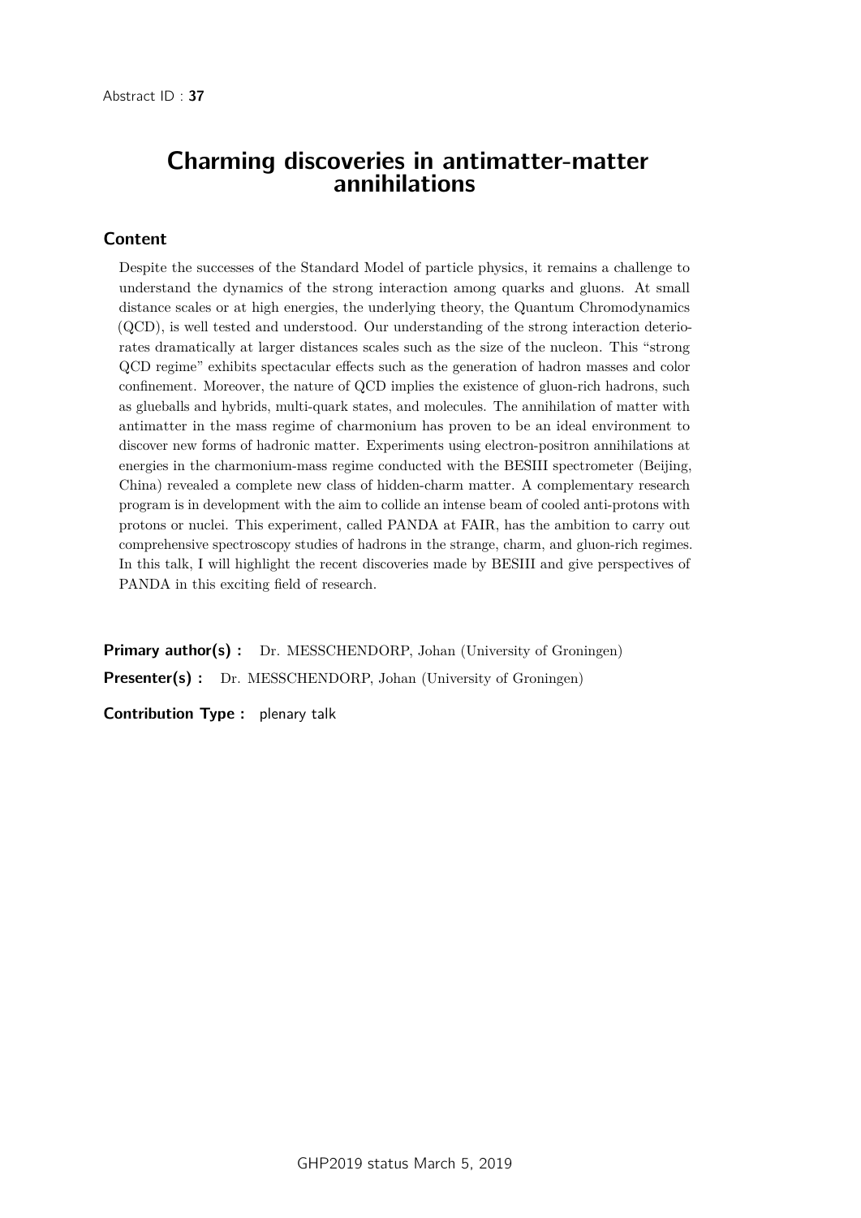Abstract ID : **37**

# Charming discoveries in antimatter-matter annihilations

## Content

Despite the successes of the Standard Model of particle physics, it remains a challenge to understand the dynamics of the strong interaction among quarks and gluons. At small distance scales or at high energies, the underlying theory, the Quantum Chromodynamics (QCD), is well tested and understood. Our understanding of the strong interaction deteriorates dramatically at larger distances scales such as the size of the nucleon. This "strong QCD regime" exhibits spectacular effects such as the generation of hadron masses and color confinement. Moreover, the nature of QCD implies the existence of gluon-rich hadrons, such as glueballs and hybrids, multi-quark states, and molecules. The annihilation of matter with antimatter in the mass regime of charmonium has proven to be an ideal environment to discover new forms of hadronic matter. Experiments using electron-positron annihilations at energies in the charmonium-mass regime conducted with the BESIII spectrometer (Beijing, China) revealed a complete new class of hidden-charm matter. A complementary research program is in development with the aim to collide an intense beam of cooled anti-protons with protons or nuclei. This experiment, called PANDA at FAIR, has the ambition to carry out comprehensive spectroscopy studies of hadrons in the strange, charm, and gluon-rich regimes. In this talk, I will highlight the recent discoveries made by BESIII and give perspectives of PANDA in this exciting field of research.

**Primary author(s) :** Dr. MESSCHENDORP, Johan (University of Groningen)

**Presenter(s) :** Dr. MESSCHENDORP, Johan (University of Groningen)

**Contribution Type :** plenary talk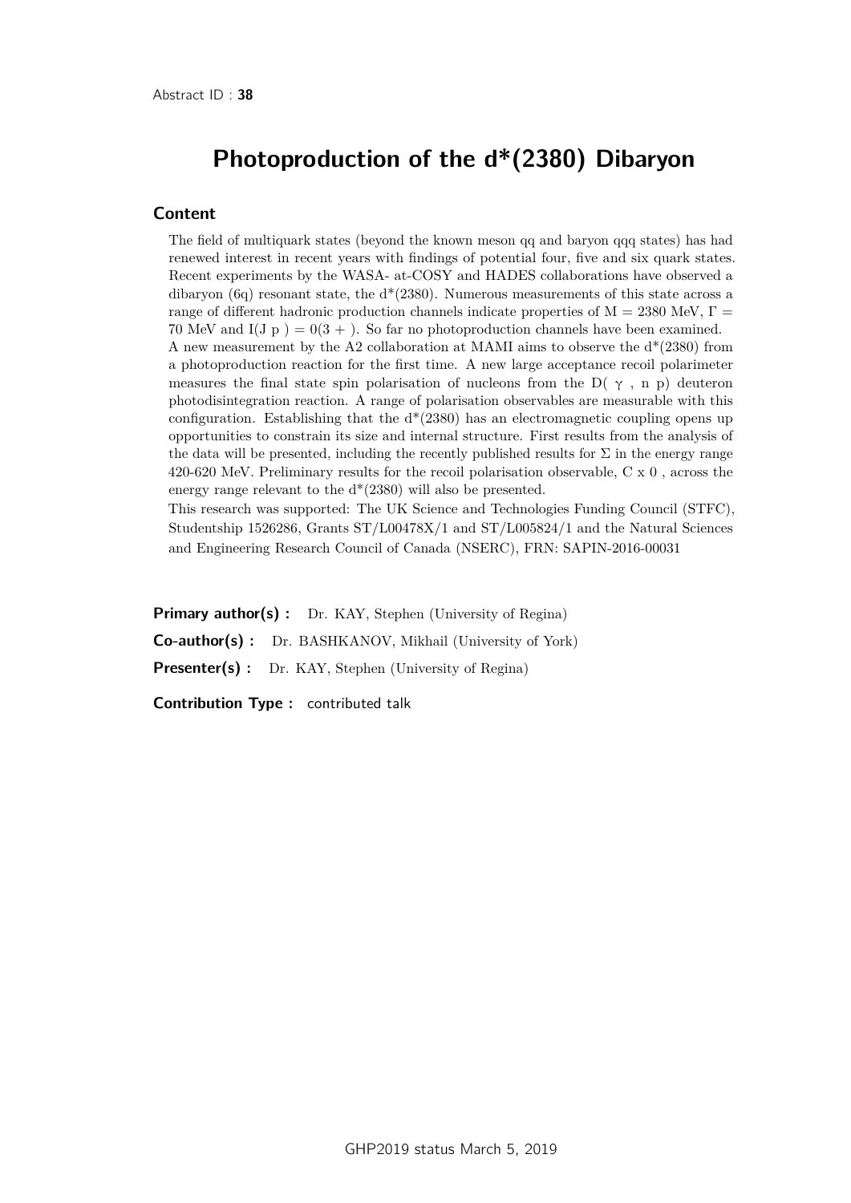Abstract ID : **38**

# Photoproduction of the d*(2380) Dibaryon

## Content

The field of multiquark states (beyond the known meson qq and baryon qqq states) has had renewed interest in recent years with findings of potential four, five and six quark states. Recent experiments by the WASA- at-COSY and HADES collaborations have observed a dibaryon (6q) resonant state, the d*(2380). Numerous measurements of this state across a range of different hadronic production channels indicate properties of M = 2380 MeV, $\Gamma$ = 70 MeV and I(J p ) = 0(3 + ). So far no photoproduction channels have been examined. A new measurement by the A2 collaboration at MAMI aims to observe the d*(2380) from a photoproduction reaction for the first time. A new large acceptance recoil polarimeter measures the final state spin polarisation of nucleons from the D( $\gamma$ , n p) deuteron photodisintegration reaction. A range of polarisation observables are measurable with this configuration. Establishing that the d*(2380) has an electromagnetic coupling opens up opportunities to constrain its size and internal structure. First results from the analysis of the data will be presented, including the recently published results for $\Sigma$ in the energy range 420-620 MeV. Preliminary results for the recoil polarisation observable, C x 0 , across the energy range relevant to the d*(2380) will also be presented.

This research was supported: The UK Science and Technologies Funding Council (STFC), Studentship 1526286, Grants ST/L00478X/1 and ST/L005824/1 and the Natural Sciences and Engineering Research Council of Canada (NSERC), FRN: SAPIN-2016-00031

**Primary author(s) :** Dr. KAY, Stephen (University of Regina)

**Co-author(s) :** Dr. BASHKANOV, Mikhail (University of York)

**Presenter(s) :** Dr. KAY, Stephen (University of Regina)

**Contribution Type :** contributed talk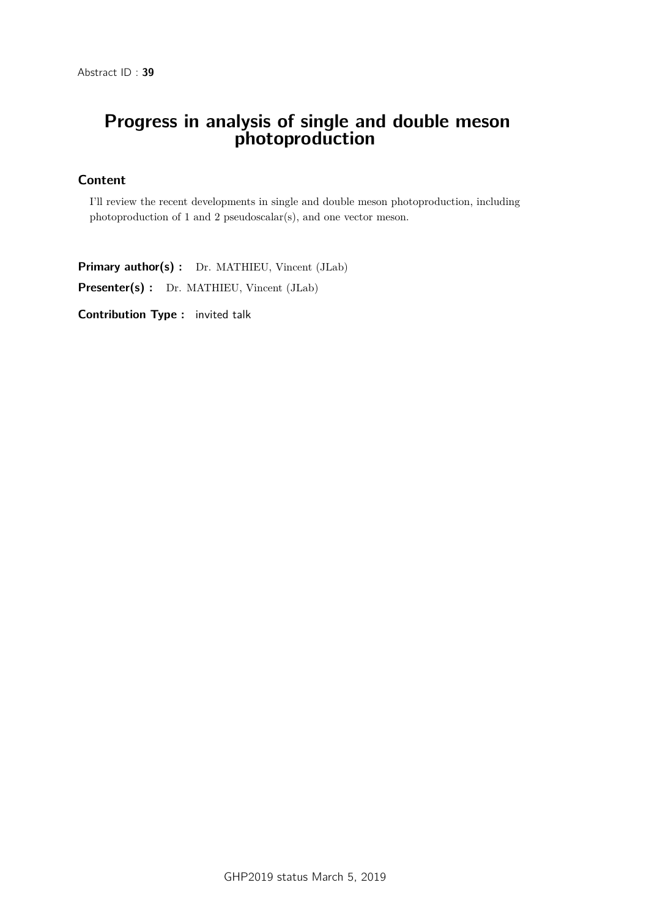Abstract ID : **39**

# Progress in analysis of single and double meson photoproduction

## Content

I'll review the recent developments in single and double meson photoproduction, including photoproduction of 1 and 2 pseudoscalar(s), and one vector meson.

**Primary author(s) :** Dr. MATHIEU, Vincent (JLab)

**Presenter(s) :** Dr. MATHIEU, Vincent (JLab)

**Contribution Type :** invited talk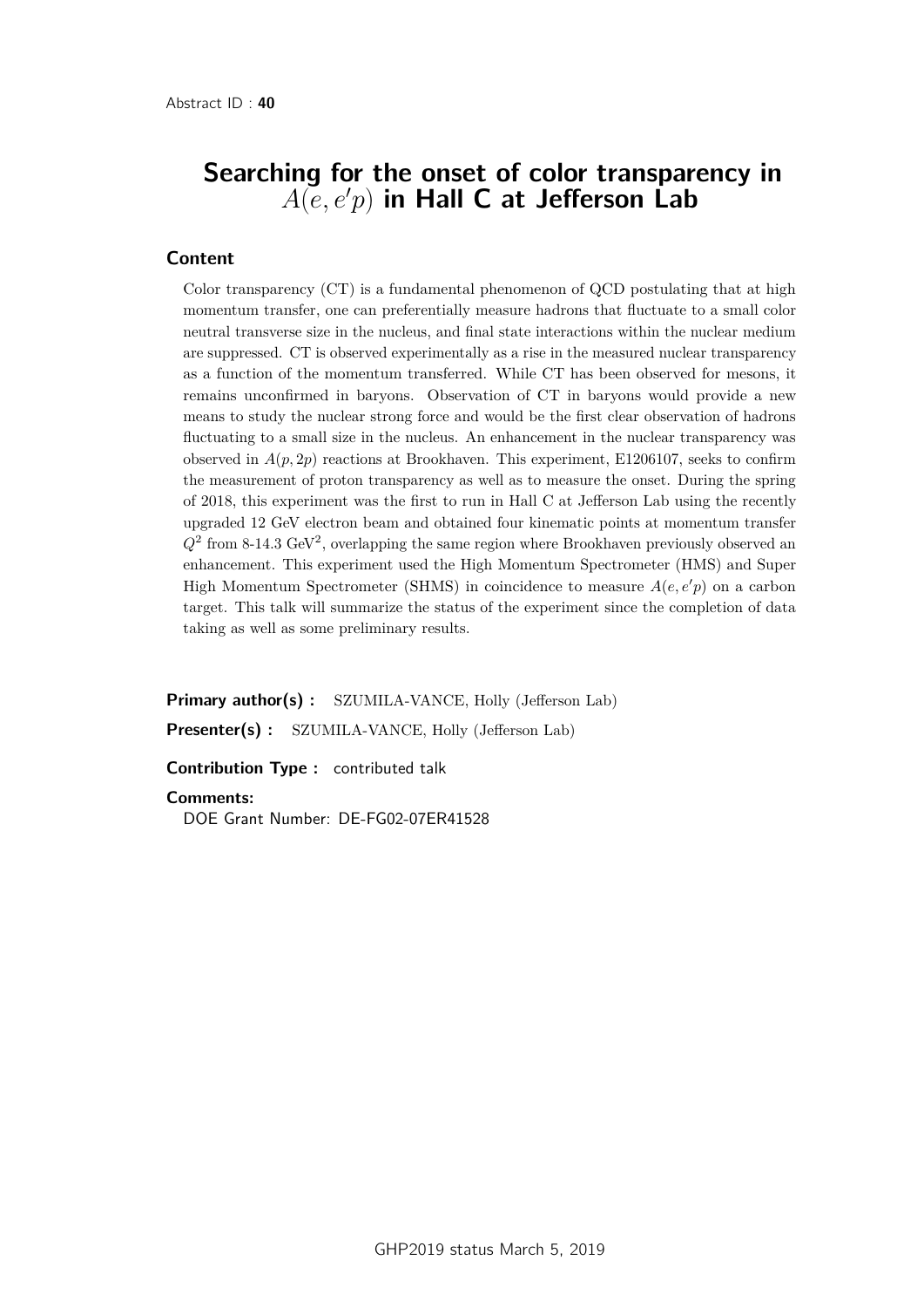Abstract ID : **40**

# Searching for the onset of color transparency in $A(e, e'p)$ in Hall C at Jefferson Lab

## Content

Color transparency (CT) is a fundamental phenomenon of QCD postulating that at high momentum transfer, one can preferentially measure hadrons that fluctuate to a small color neutral transverse size in the nucleus, and final state interactions within the nuclear medium are suppressed. CT is observed experimentally as a rise in the measured nuclear transparency as a function of the momentum transferred. While CT has been observed for mesons, it remains unconfirmed in baryons. Observation of CT in baryons would provide a new means to study the nuclear strong force and would be the first clear observation of hadrons fluctuating to a small size in the nucleus. An enhancement in the nuclear transparency was observed in $A(p, 2p)$ reactions at Brookhaven. This experiment, E1206107, seeks to confirm the measurement of proton transparency as well as to measure the onset. During the spring of 2018, this experiment was the first to run in Hall C at Jefferson Lab using the recently upgraded 12 GeV electron beam and obtained four kinematic points at momentum transfer $Q^2$ from 8-14.3 GeV$^2$, overlapping the same region where Brookhaven previously observed an enhancement. This experiment used the High Momentum Spectrometer (HMS) and Super High Momentum Spectrometer (SHMS) in coincidence to measure $A(e, e'p)$ on a carbon target. This talk will summarize the status of the experiment since the completion of data taking as well as some preliminary results.

**Primary author(s) :** SZUMILA-VANCE, Holly (Jefferson Lab)

**Presenter(s) :** SZUMILA-VANCE, Holly (Jefferson Lab)

**Contribution Type :** contributed talk

**Comments:**
DOE Grant Number: DE-FG02-07ER41528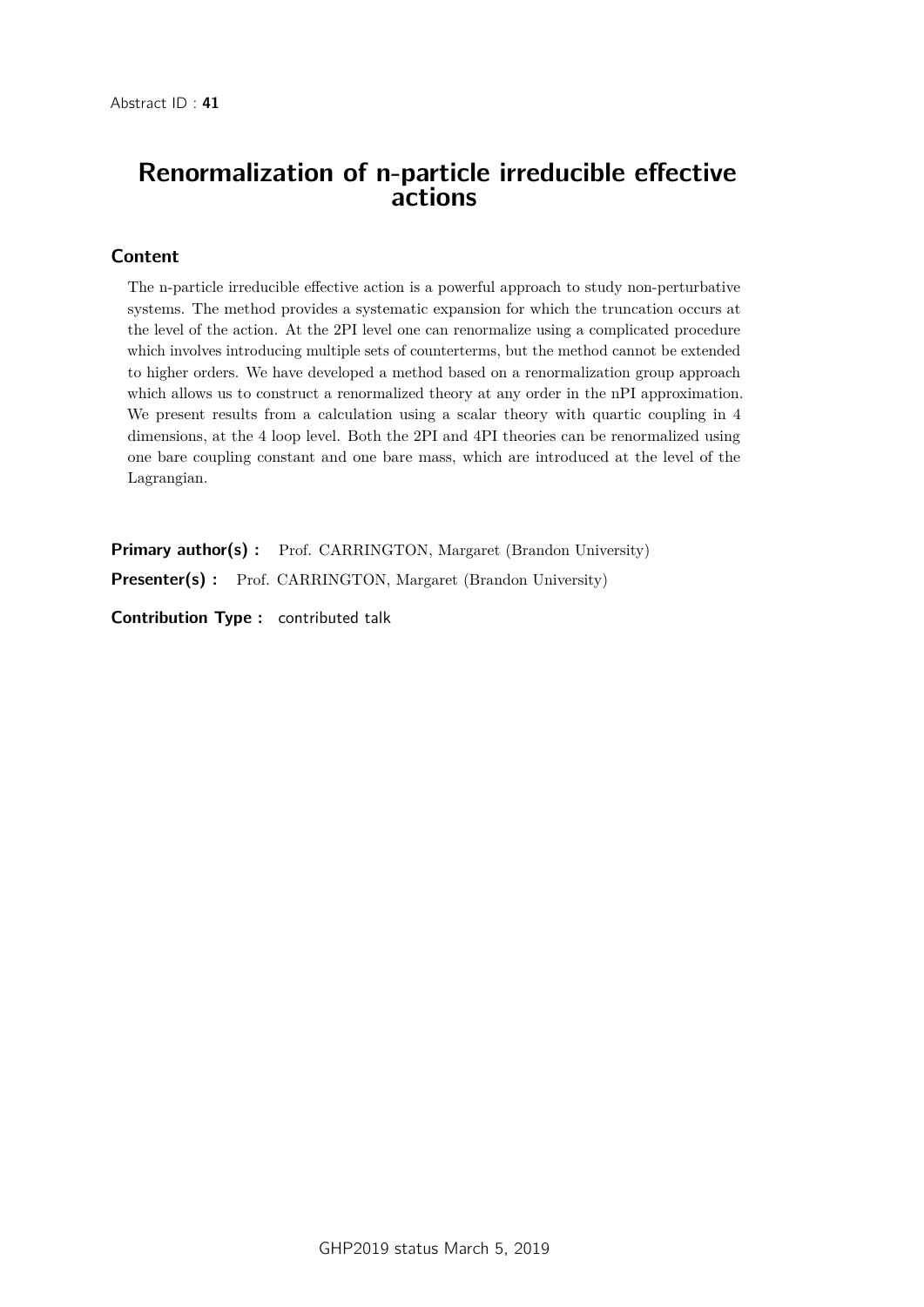Abstract ID : **41**

# Renormalization of n-particle irreducible effective actions

## Content

The n-particle irreducible effective action is a powerful approach to study non-perturbative systems. The method provides a systematic expansion for which the truncation occurs at the level of the action. At the 2PI level one can renormalize using a complicated procedure which involves introducing multiple sets of counterterms, but the method cannot be extended to higher orders. We have developed a method based on a renormalization group approach which allows us to construct a renormalized theory at any order in the nPI approximation. We present results from a calculation using a scalar theory with quartic coupling in 4 dimensions, at the 4 loop level. Both the 2PI and 4PI theories can be renormalized using one bare coupling constant and one bare mass, which are introduced at the level of the Lagrangian.

**Primary author(s) :** Prof. CARRINGTON, Margaret (Brandon University)

**Presenter(s) :** Prof. CARRINGTON, Margaret (Brandon University)

**Contribution Type :** contributed talk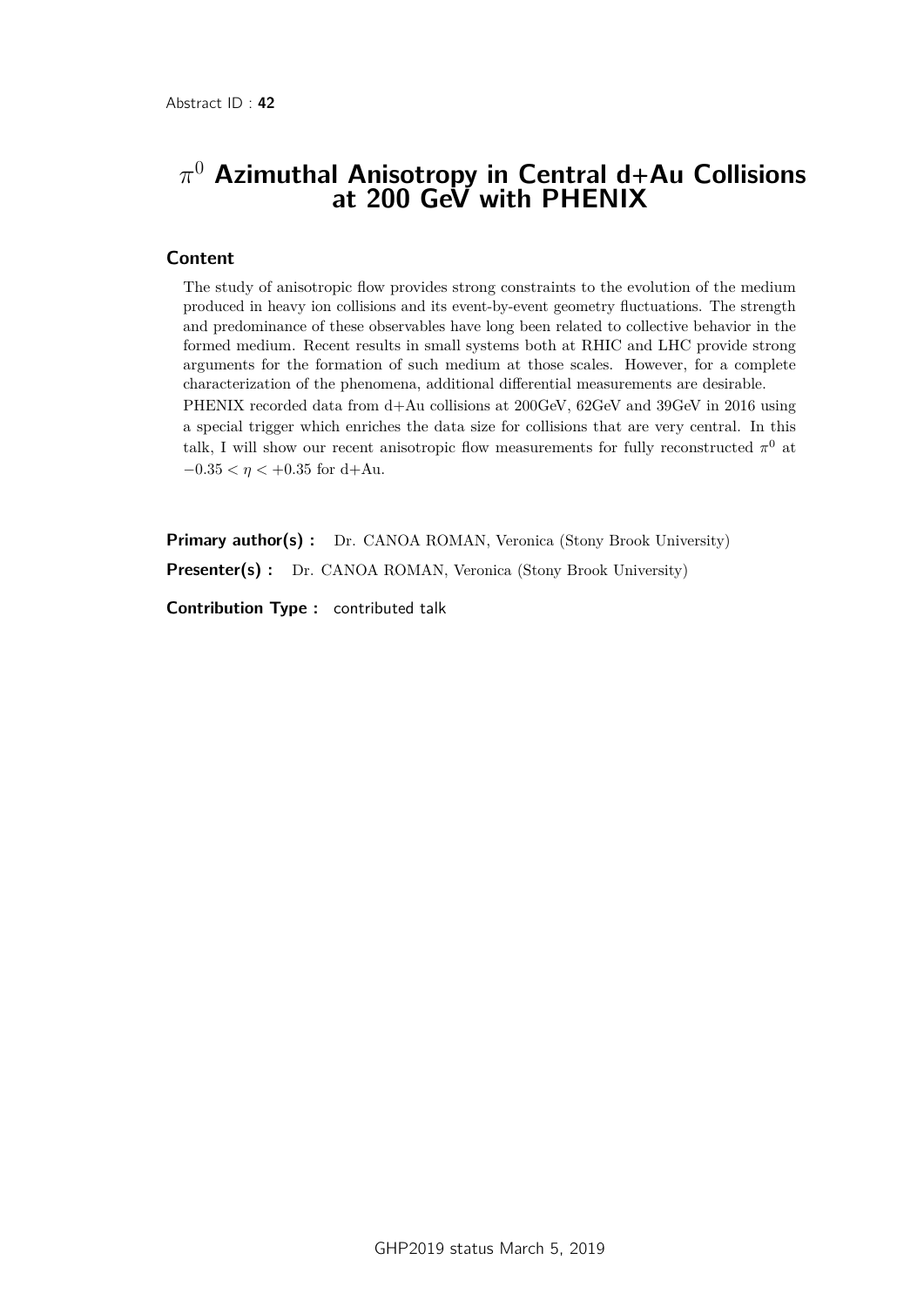Abstract ID : **42**

# $\pi^0$ Azimuthal Anisotropy in Central d+Au Collisions at 200 GeV with PHENIX

## Content

The study of anisotropic flow provides strong constraints to the evolution of the medium produced in heavy ion collisions and its event-by-event geometry fluctuations. The strength and predominance of these observables have long been related to collective behavior in the formed medium. Recent results in small systems both at RHIC and LHC provide strong arguments for the formation of such medium at those scales. However, for a complete characterization of the phenomena, additional differential measurements are desirable.

PHENIX recorded data from d+Au collisions at 200GeV, 62GeV and 39GeV in 2016 using a special trigger which enriches the data size for collisions that are very central. In this talk, I will show our recent anisotropic flow measurements for fully reconstructed $\pi^0$ at $-0.35 < \eta < +0.35$ for d+Au.

**Primary author(s) :** Dr. CANOA ROMAN, Veronica (Stony Brook University)

**Presenter(s) :** Dr. CANOA ROMAN, Veronica (Stony Brook University)

**Contribution Type :** contributed talk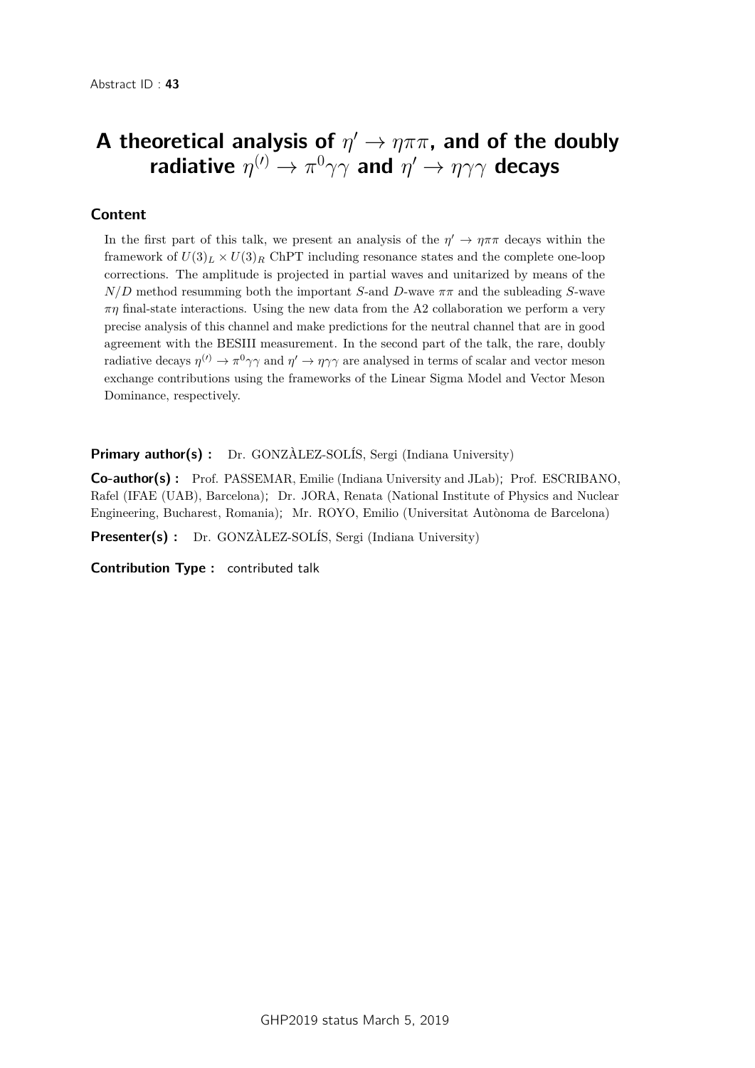Abstract ID : **43**

# A theoretical analysis of $\eta' \to \eta\pi\pi$, and of the doubly radiative $\eta^{(\prime)} \to \pi^0\gamma\gamma$ and $\eta' \to \eta\gamma\gamma$ decays

## Content

In the first part of this talk, we present an analysis of the $\eta' \to \eta\pi\pi$ decays within the framework of $U(3)_L \times U(3)_R$ ChPT including resonance states and the complete one-loop corrections. The amplitude is projected in partial waves and unitarized by means of the $N/D$ method resumming both the important $S$-and $D$-wave $\pi\pi$ and the subleading $S$-wave $\pi\eta$ final-state interactions. Using the new data from the A2 collaboration we perform a very precise analysis of this channel and make predictions for the neutral channel that are in good agreement with the BESIII measurement. In the second part of the talk, the rare, doubly radiative decays $\eta^{(\prime)} \to \pi^0\gamma\gamma$ and $\eta' \to \eta\gamma\gamma$ are analysed in terms of scalar and vector meson exchange contributions using the frameworks of the Linear Sigma Model and Vector Meson Dominance, respectively.

**Primary author(s) :** Dr. GONZÀLEZ-SOLÍS, Sergi (Indiana University)

**Co-author(s) :** Prof. PASSEMAR, Emilie (Indiana University and JLab); Prof. ESCRIBANO, Rafel (IFAE (UAB), Barcelona); Dr. JORA, Renata (National Institute of Physics and Nuclear Engineering, Bucharest, Romania); Mr. ROYO, Emilio (Universitat Autònoma de Barcelona)

**Presenter(s) :** Dr. GONZÀLEZ-SOLÍS, Sergi (Indiana University)

**Contribution Type :** contributed talk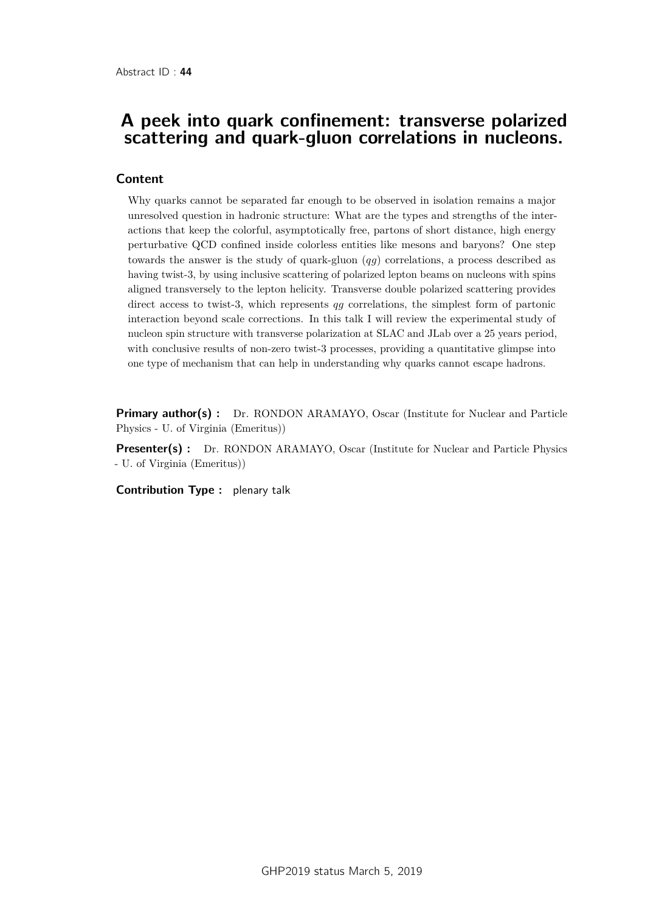Abstract ID : **44**

# A peek into quark confinement: transverse polarized scattering and quark-gluon correlations in nucleons.

## Content

Why quarks cannot be separated far enough to be observed in isolation remains a major unresolved question in hadronic structure: What are the types and strengths of the interactions that keep the colorful, asymptotically free, partons of short distance, high energy perturbative QCD confined inside colorless entities like mesons and baryons? One step towards the answer is the study of quark-gluon ($qg$) correlations, a process described as having twist-3, by using inclusive scattering of polarized lepton beams on nucleons with spins aligned transversely to the lepton helicity. Transverse double polarized scattering provides direct access to twist-3, which represents $qg$ correlations, the simplest form of partonic interaction beyond scale corrections. In this talk I will review the experimental study of nucleon spin structure with transverse polarization at SLAC and JLab over a 25 years period, with conclusive results of non-zero twist-3 processes, providing a quantitative glimpse into one type of mechanism that can help in understanding why quarks cannot escape hadrons.

**Primary author(s) :** Dr. RONDON ARAMAYO, Oscar (Institute for Nuclear and Particle Physics - U. of Virginia (Emeritus))

**Presenter(s) :** Dr. RONDON ARAMAYO, Oscar (Institute for Nuclear and Particle Physics - U. of Virginia (Emeritus))

**Contribution Type :** plenary talk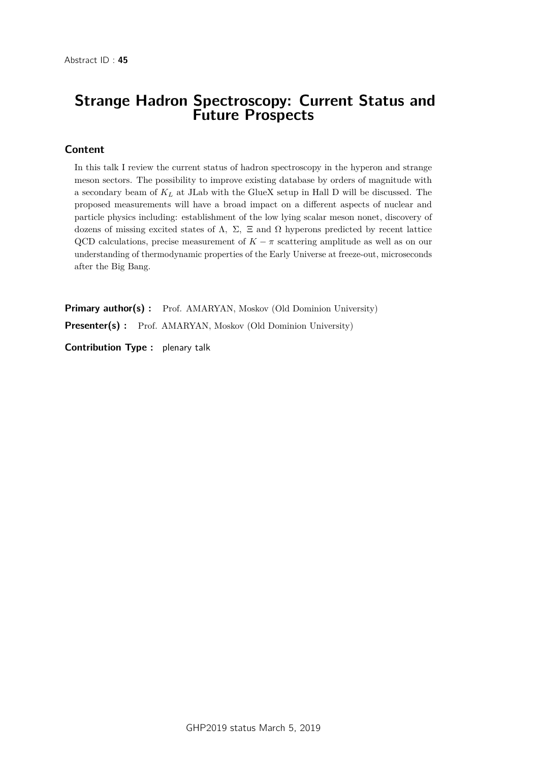Abstract ID : **45**

# Strange Hadron Spectroscopy: Current Status and Future Prospects

## Content

In this talk I review the current status of hadron spectroscopy in the hyperon and strange meson sectors. The possibility to improve existing database by orders of magnitude with a secondary beam of $K_L$ at JLab with the GlueX setup in Hall D will be discussed. The proposed measurements will have a broad impact on a different aspects of nuclear and particle physics including: establishment of the low lying scalar meson nonet, discovery of dozens of missing excited states of $\Lambda$, $\Sigma$, $\Xi$ and $\Omega$ hyperons predicted by recent lattice QCD calculations, precise measurement of $K - \pi$ scattering amplitude as well as on our understanding of thermodynamic properties of the Early Universe at freeze-out, microseconds after the Big Bang.

**Primary author(s) :** Prof. AMARYAN, Moskov (Old Dominion University)

**Presenter(s) :** Prof. AMARYAN, Moskov (Old Dominion University)

**Contribution Type :** plenary talk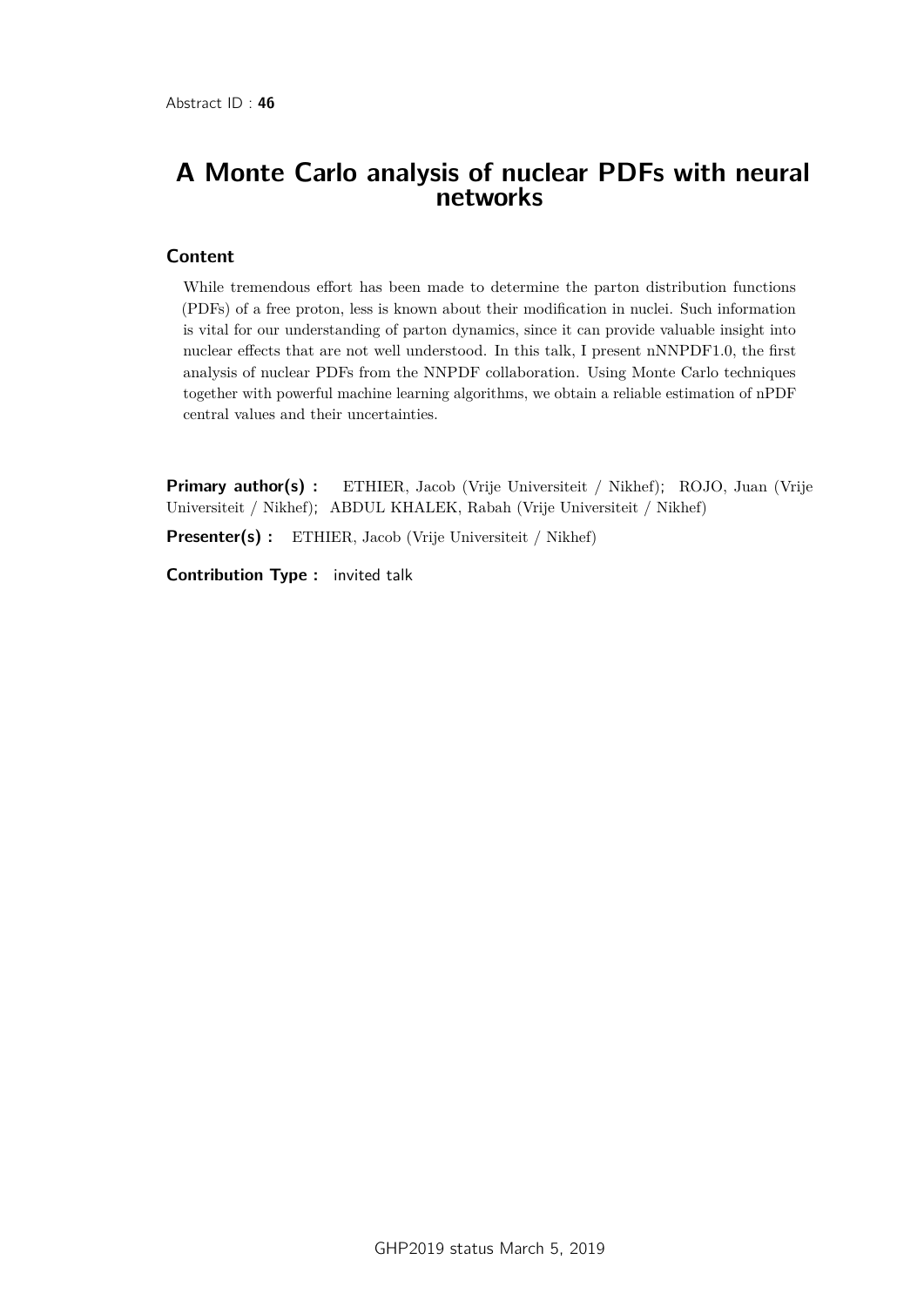Abstract ID : **46**

# A Monte Carlo analysis of nuclear PDFs with neural networks

## Content

While tremendous effort has been made to determine the parton distribution functions (PDFs) of a free proton, less is known about their modification in nuclei. Such information is vital for our understanding of parton dynamics, since it can provide valuable insight into nuclear effects that are not well understood. In this talk, I present nNNPDF1.0, the first analysis of nuclear PDFs from the NNPDF collaboration. Using Monte Carlo techniques together with powerful machine learning algorithms, we obtain a reliable estimation of nPDF central values and their uncertainties.

**Primary author(s) :** ETHIER, Jacob (Vrije Universiteit / Nikhef); ROJO, Juan (Vrije Universiteit / Nikhef); ABDUL KHALEK, Rabah (Vrije Universiteit / Nikhef)

**Presenter(s) :** ETHIER, Jacob (Vrije Universiteit / Nikhef)

**Contribution Type :** invited talk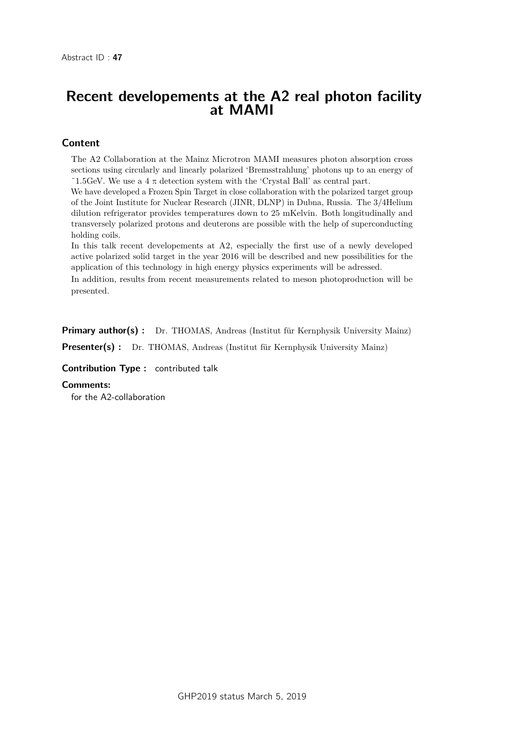Abstract ID : **47**

# Recent developements at the A2 real photon facility at MAMI

## Content

The A2 Collaboration at the Mainz Microtron MAMI measures photon absorption cross sections using circularly and linearly polarized 'Bremsstrahlung' photons up to an energy of ˜1.5GeV. We use a 4 π detection system with the 'Crystal Ball' as central part.

We have developed a Frozen Spin Target in close collaboration with the polarized target group of the Joint Institute for Nuclear Research (JINR, DLNP) in Dubna, Russia. The 3/4Helium dilution refrigerator provides temperatures down to 25 mKelvin. Both longitudinally and transversely polarized protons and deuterons are possible with the help of superconducting holding coils.

In this talk recent developements at A2, especially the first use of a newly developed active polarized solid target in the year 2016 will be described and new possibilities for the application of this technology in high energy physics experiments will be adressed.

In addition, results from recent measurements related to meson photoproduction will be presented.

**Primary author(s) :** Dr. THOMAS, Andreas (Institut für Kernphysik University Mainz)

**Presenter(s) :** Dr. THOMAS, Andreas (Institut für Kernphysik University Mainz)

**Contribution Type :** contributed talk

**Comments:**

for the A2-collaboration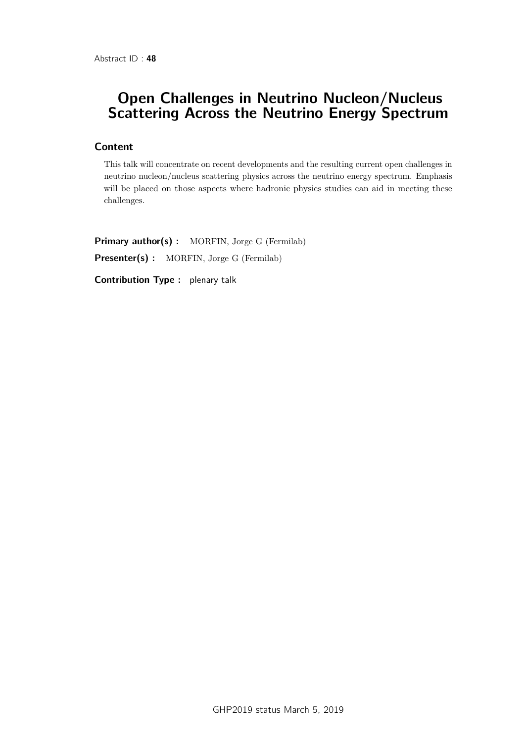Abstract ID : **48**

# Open Challenges in Neutrino Nucleon/Nucleus Scattering Across the Neutrino Energy Spectrum

### Content

This talk will concentrate on recent developments and the resulting current open challenges in neutrino nucleon/nucleus scattering physics across the neutrino energy spectrum. Emphasis will be placed on those aspects where hadronic physics studies can aid in meeting these challenges.

**Primary author(s) :** MORFIN, Jorge G (Fermilab)

**Presenter(s) :** MORFIN, Jorge G (Fermilab)

**Contribution Type :** plenary talk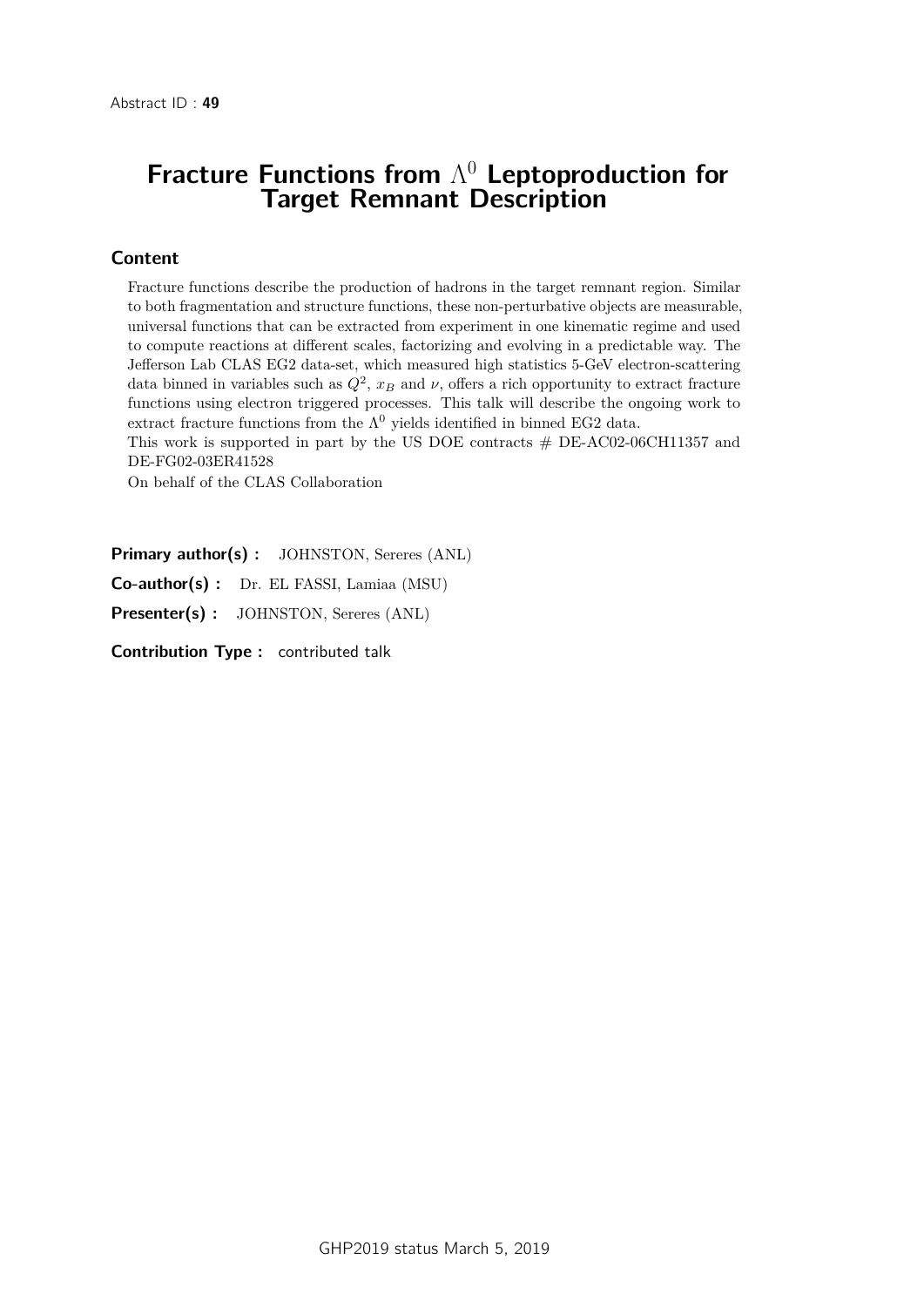Abstract ID : **49**

# Fracture Functions from $\Lambda^0$ Leptoproduction for Target Remnant Description

## Content

Fracture functions describe the production of hadrons in the target remnant region. Similar to both fragmentation and structure functions, these non-perturbative objects are measurable, universal functions that can be extracted from experiment in one kinematic regime and used to compute reactions at different scales, factorizing and evolving in a predictable way. The Jefferson Lab CLAS EG2 data-set, which measured high statistics 5-GeV electron-scattering data binned in variables such as $Q^2$, $x_B$ and $\nu$, offers a rich opportunity to extract fracture functions using electron triggered processes. This talk will describe the ongoing work to extract fracture functions from the $\Lambda^0$ yields identified in binned EG2 data.

This work is supported in part by the US DOE contracts # DE-AC02-06CH11357 and DE-FG02-03ER41528

On behalf of the CLAS Collaboration

**Primary author(s) :** JOHNSTON, Sereres (ANL)

**Co-author(s) :** Dr. EL FASSI, Lamiaa (MSU)

**Presenter(s) :** JOHNSTON, Sereres (ANL)

**Contribution Type :** contributed talk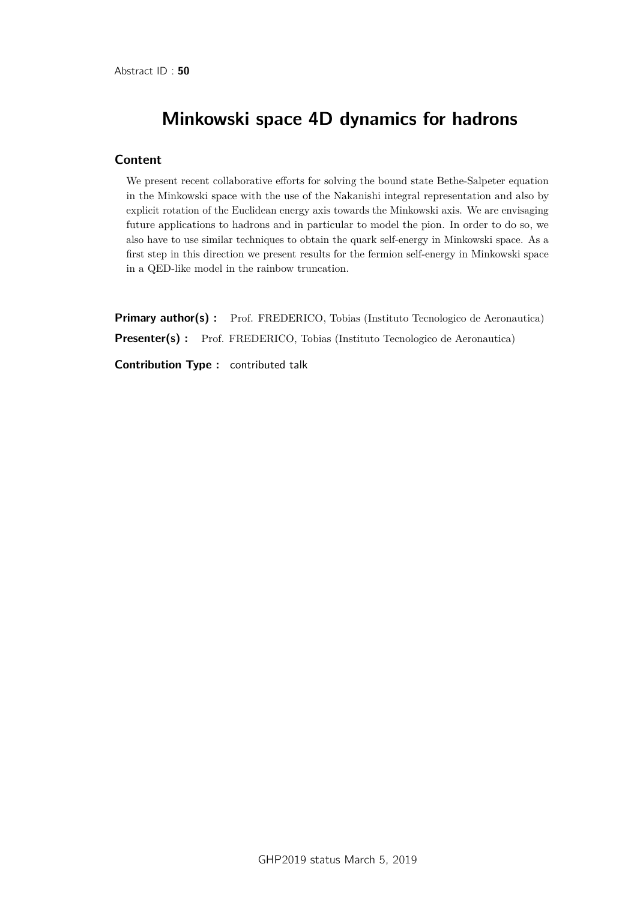Abstract ID : **50**

# Minkowski space 4D dynamics for hadrons

## Content

We present recent collaborative efforts for solving the bound state Bethe-Salpeter equation in the Minkowski space with the use of the Nakanishi integral representation and also by explicit rotation of the Euclidean energy axis towards the Minkowski axis. We are envisaging future applications to hadrons and in particular to model the pion. In order to do so, we also have to use similar techniques to obtain the quark self-energy in Minkowski space. As a first step in this direction we present results for the fermion self-energy in Minkowski space in a QED-like model in the rainbow truncation.

**Primary author(s) :** Prof. FREDERICO, Tobias (Instituto Tecnologico de Aeronautica)

**Presenter(s) :** Prof. FREDERICO, Tobias (Instituto Tecnologico de Aeronautica)

**Contribution Type :** contributed talk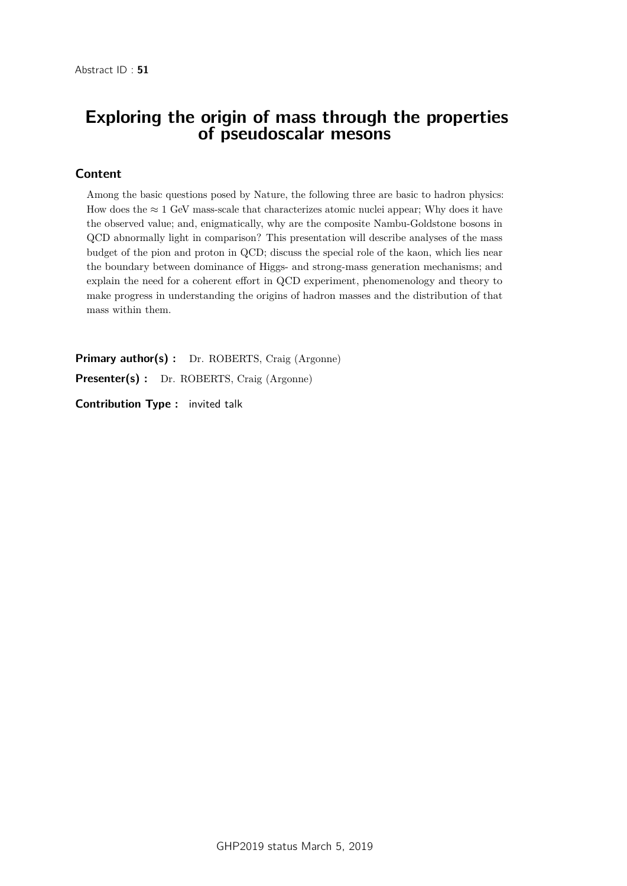Abstract ID : **51**

# Exploring the origin of mass through the properties of pseudoscalar mesons

## Content

Among the basic questions posed by Nature, the following three are basic to hadron physics: How does the $\approx 1$ GeV mass-scale that characterizes atomic nuclei appear; Why does it have the observed value; and, enigmatically, why are the composite Nambu-Goldstone bosons in QCD abnormally light in comparison? This presentation will describe analyses of the mass budget of the pion and proton in QCD; discuss the special role of the kaon, which lies near the boundary between dominance of Higgs- and strong-mass generation mechanisms; and explain the need for a coherent effort in QCD experiment, phenomenology and theory to make progress in understanding the origins of hadron masses and the distribution of that mass within them.

**Primary author(s) :** Dr. ROBERTS, Craig (Argonne)

**Presenter(s) :** Dr. ROBERTS, Craig (Argonne)

**Contribution Type :** invited talk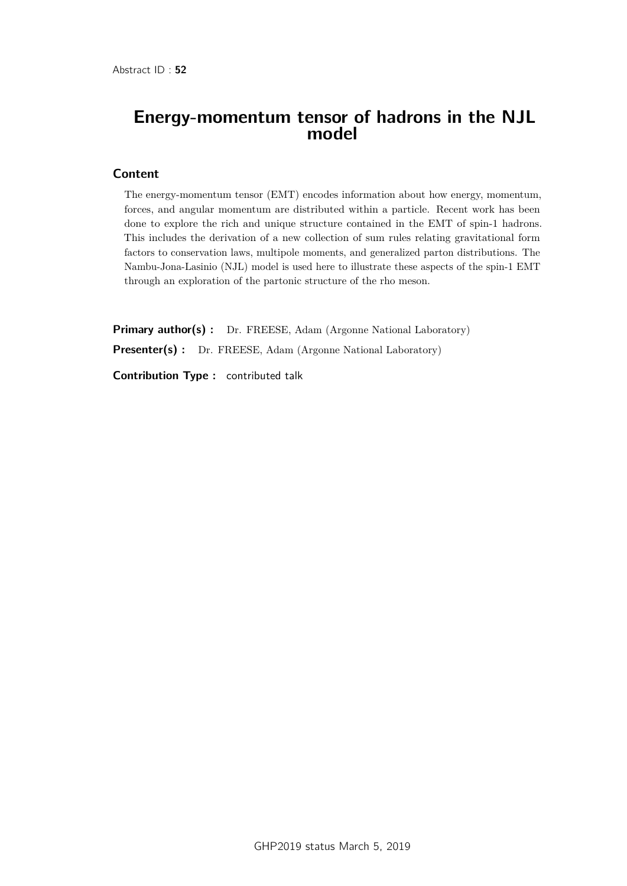Abstract ID : **52**

# Energy-momentum tensor of hadrons in the NJL model

## Content

The energy-momentum tensor (EMT) encodes information about how energy, momentum, forces, and angular momentum are distributed within a particle. Recent work has been done to explore the rich and unique structure contained in the EMT of spin-1 hadrons. This includes the derivation of a new collection of sum rules relating gravitational form factors to conservation laws, multipole moments, and generalized parton distributions. The Nambu-Jona-Lasinio (NJL) model is used here to illustrate these aspects of the spin-1 EMT through an exploration of the partonic structure of the rho meson.

**Primary author(s) :** Dr. FREESE, Adam (Argonne National Laboratory)

**Presenter(s) :** Dr. FREESE, Adam (Argonne National Laboratory)

**Contribution Type :** contributed talk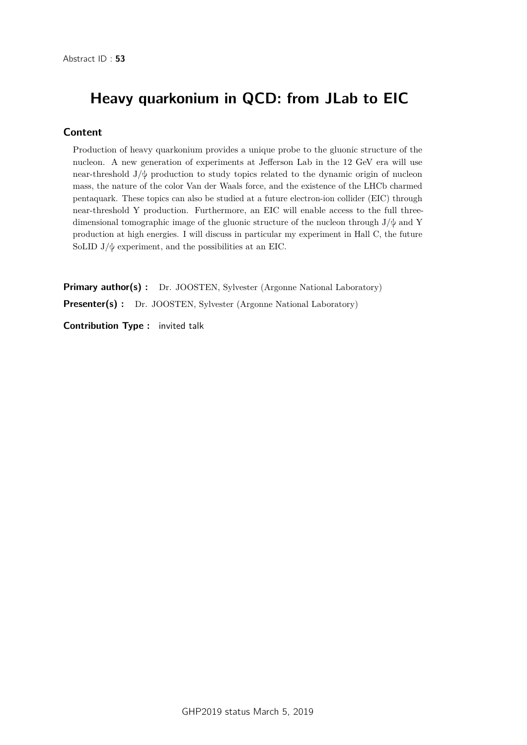Abstract ID : **53**

# Heavy quarkonium in QCD: from JLab to EIC

## Content

Production of heavy quarkonium provides a unique probe to the gluonic structure of the nucleon. A new generation of experiments at Jefferson Lab in the 12 GeV era will use near-threshold J/ψ production to study topics related to the dynamic origin of nucleon mass, the nature of the color Van der Waals force, and the existence of the LHCb charmed pentaquark. These topics can also be studied at a future electron-ion collider (EIC) through near-threshold Υ production. Furthermore, an EIC will enable access to the full three-dimensional tomographic image of the gluonic structure of the nucleon through J/ψ and Υ production at high energies. I will discuss in particular my experiment in Hall C, the future SoLID J/ψ experiment, and the possibilities at an EIC.

**Primary author(s) :** Dr. JOOSTEN, Sylvester (Argonne National Laboratory)

**Presenter(s) :** Dr. JOOSTEN, Sylvester (Argonne National Laboratory)

**Contribution Type :** invited talk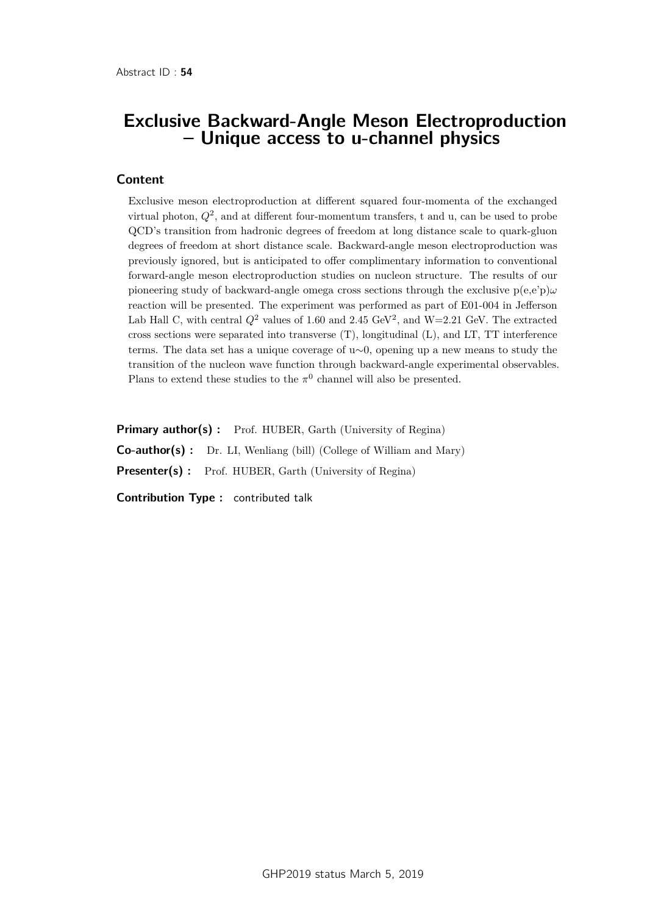Abstract ID : **54**

# Exclusive Backward-Angle Meson Electroproduction – Unique access to u-channel physics

## Content

Exclusive meson electroproduction at different squared four-momenta of the exchanged virtual photon, $Q^2$, and at different four-momentum transfers, t and u, can be used to probe QCD's transition from hadronic degrees of freedom at long distance scale to quark-gluon degrees of freedom at short distance scale. Backward-angle meson electroproduction was previously ignored, but is anticipated to offer complimentary information to conventional forward-angle meson electroproduction studies on nucleon structure. The results of our pioneering study of backward-angle omega cross sections through the exclusive p(e,e'p)$\omega$ reaction will be presented. The experiment was performed as part of E01-004 in Jefferson Lab Hall C, with central $Q^2$ values of 1.60 and 2.45 GeV$^2$, and W=2.21 GeV. The extracted cross sections were separated into transverse (T), longitudinal (L), and LT, TT interference terms. The data set has a unique coverage of u$\sim$0, opening up a new means to study the transition of the nucleon wave function through backward-angle experimental observables. Plans to extend these studies to the $\pi^0$ channel will also be presented.

**Primary author(s) :** Prof. HUBER, Garth (University of Regina)

**Co-author(s) :** Dr. LI, Wenliang (bill) (College of William and Mary)

**Presenter(s) :** Prof. HUBER, Garth (University of Regina)

**Contribution Type :** contributed talk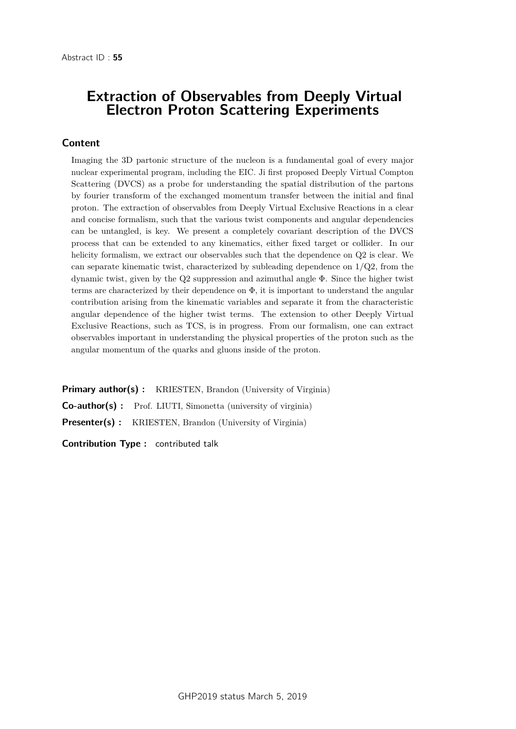Abstract ID : **55**

# Extraction of Observables from Deeply Virtual Electron Proton Scattering Experiments

## Content

Imaging the 3D partonic structure of the nucleon is a fundamental goal of every major nuclear experimental program, including the EIC. Ji first proposed Deeply Virtual Compton Scattering (DVCS) as a probe for understanding the spatial distribution of the partons by fourier transform of the exchanged momentum transfer between the initial and final proton. The extraction of observables from Deeply Virtual Exclusive Reactions in a clear and concise formalism, such that the various twist components and angular dependencies can be untangled, is key. We present a completely covariant description of the DVCS process that can be extended to any kinematics, either fixed target or collider. In our helicity formalism, we extract our observables such that the dependence on Q2 is clear. We can separate kinematic twist, characterized by subleading dependence on 1/Q2, from the dynamic twist, given by the Q2 suppression and azimuthal angle $\Phi$. Since the higher twist terms are characterized by their dependence on $\Phi$, it is important to understand the angular contribution arising from the kinematic variables and separate it from the characteristic angular dependence of the higher twist terms. The extension to other Deeply Virtual Exclusive Reactions, such as TCS, is in progress. From our formalism, one can extract observables important in understanding the physical properties of the proton such as the angular momentum of the quarks and gluons inside of the proton.

**Primary author(s) :** KRIESTEN, Brandon (University of Virginia)

**Co-author(s) :** Prof. LIUTI, Simonetta (university of virginia)

**Presenter(s) :** KRIESTEN, Brandon (University of Virginia)

**Contribution Type :** contributed talk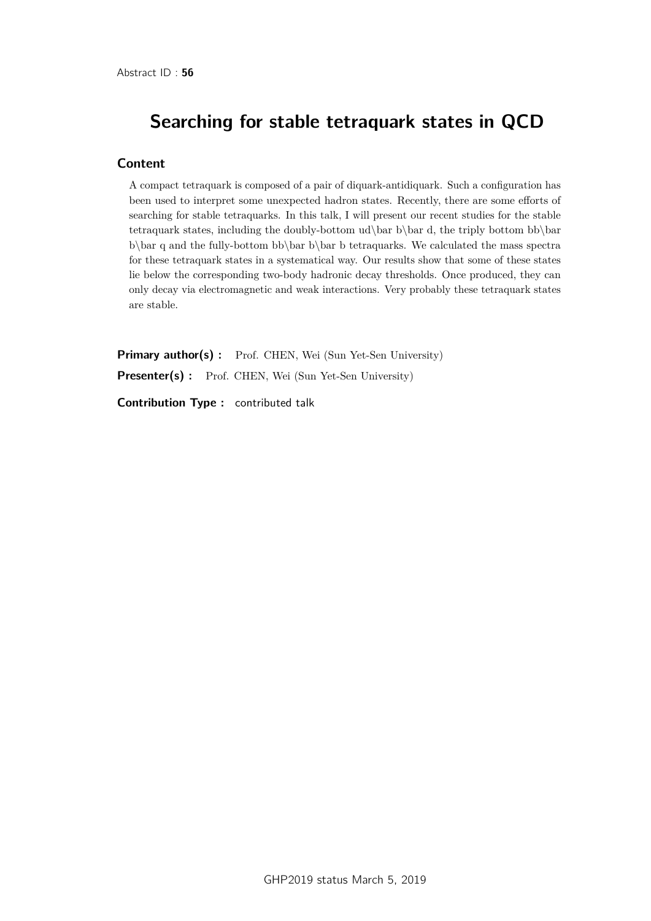Abstract ID : **56**

# Searching for stable tetraquark states in QCD

## Content

A compact tetraquark is composed of a pair of diquark-antidiquark. Such a configuration has been used to interpret some unexpected hadron states. Recently, there are some efforts of searching for stable tetraquarks. In this talk, I will present our recent studies for the stable tetraquark states, including the doubly-bottom ud\bar b\bar d, the triply bottom bb\bar b\bar q and the fully-bottom bb\bar b\bar b tetraquarks. We calculated the mass spectra for these tetraquark states in a systematical way. Our results show that some of these states lie below the corresponding two-body hadronic decay thresholds. Once produced, they can only decay via electromagnetic and weak interactions. Very probably these tetraquark states are stable.

**Primary author(s) :** Prof. CHEN, Wei (Sun Yet-Sen University)

**Presenter(s) :** Prof. CHEN, Wei (Sun Yet-Sen University)

**Contribution Type :** contributed talk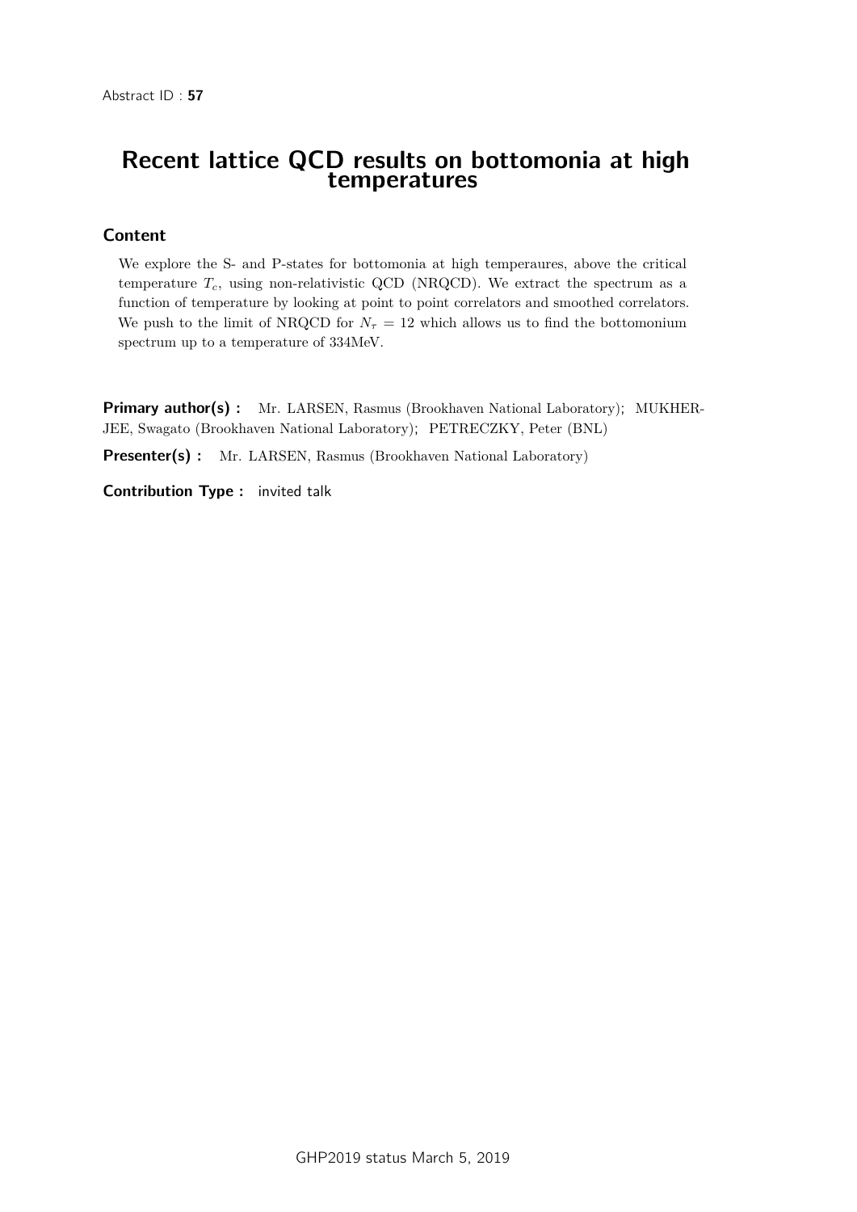Abstract ID : **57**

# Recent lattice QCD results on bottomonia at high temperatures

## Content

We explore the S- and P-states for bottomonia at high temperaures, above the critical temperature $T_c$, using non-relativistic QCD (NRQCD). We extract the spectrum as a function of temperature by looking at point to point correlators and smoothed correlators. We push to the limit of NRQCD for $N_\tau = 12$ which allows us to find the bottomonium spectrum up to a temperature of 334MeV.

**Primary author(s) :** Mr. LARSEN, Rasmus (Brookhaven National Laboratory); MUKHERJEE, Swagato (Brookhaven National Laboratory); PETRECZKY, Peter (BNL)

**Presenter(s) :** Mr. LARSEN, Rasmus (Brookhaven National Laboratory)

**Contribution Type :** invited talk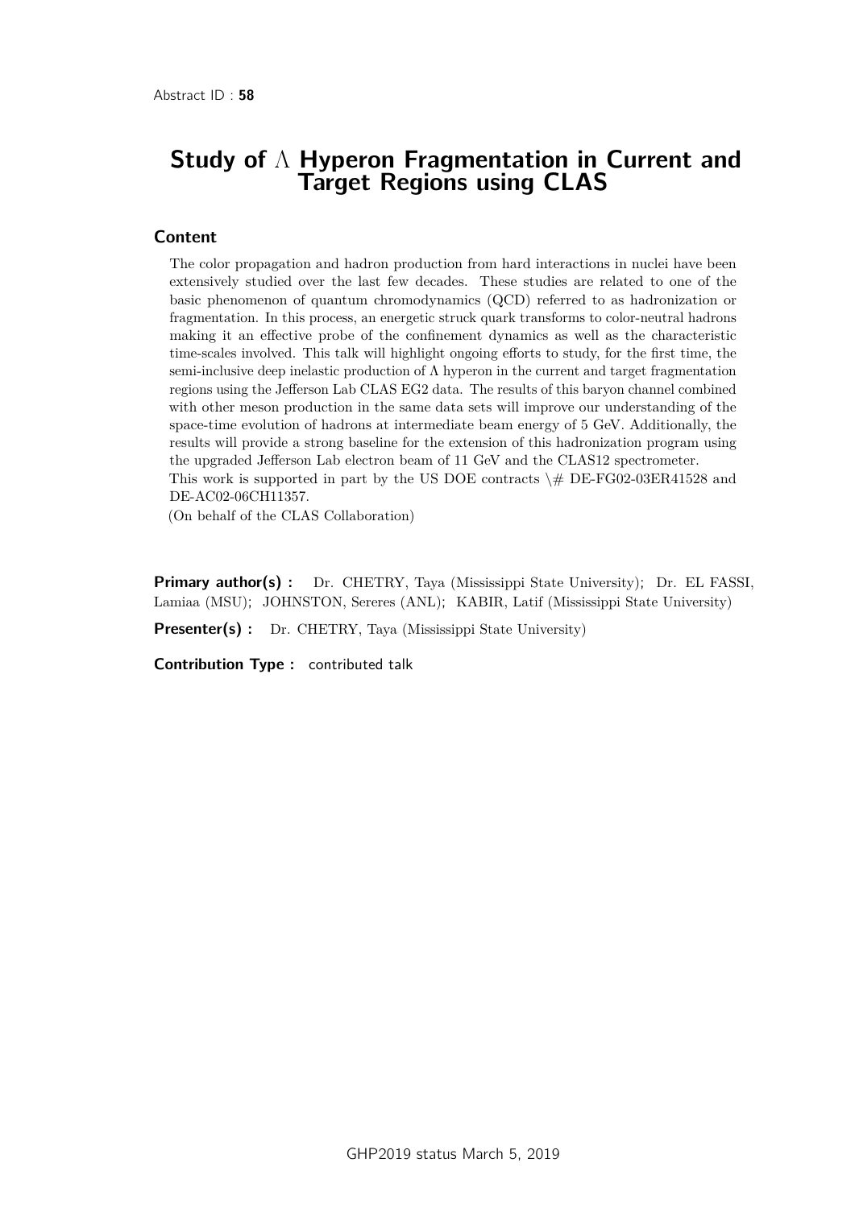Abstract ID : **58**

# Study of $\Lambda$ Hyperon Fragmentation in Current and Target Regions using CLAS

## Content

The color propagation and hadron production from hard interactions in nuclei have been extensively studied over the last few decades. These studies are related to one of the basic phenomenon of quantum chromodynamics (QCD) referred to as hadronization or fragmentation. In this process, an energetic struck quark transforms to color-neutral hadrons making it an effective probe of the confinement dynamics as well as the characteristic time-scales involved. This talk will highlight ongoing efforts to study, for the first time, the semi-inclusive deep inelastic production of Λ hyperon in the current and target fragmentation regions using the Jefferson Lab CLAS EG2 data. The results of this baryon channel combined with other meson production in the same data sets will improve our understanding of the space-time evolution of hadrons at intermediate beam energy of 5 GeV. Additionally, the results will provide a strong baseline for the extension of this hadronization program using the upgraded Jefferson Lab electron beam of 11 GeV and the CLAS12 spectrometer.
This work is supported in part by the US DOE contracts \# DE-FG02-03ER41528 and DE-AC02-06CH11357.
(On behalf of the CLAS Collaboration)

**Primary author(s) :** Dr. CHETRY, Taya (Mississippi State University); Dr. EL FASSI, Lamiaa (MSU); JOHNSTON, Sereres (ANL); KABIR, Latif (Mississippi State University)

**Presenter(s) :** Dr. CHETRY, Taya (Mississippi State University)

**Contribution Type :** contributed talk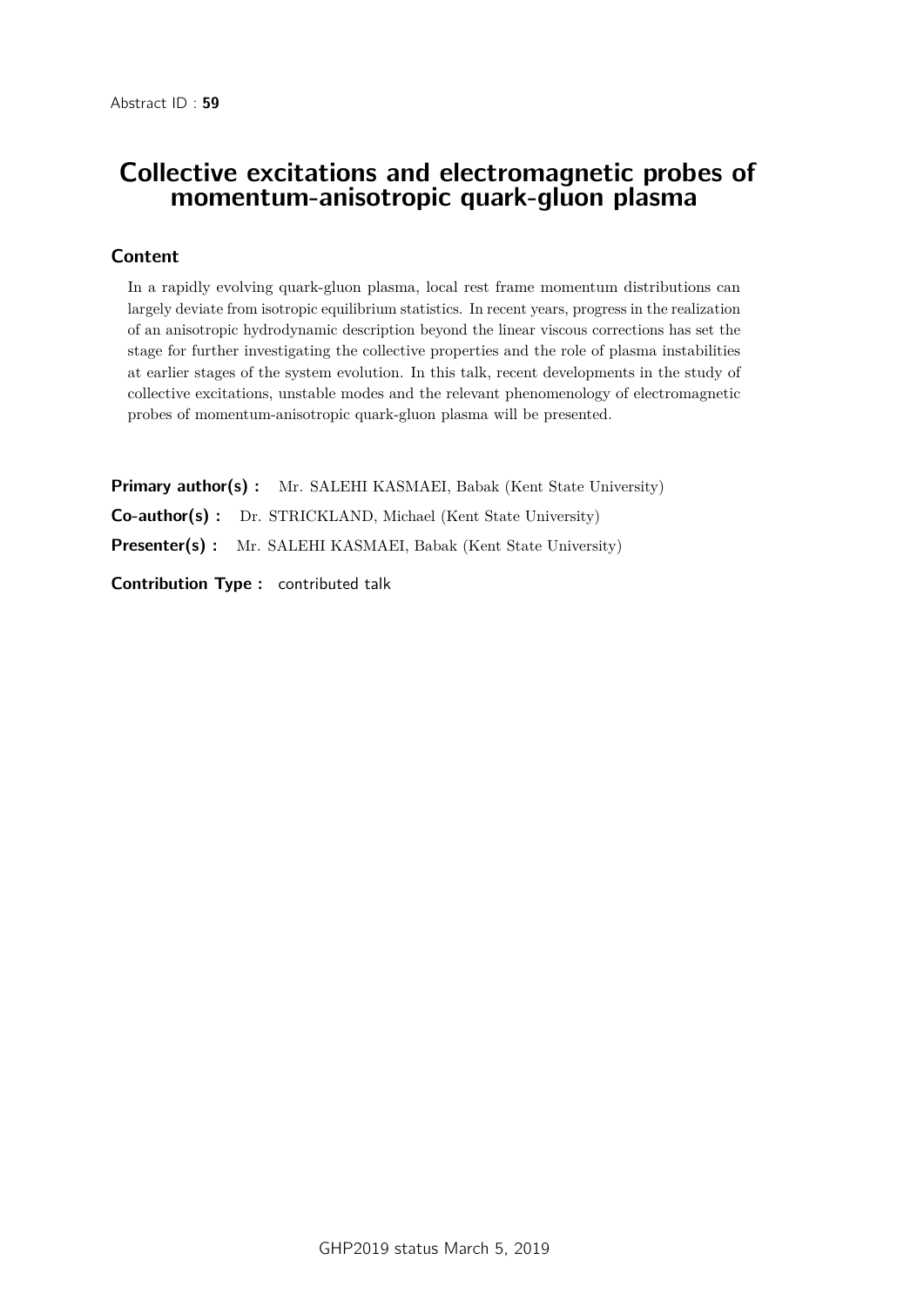Abstract ID : **59**

# Collective excitations and electromagnetic probes of momentum-anisotropic quark-gluon plasma

## Content

In a rapidly evolving quark-gluon plasma, local rest frame momentum distributions can largely deviate from isotropic equilibrium statistics. In recent years, progress in the realization of an anisotropic hydrodynamic description beyond the linear viscous corrections has set the stage for further investigating the collective properties and the role of plasma instabilities at earlier stages of the system evolution. In this talk, recent developments in the study of collective excitations, unstable modes and the relevant phenomenology of electromagnetic probes of momentum-anisotropic quark-gluon plasma will be presented.

**Primary author(s) :** Mr. SALEHI KASMAEI, Babak (Kent State University)

**Co-author(s) :** Dr. STRICKLAND, Michael (Kent State University)

**Presenter(s) :** Mr. SALEHI KASMAEI, Babak (Kent State University)

**Contribution Type :** contributed talk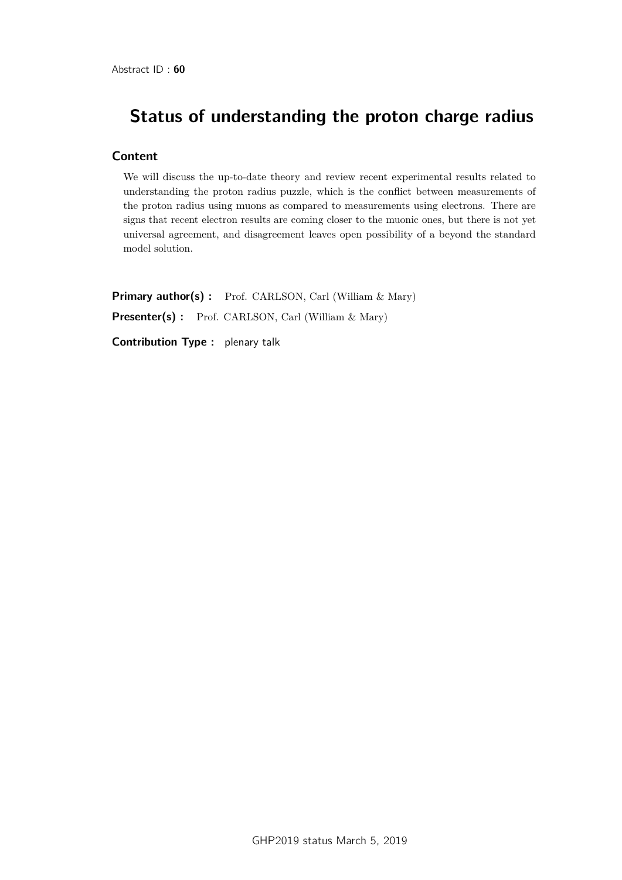Abstract ID : **60**

# Status of understanding the proton charge radius

### Content

We will discuss the up-to-date theory and review recent experimental results related to understanding the proton radius puzzle, which is the conflict between measurements of the proton radius using muons as compared to measurements using electrons. There are signs that recent electron results are coming closer to the muonic ones, but there is not yet universal agreement, and disagreement leaves open possibility of a beyond the standard model solution.

**Primary author(s) :** Prof. CARLSON, Carl (William & Mary)

**Presenter(s) :** Prof. CARLSON, Carl (William & Mary)

**Contribution Type :** plenary talk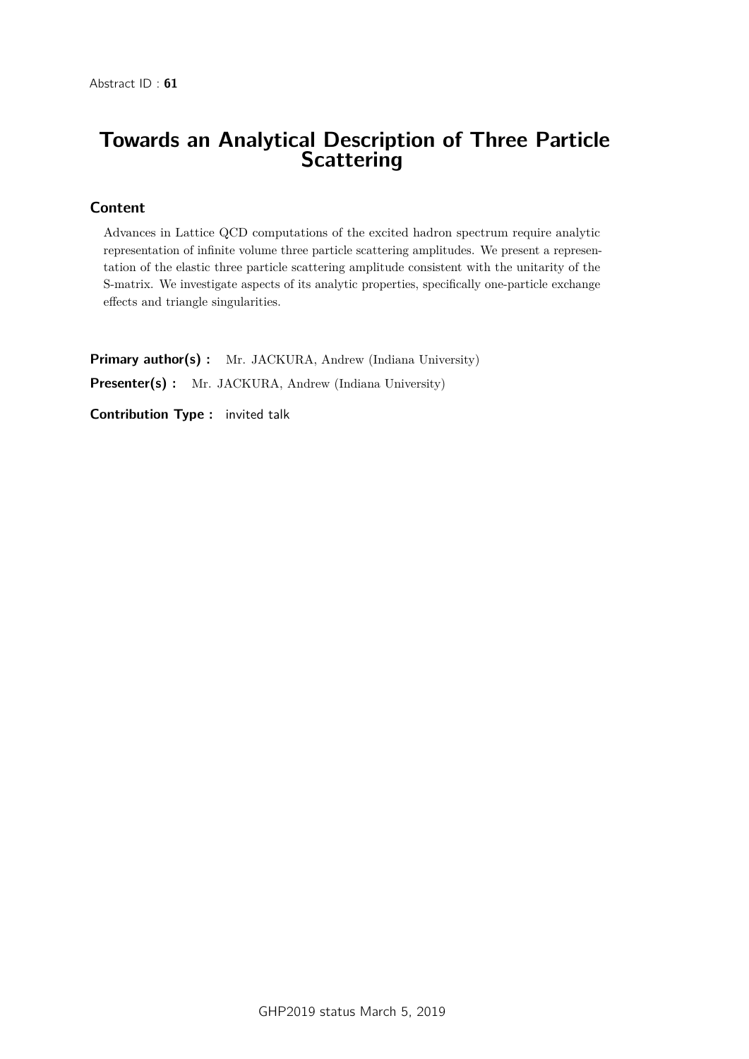Abstract ID : **61**

# Towards an Analytical Description of Three Particle Scattering

## Content

Advances in Lattice QCD computations of the excited hadron spectrum require analytic representation of infinite volume three particle scattering amplitudes. We present a representation of the elastic three particle scattering amplitude consistent with the unitarity of the S-matrix. We investigate aspects of its analytic properties, specifically one-particle exchange effects and triangle singularities.

**Primary author(s) :** Mr. JACKURA, Andrew (Indiana University)

**Presenter(s) :** Mr. JACKURA, Andrew (Indiana University)

**Contribution Type :** invited talk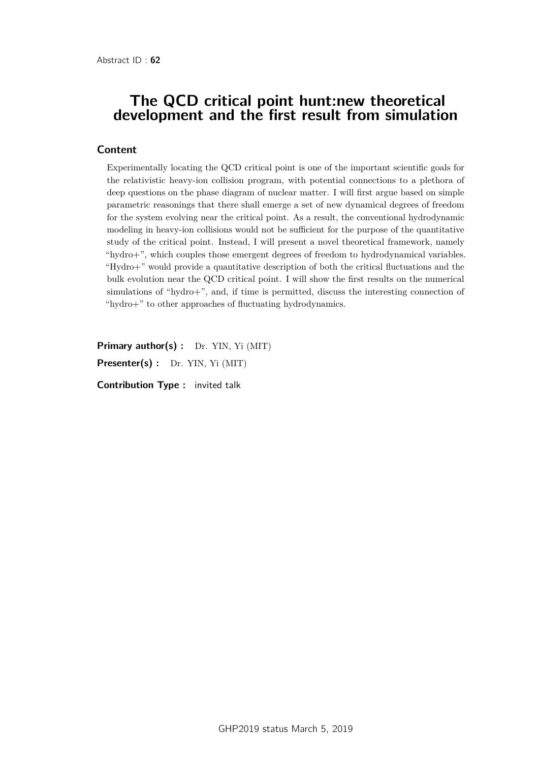Abstract ID : **62**

# The QCD critical point hunt:new theoretical development and the first result from simulation

## Content

Experimentally locating the QCD critical point is one of the important scientific goals for the relativistic heavy-ion collision program, with potential connections to a plethora of deep questions on the phase diagram of nuclear matter. I will first argue based on simple parametric reasonings that there shall emerge a set of new dynamical degrees of freedom for the system evolving near the critical point. As a result, the conventional hydrodynamic modeling in heavy-ion collisions would not be sufficient for the purpose of the quantitative study of the critical point. Instead, I will present a novel theoretical framework, namely "hydro+", which couples those emergent degrees of freedom to hydrodynamical variables. "Hydro+" would provide a quantitative description of both the critical fluctuations and the bulk evolution near the QCD critical point. I will show the first results on the numerical simulations of "hydro+", and, if time is permitted, discuss the interesting connection of "hydro+" to other approaches of fluctuating hydrodynamics.

**Primary author(s) :** Dr. YIN, Yi (MIT)

**Presenter(s) :** Dr. YIN, Yi (MIT)

**Contribution Type :** invited talk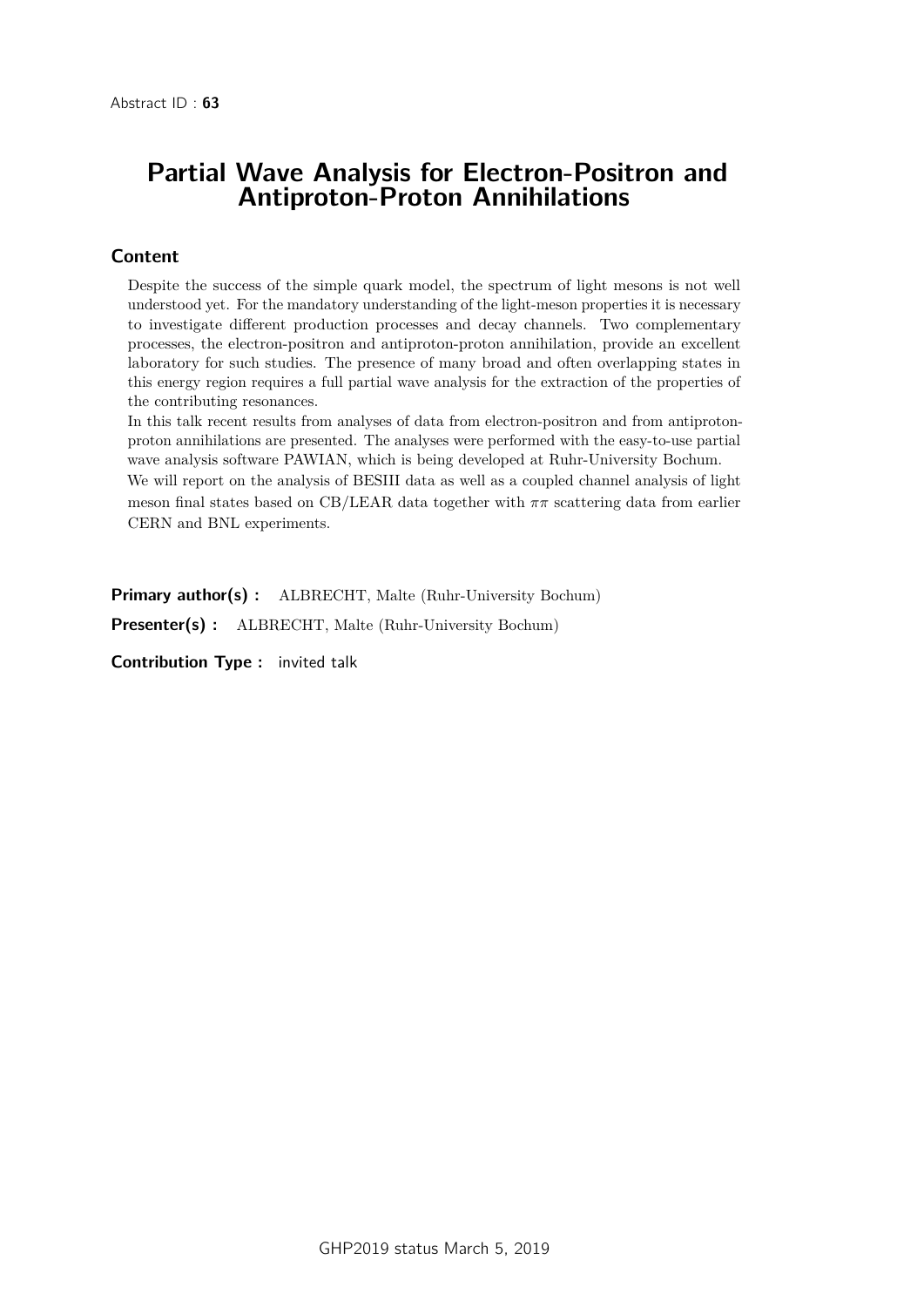Abstract ID : **63**

# Partial Wave Analysis for Electron-Positron and Antiproton-Proton Annihilations

## Content

Despite the success of the simple quark model, the spectrum of light mesons is not well understood yet. For the mandatory understanding of the light-meson properties it is necessary to investigate different production processes and decay channels. Two complementary processes, the electron-positron and antiproton-proton annihilation, provide an excellent laboratory for such studies. The presence of many broad and often overlapping states in this energy region requires a full partial wave analysis for the extraction of the properties of the contributing resonances.

In this talk recent results from analyses of data from electron-positron and from antiproton-proton annihilations are presented. The analyses were performed with the easy-to-use partial wave analysis software PAWIAN, which is being developed at Ruhr-University Bochum.

We will report on the analysis of BESIII data as well as a coupled channel analysis of light meson final states based on CB/LEAR data together with $\pi\pi$ scattering data from earlier CERN and BNL experiments.

**Primary author(s) :** ALBRECHT, Malte (Ruhr-University Bochum)

**Presenter(s) :** ALBRECHT, Malte (Ruhr-University Bochum)

**Contribution Type :** invited talk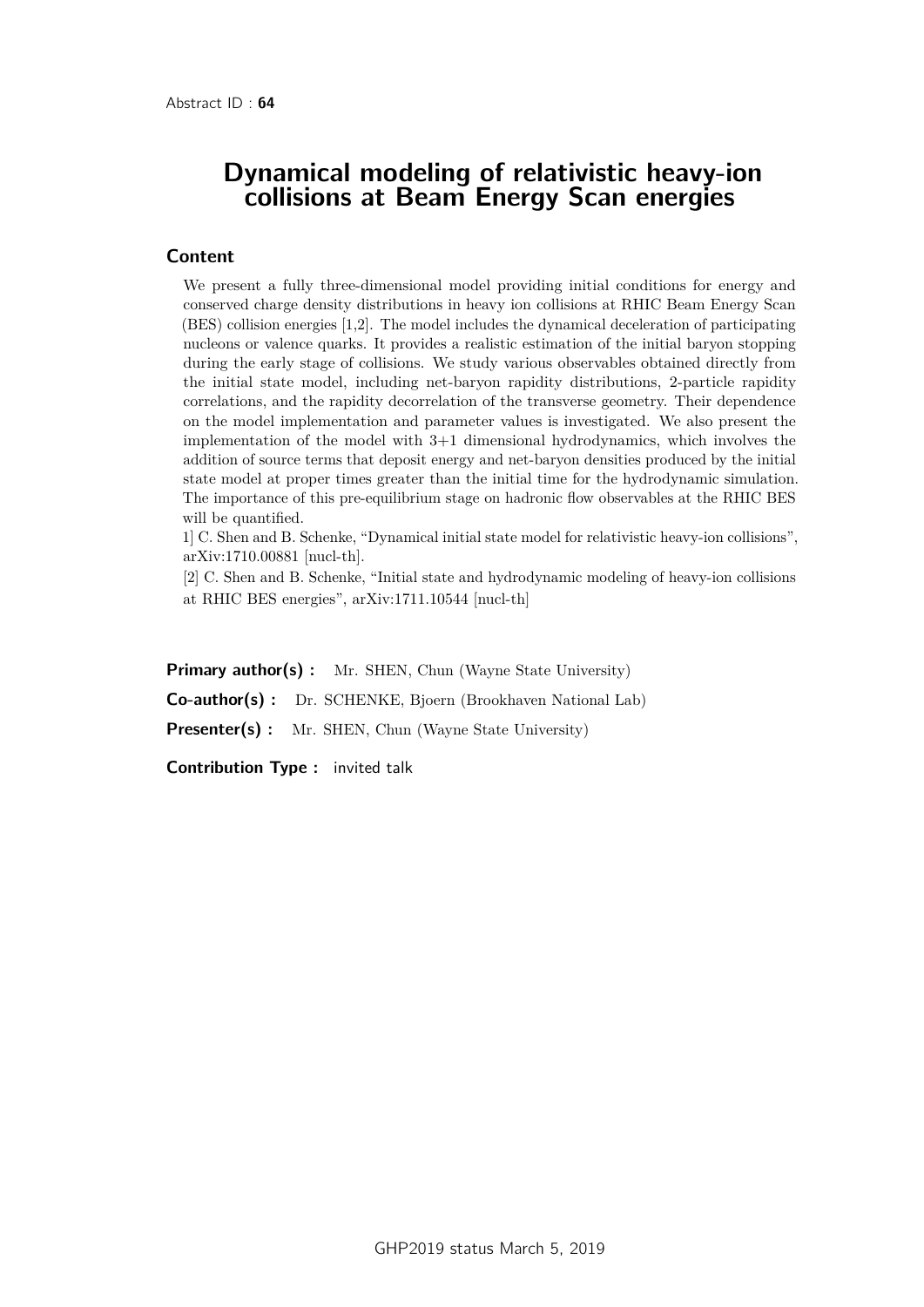Abstract ID : **64**

# Dynamical modeling of relativistic heavy-ion collisions at Beam Energy Scan energies

## Content

We present a fully three-dimensional model providing initial conditions for energy and conserved charge density distributions in heavy ion collisions at RHIC Beam Energy Scan (BES) collision energies [1,2]. The model includes the dynamical deceleration of participating nucleons or valence quarks. It provides a realistic estimation of the initial baryon stopping during the early stage of collisions. We study various observables obtained directly from the initial state model, including net-baryon rapidity distributions, 2-particle rapidity correlations, and the rapidity decorrelation of the transverse geometry. Their dependence on the model implementation and parameter values is investigated. We also present the implementation of the model with 3+1 dimensional hydrodynamics, which involves the addition of source terms that deposit energy and net-baryon densities produced by the initial state model at proper times greater than the initial time for the hydrodynamic simulation. The importance of this pre-equilibrium stage on hadronic flow observables at the RHIC BES will be quantified.

1] C. Shen and B. Schenke, "Dynamical initial state model for relativistic heavy-ion collisions", arXiv:1710.00881 [nucl-th].

[2] C. Shen and B. Schenke, "Initial state and hydrodynamic modeling of heavy-ion collisions at RHIC BES energies", arXiv:1711.10544 [nucl-th]

**Primary author(s) :** Mr. SHEN, Chun (Wayne State University)

**Co-author(s) :** Dr. SCHENKE, Bjoern (Brookhaven National Lab)

**Presenter(s) :** Mr. SHEN, Chun (Wayne State University)

**Contribution Type :** invited talk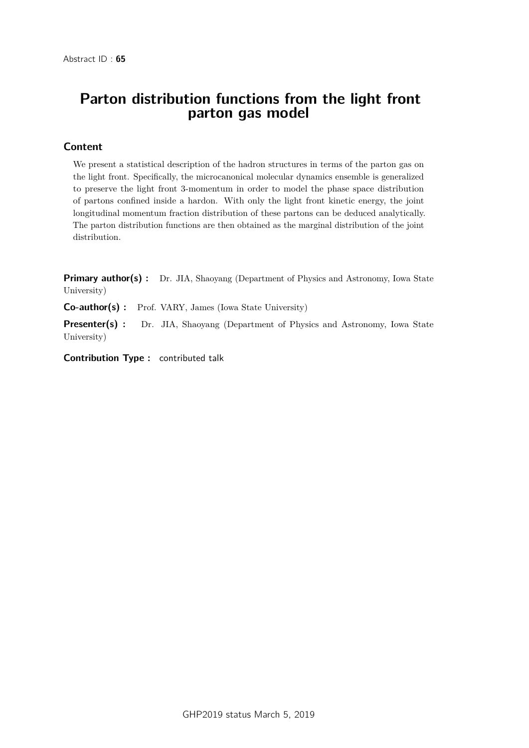Abstract ID : **65**

# Parton distribution functions from the light front parton gas model

## Content

We present a statistical description of the hadron structures in terms of the parton gas on the light front. Specifically, the microcanonical molecular dynamics ensemble is generalized to preserve the light front 3-momentum in order to model the phase space distribution of partons confined inside a hardon. With only the light front kinetic energy, the joint longitudinal momentum fraction distribution of these partons can be deduced analytically. The parton distribution functions are then obtained as the marginal distribution of the joint distribution.

**Primary author(s) :** Dr. JIA, Shaoyang (Department of Physics and Astronomy, Iowa State University)

**Co-author(s) :** Prof. VARY, James (Iowa State University)

**Presenter(s) :** Dr. JIA, Shaoyang (Department of Physics and Astronomy, Iowa State University)

**Contribution Type :** contributed talk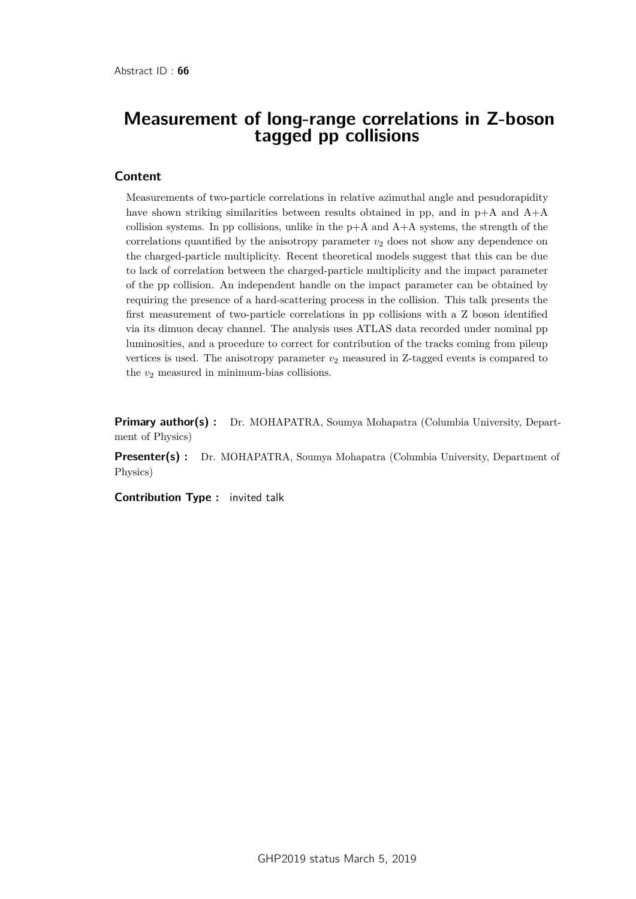Abstract ID : **66**

# Measurement of long-range correlations in Z-boson tagged pp collisions

## Content

Measurements of two-particle correlations in relative azimuthal angle and pesudorapidity have shown striking similarities between results obtained in pp, and in p+A and A+A collision systems. In pp collisions, unlike in the p+A and A+A systems, the strength of the correlations quantified by the anisotropy parameter $v_2$ does not show any dependence on the charged-particle multiplicity. Recent theoretical models suggest that this can be due to lack of correlation between the charged-particle multiplicity and the impact parameter of the pp collision. An independent handle on the impact parameter can be obtained by requiring the presence of a hard-scattering process in the collision. This talk presents the first measurement of two-particle correlations in pp collisions with a Z boson identified via its dimuon decay channel. The analysis uses ATLAS data recorded under nominal pp luminosities, and a procedure to correct for contribution of the tracks coming from pileup vertices is used. The anisotropy parameter $v_2$ measured in Z-tagged events is compared to the $v_2$ measured in minimum-bias collisions.

**Primary author(s) :** Dr. MOHAPATRA, Soumya Mohapatra (Columbia University, Department of Physics)

**Presenter(s) :** Dr. MOHAPATRA, Soumya Mohapatra (Columbia University, Department of Physics)

**Contribution Type :** invited talk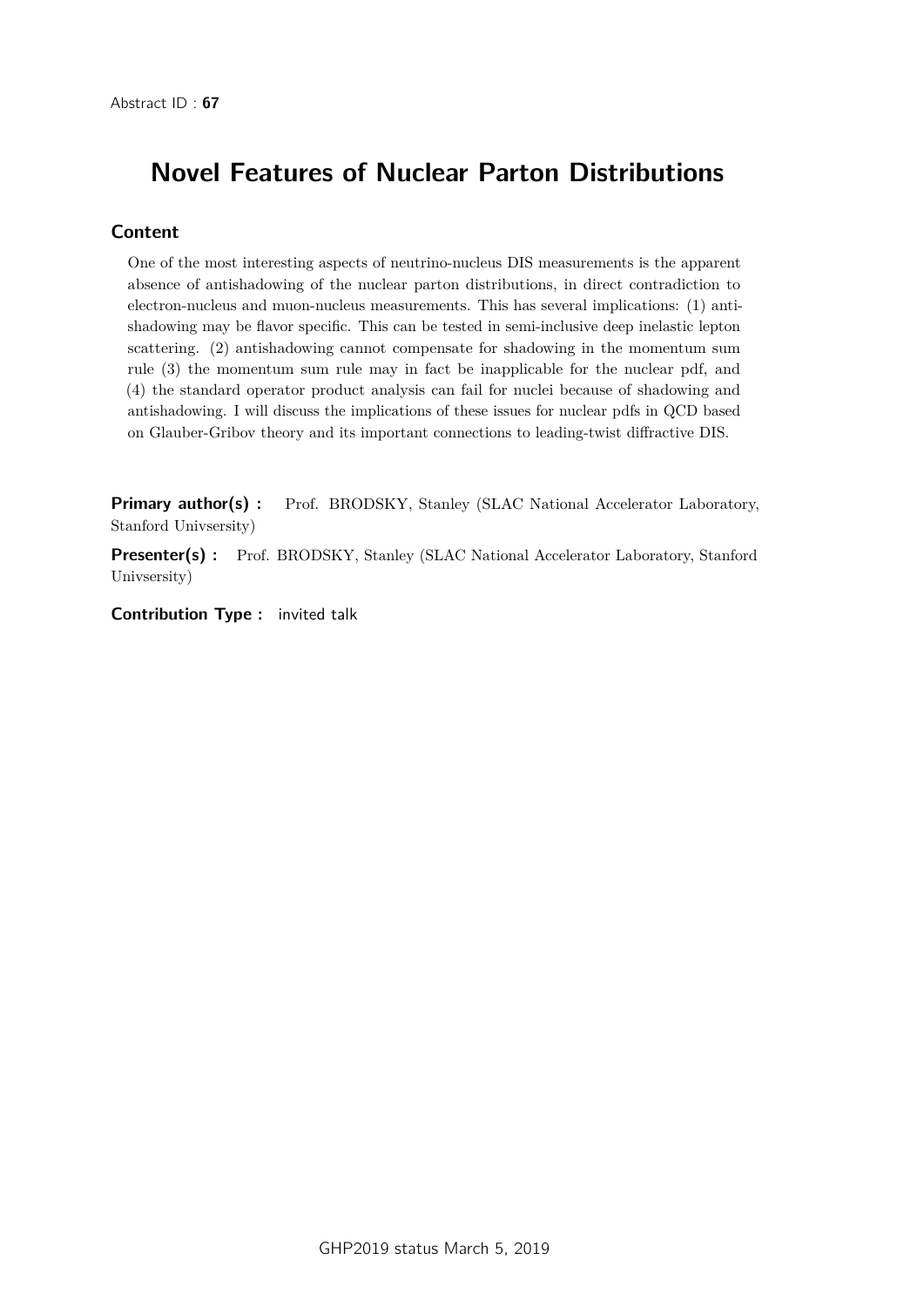Abstract ID : **67**

# Novel Features of Nuclear Parton Distributions

## Content

One of the most interesting aspects of neutrino-nucleus DIS measurements is the apparent absence of antishadowing of the nuclear parton distributions, in direct contradiction to electron-nucleus and muon-nucleus measurements. This has several implications: (1) antishadowing may be flavor specific. This can be tested in semi-inclusive deep inelastic lepton scattering. (2) antishadowing cannot compensate for shadowing in the momentum sum rule (3) the momentum sum rule may in fact be inapplicable for the nuclear pdf, and (4) the standard operator product analysis can fail for nuclei because of shadowing and antishadowing. I will discuss the implications of these issues for nuclear pdfs in QCD based on Glauber-Gribov theory and its important connections to leading-twist diffractive DIS.

**Primary author(s) :** Prof. BRODSKY, Stanley (SLAC National Accelerator Laboratory, Stanford Univsersity)

**Presenter(s) :** Prof. BRODSKY, Stanley (SLAC National Accelerator Laboratory, Stanford Univsersity)

**Contribution Type :** invited talk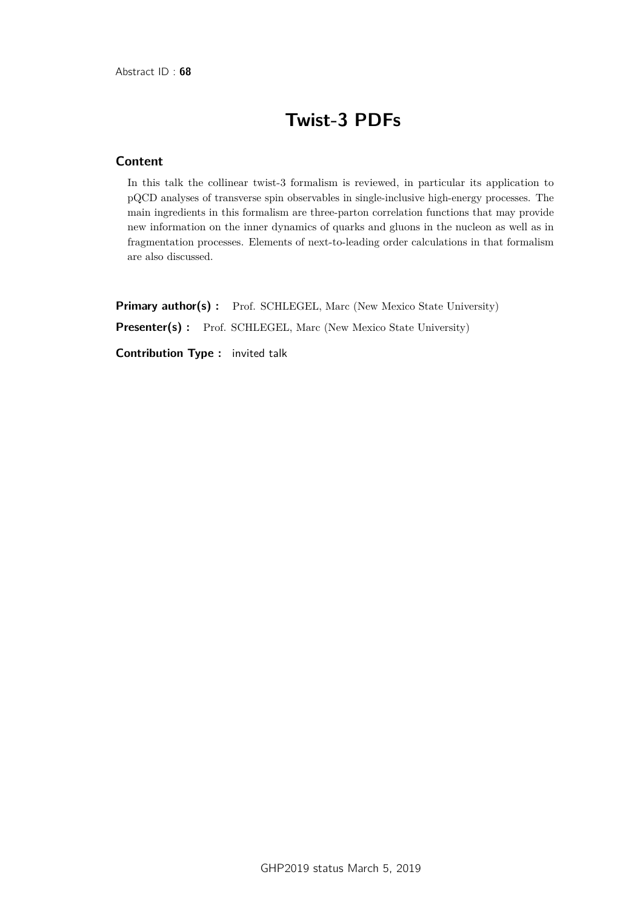Abstract ID : **68**

# Twist-3 PDFs

## Content

In this talk the collinear twist-3 formalism is reviewed, in particular its application to pQCD analyses of transverse spin observables in single-inclusive high-energy processes. The main ingredients in this formalism are three-parton correlation functions that may provide new information on the inner dynamics of quarks and gluons in the nucleon as well as in fragmentation processes. Elements of next-to-leading order calculations in that formalism are also discussed.

**Primary author(s) :** Prof. SCHLEGEL, Marc (New Mexico State University)

**Presenter(s) :** Prof. SCHLEGEL, Marc (New Mexico State University)

**Contribution Type :** invited talk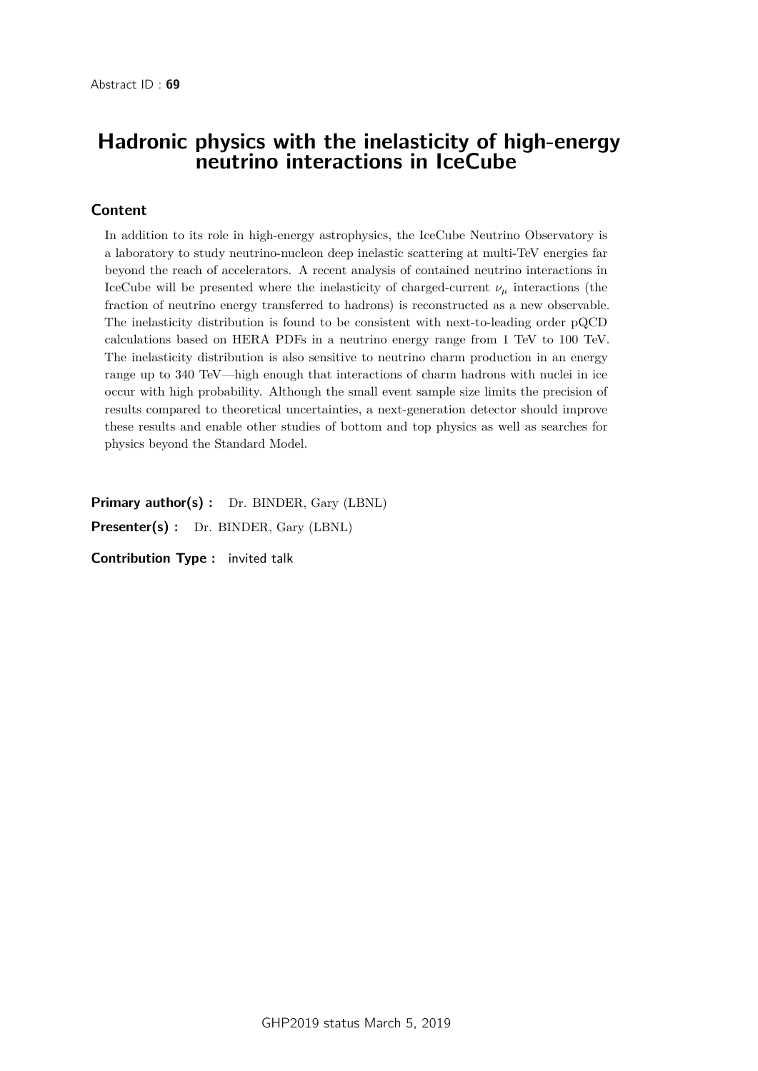Abstract ID : **69**

# Hadronic physics with the inelasticity of high-energy neutrino interactions in IceCube

## Content

In addition to its role in high-energy astrophysics, the IceCube Neutrino Observatory is a laboratory to study neutrino-nucleon deep inelastic scattering at multi-TeV energies far beyond the reach of accelerators. A recent analysis of contained neutrino interactions in IceCube will be presented where the inelasticity of charged-current $\nu_\mu$ interactions (the fraction of neutrino energy transferred to hadrons) is reconstructed as a new observable. The inelasticity distribution is found to be consistent with next-to-leading order pQCD calculations based on HERA PDFs in a neutrino energy range from 1 TeV to 100 TeV. The inelasticity distribution is also sensitive to neutrino charm production in an energy range up to 340 TeV—high enough that interactions of charm hadrons with nuclei in ice occur with high probability. Although the small event sample size limits the precision of results compared to theoretical uncertainties, a next-generation detector should improve these results and enable other studies of bottom and top physics as well as searches for physics beyond the Standard Model.

**Primary author(s) :** Dr. BINDER, Gary (LBNL)

**Presenter(s) :** Dr. BINDER, Gary (LBNL)

**Contribution Type :** invited talk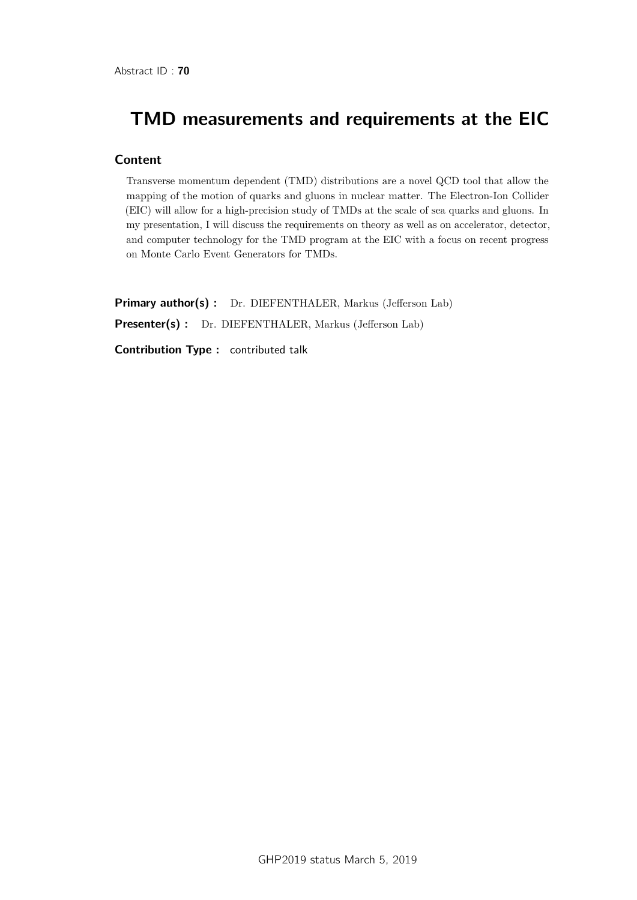Abstract ID : **70**

# TMD measurements and requirements at the EIC

## Content

Transverse momentum dependent (TMD) distributions are a novel QCD tool that allow the mapping of the motion of quarks and gluons in nuclear matter. The Electron-Ion Collider (EIC) will allow for a high-precision study of TMDs at the scale of sea quarks and gluons. In my presentation, I will discuss the requirements on theory as well as on accelerator, detector, and computer technology for the TMD program at the EIC with a focus on recent progress on Monte Carlo Event Generators for TMDs.

**Primary author(s) :** Dr. DIEFENTHALER, Markus (Jefferson Lab)

**Presenter(s) :** Dr. DIEFENTHALER, Markus (Jefferson Lab)

**Contribution Type :** contributed talk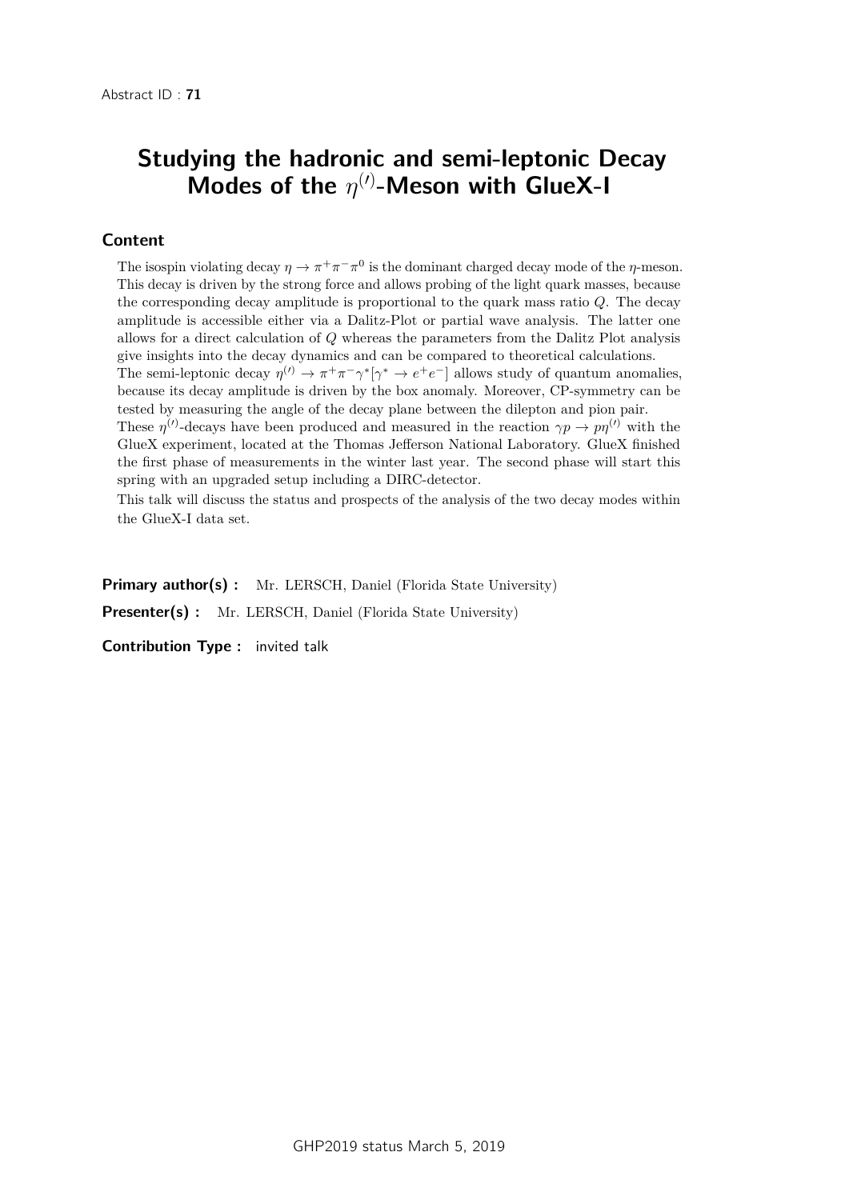Abstract ID : **71**

# Studying the hadronic and semi-leptonic Decay Modes of the $\eta^{(\prime)}$-Meson with GlueX-I

## Content

The isospin violating decay $\eta \to \pi^+\pi^-\pi^0$ is the dominant charged decay mode of the $\eta$-meson. This decay is driven by the strong force and allows probing of the light quark masses, because the corresponding decay amplitude is proportional to the quark mass ratio $Q$. The decay amplitude is accessible either via a Dalitz-Plot or partial wave analysis. The latter one allows for a direct calculation of $Q$ whereas the parameters from the Dalitz Plot analysis give insights into the decay dynamics and can be compared to theoretical calculations.

The semi-leptonic decay $\eta^{(\prime)} \to \pi^+\pi^-\gamma^*[\gamma^* \to e^+e^-]$ allows study of quantum anomalies, because its decay amplitude is driven by the box anomaly. Moreover, CP-symmetry can be tested by measuring the angle of the decay plane between the dilepton and pion pair.

These $\eta^{(\prime)}$-decays have been produced and measured in the reaction $\gamma p \to p\eta^{(\prime)}$ with the GlueX experiment, located at the Thomas Jefferson National Laboratory. GlueX finished the first phase of measurements in the winter last year. The second phase will start this spring with an upgraded setup including a DIRC-detector.

This talk will discuss the status and prospects of the analysis of the two decay modes within the GlueX-I data set.

**Primary author(s) :** Mr. LERSCH, Daniel (Florida State University)

**Presenter(s) :** Mr. LERSCH, Daniel (Florida State University)

**Contribution Type :** invited talk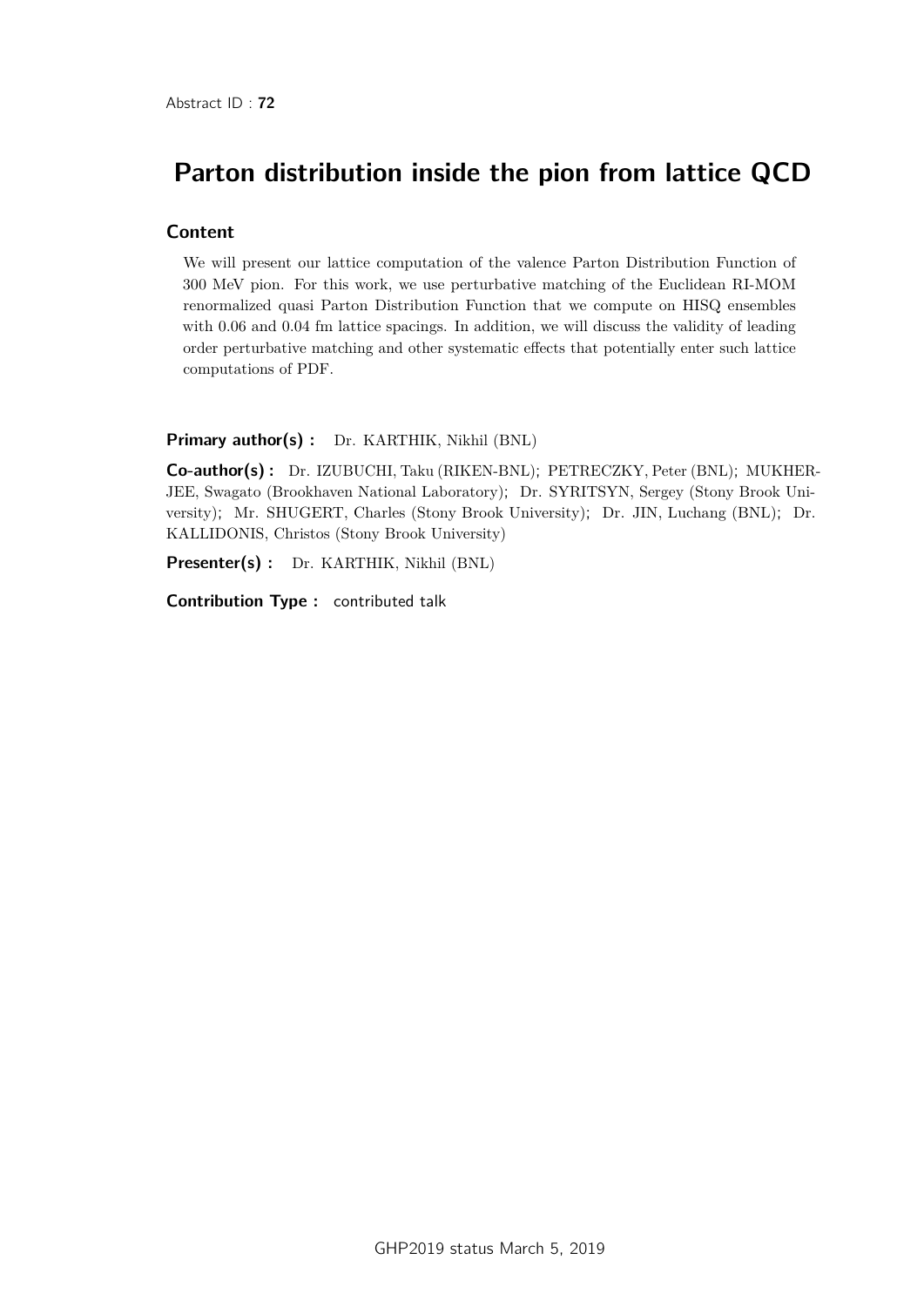Abstract ID : **72**

# Parton distribution inside the pion from lattice QCD

## Content

We will present our lattice computation of the valence Parton Distribution Function of 300 MeV pion. For this work, we use perturbative matching of the Euclidean RI-MOM renormalized quasi Parton Distribution Function that we compute on HISQ ensembles with 0.06 and 0.04 fm lattice spacings. In addition, we will discuss the validity of leading order perturbative matching and other systematic effects that potentially enter such lattice computations of PDF.

**Primary author(s) :** Dr. KARTHIK, Nikhil (BNL)

**Co-author(s) :** Dr. IZUBUCHI, Taku (RIKEN-BNL); PETRECZKY, Peter (BNL); MUKHERJEE, Swagato (Brookhaven National Laboratory); Dr. SYRITSYN, Sergey (Stony Brook University); Mr. SHUGERT, Charles (Stony Brook University); Dr. JIN, Luchang (BNL); Dr. KALLIDONIS, Christos (Stony Brook University)

**Presenter(s) :** Dr. KARTHIK, Nikhil (BNL)

**Contribution Type :** contributed talk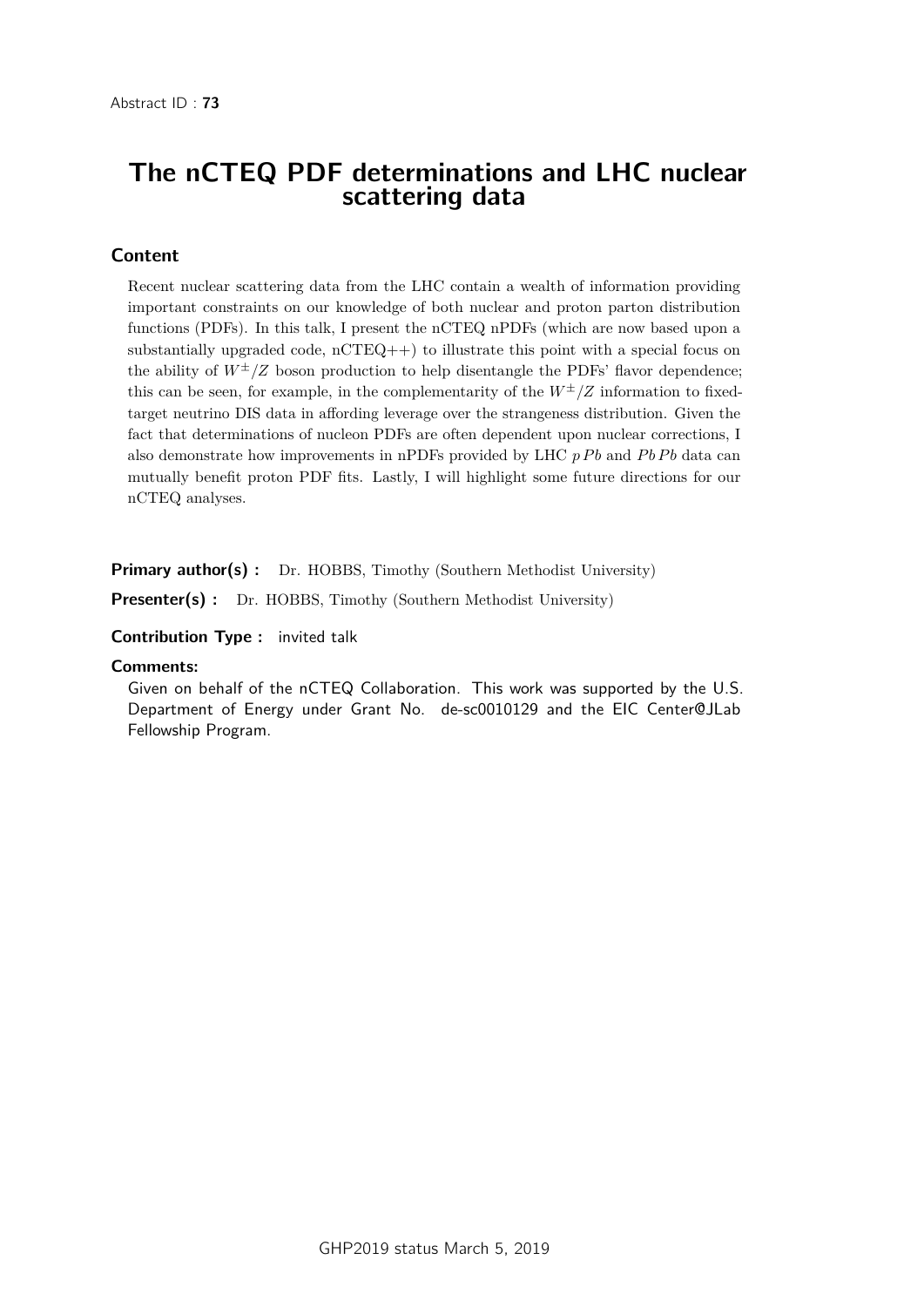Abstract ID : **73**

# The nCTEQ PDF determinations and LHC nuclear scattering data

## Content

Recent nuclear scattering data from the LHC contain a wealth of information providing important constraints on our knowledge of both nuclear and proton parton distribution functions (PDFs). In this talk, I present the nCTEQ nPDFs (which are now based upon a substantially upgraded code, nCTEQ++) to illustrate this point with a special focus on the ability of $W^{\pm}/Z$ boson production to help disentangle the PDFs' flavor dependence; this can be seen, for example, in the complementarity of the $W^{\pm}/Z$ information to fixed-target neutrino DIS data in affording leverage over the strangeness distribution. Given the fact that determinations of nucleon PDFs are often dependent upon nuclear corrections, I also demonstrate how improvements in nPDFs provided by LHC $p\,Pb$ and $Pb\,Pb$ data can mutually benefit proton PDF fits. Lastly, I will highlight some future directions for our nCTEQ analyses.

**Primary author(s) :** Dr. HOBBS, Timothy (Southern Methodist University)

**Presenter(s) :** Dr. HOBBS, Timothy (Southern Methodist University)

**Contribution Type :** invited talk

**Comments:**

Given on behalf of the nCTEQ Collaboration. This work was supported by the U.S. Department of Energy under Grant No. de-sc0010129 and the EIC Center@JLab Fellowship Program.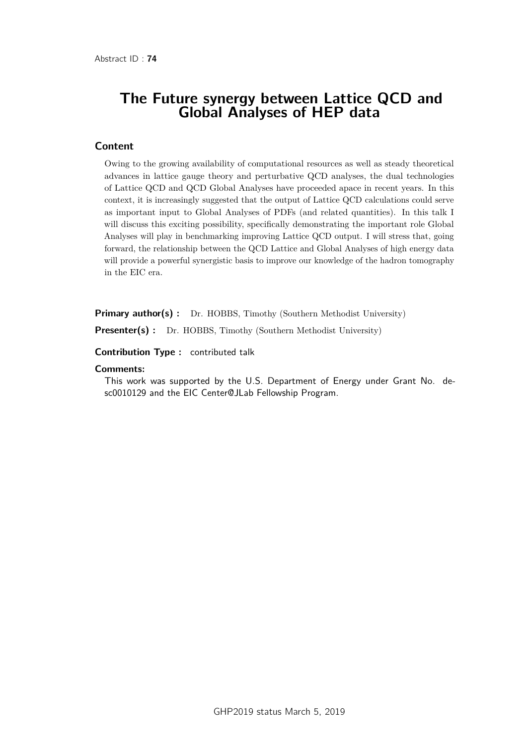Abstract ID : **74**

# The Future synergy between Lattice QCD and Global Analyses of HEP data

## Content

Owing to the growing availability of computational resources as well as steady theoretical advances in lattice gauge theory and perturbative QCD analyses, the dual technologies of Lattice QCD and QCD Global Analyses have proceeded apace in recent years. In this context, it is increasingly suggested that the output of Lattice QCD calculations could serve as important input to Global Analyses of PDFs (and related quantities). In this talk I will discuss this exciting possibility, specifically demonstrating the important role Global Analyses will play in benchmarking improving Lattice QCD output. I will stress that, going forward, the relationship between the QCD Lattice and Global Analyses of high energy data will provide a powerful synergistic basis to improve our knowledge of the hadron tomography in the EIC era.

**Primary author(s) :** Dr. HOBBS, Timothy (Southern Methodist University)

**Presenter(s) :** Dr. HOBBS, Timothy (Southern Methodist University)

**Contribution Type :** contributed talk

**Comments:**

This work was supported by the U.S. Department of Energy under Grant No. desc0010129 and the EIC Center@JLab Fellowship Program.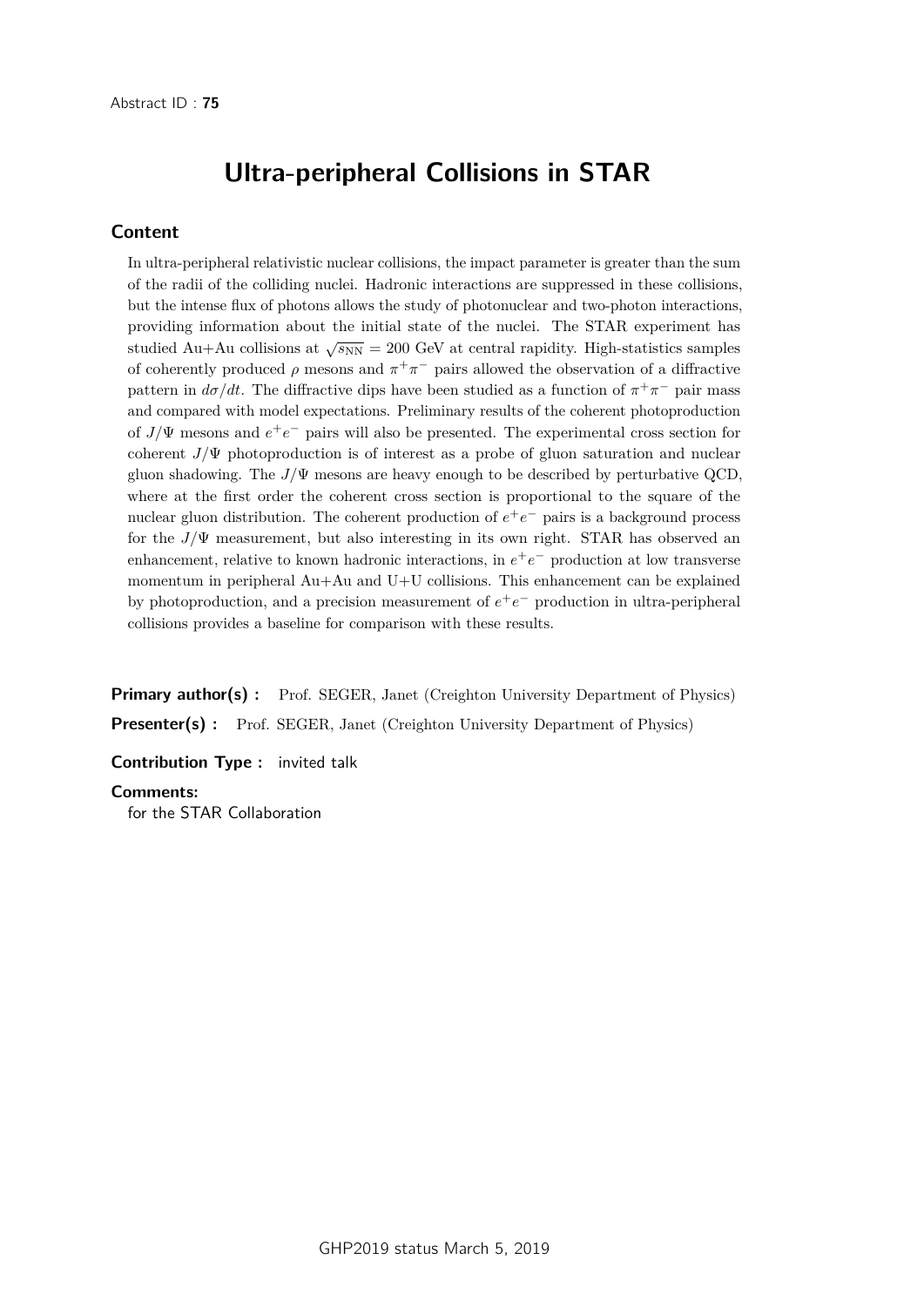Abstract ID : **75**

# Ultra-peripheral Collisions in STAR

## Content

In ultra-peripheral relativistic nuclear collisions, the impact parameter is greater than the sum of the radii of the colliding nuclei. Hadronic interactions are suppressed in these collisions, but the intense flux of photons allows the study of photonuclear and two-photon interactions, providing information about the initial state of the nuclei. The STAR experiment has studied Au+Au collisions at $\sqrt{s_{\rm NN}} = 200$ GeV at central rapidity. High-statistics samples of coherently produced $\rho$ mesons and $\pi^+\pi^-$ pairs allowed the observation of a diffractive pattern in $d\sigma/dt$. The diffractive dips have been studied as a function of $\pi^+\pi^-$ pair mass and compared with model expectations. Preliminary results of the coherent photoproduction of $J/\Psi$ mesons and $e^+e^-$ pairs will also be presented. The experimental cross section for coherent $J/\Psi$ photoproduction is of interest as a probe of gluon saturation and nuclear gluon shadowing. The $J/\Psi$ mesons are heavy enough to be described by perturbative QCD, where at the first order the coherent cross section is proportional to the square of the nuclear gluon distribution. The coherent production of $e^+e^-$ pairs is a background process for the $J/\Psi$ measurement, but also interesting in its own right. STAR has observed an enhancement, relative to known hadronic interactions, in $e^+e^-$ production at low transverse momentum in peripheral Au+Au and U+U collisions. This enhancement can be explained by photoproduction, and a precision measurement of $e^+e^-$ production in ultra-peripheral collisions provides a baseline for comparison with these results.

**Primary author(s) :** Prof. SEGER, Janet (Creighton University Department of Physics)

**Presenter(s) :** Prof. SEGER, Janet (Creighton University Department of Physics)

**Contribution Type :** invited talk

**Comments:**

for the STAR Collaboration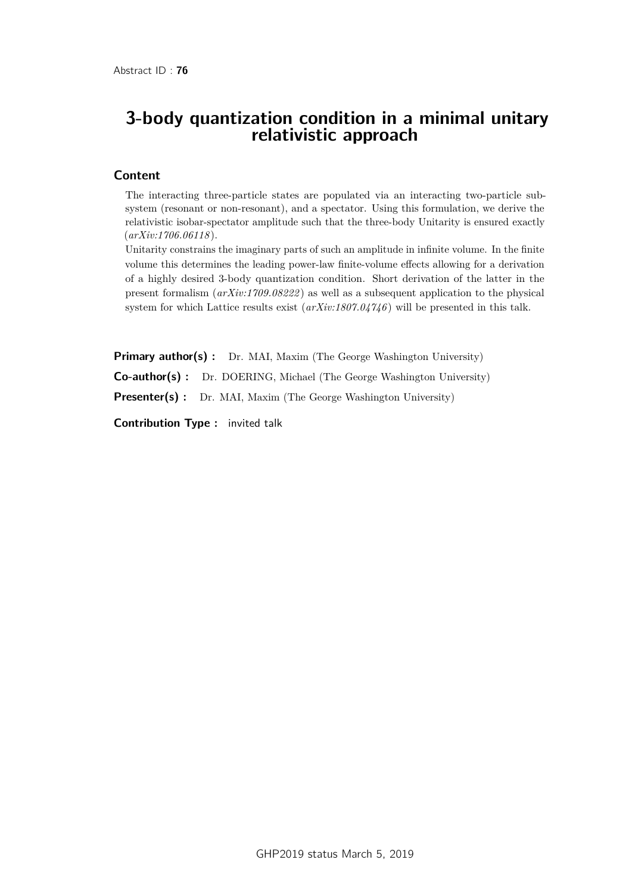Abstract ID : **76**

# 3-body quantization condition in a minimal unitary relativistic approach

## Content

The interacting three-particle states are populated via an interacting two-particle subsystem (resonant or non-resonant), and a spectator. Using this formulation, we derive the relativistic isobar-spectator amplitude such that the three-body Unitarity is ensured exactly (*arXiv:1706.06118*).

Unitarity constrains the imaginary parts of such an amplitude in infinite volume. In the finite volume this determines the leading power-law finite-volume effects allowing for a derivation of a highly desired 3-body quantization condition. Short derivation of the latter in the present formalism (*arXiv:1709.08222*) as well as a subsequent application to the physical system for which Lattice results exist (*arXiv:1807.04746*) will be presented in this talk.

**Primary author(s) :** Dr. MAI, Maxim (The George Washington University)

**Co-author(s) :** Dr. DOERING, Michael (The George Washington University)

**Presenter(s) :** Dr. MAI, Maxim (The George Washington University)

**Contribution Type :** invited talk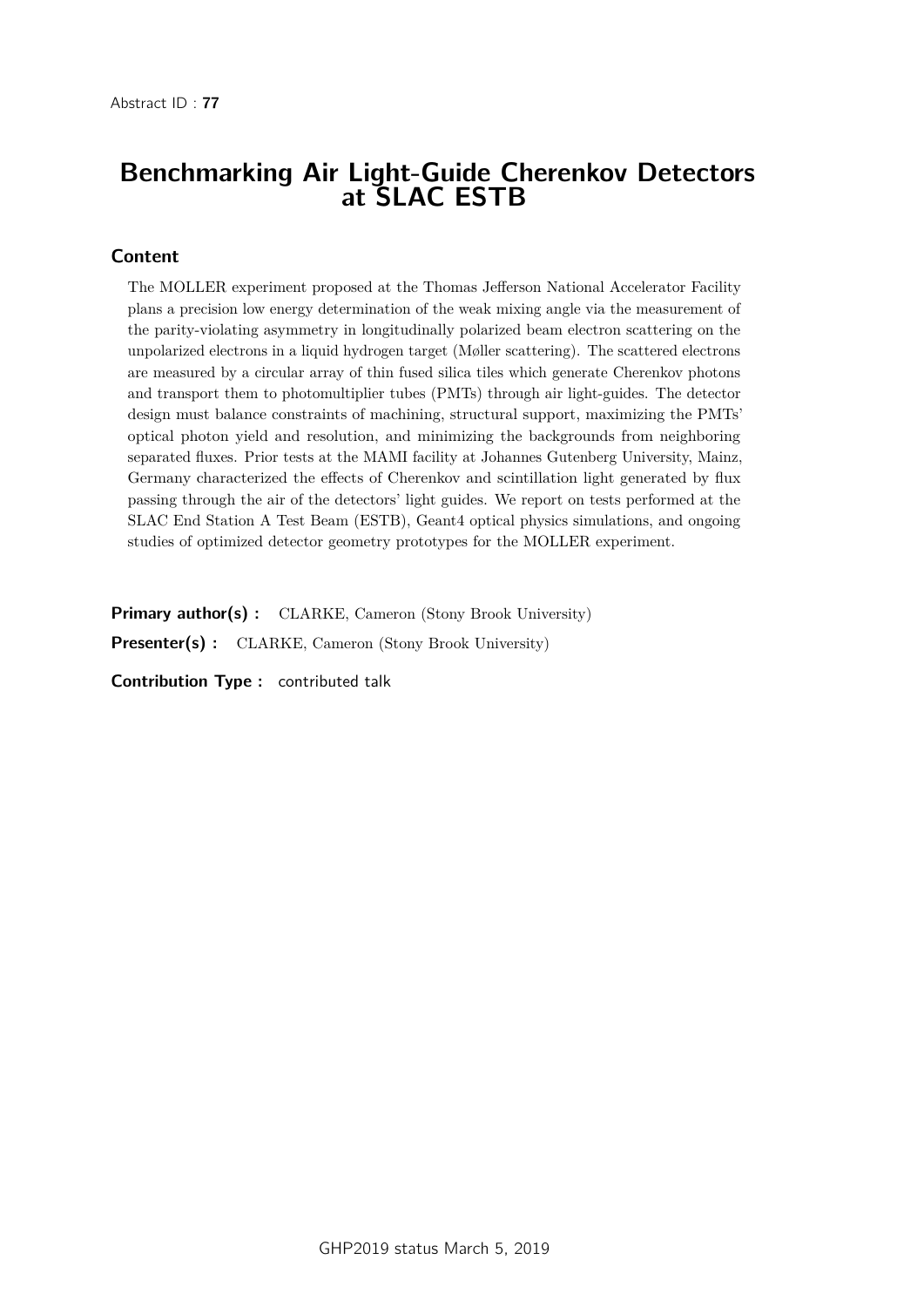Abstract ID : **77**

# Benchmarking Air Light-Guide Cherenkov Detectors at SLAC ESTB

## Content

The MOLLER experiment proposed at the Thomas Jefferson National Accelerator Facility plans a precision low energy determination of the weak mixing angle via the measurement of the parity-violating asymmetry in longitudinally polarized beam electron scattering on the unpolarized electrons in a liquid hydrogen target (Møller scattering). The scattered electrons are measured by a circular array of thin fused silica tiles which generate Cherenkov photons and transport them to photomultiplier tubes (PMTs) through air light-guides. The detector design must balance constraints of machining, structural support, maximizing the PMTs' optical photon yield and resolution, and minimizing the backgrounds from neighboring separated fluxes. Prior tests at the MAMI facility at Johannes Gutenberg University, Mainz, Germany characterized the effects of Cherenkov and scintillation light generated by flux passing through the air of the detectors' light guides. We report on tests performed at the SLAC End Station A Test Beam (ESTB), Geant4 optical physics simulations, and ongoing studies of optimized detector geometry prototypes for the MOLLER experiment.

**Primary author(s) :** CLARKE, Cameron (Stony Brook University)

**Presenter(s) :** CLARKE, Cameron (Stony Brook University)

**Contribution Type :** contributed talk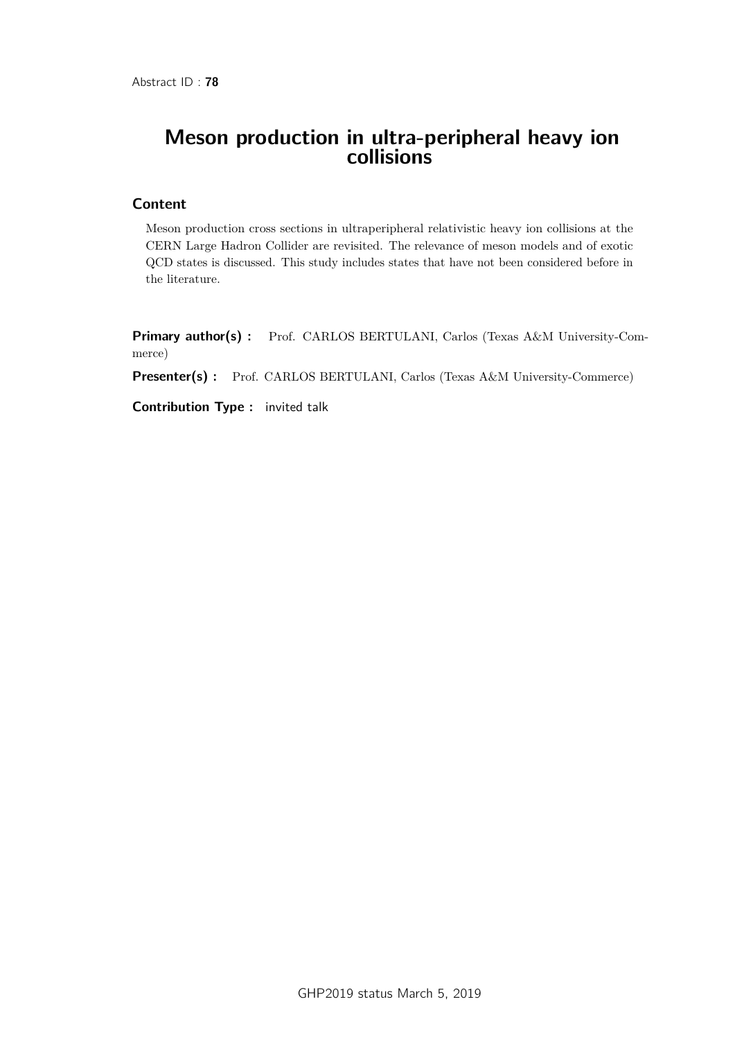Abstract ID : **78**

# Meson production in ultra-peripheral heavy ion collisions

## Content

Meson production cross sections in ultraperipheral relativistic heavy ion collisions at the CERN Large Hadron Collider are revisited. The relevance of meson models and of exotic QCD states is discussed. This study includes states that have not been considered before in the literature.

**Primary author(s) :** Prof. CARLOS BERTULANI, Carlos (Texas A&M University-Commerce)

**Presenter(s) :** Prof. CARLOS BERTULANI, Carlos (Texas A&M University-Commerce)

**Contribution Type :** invited talk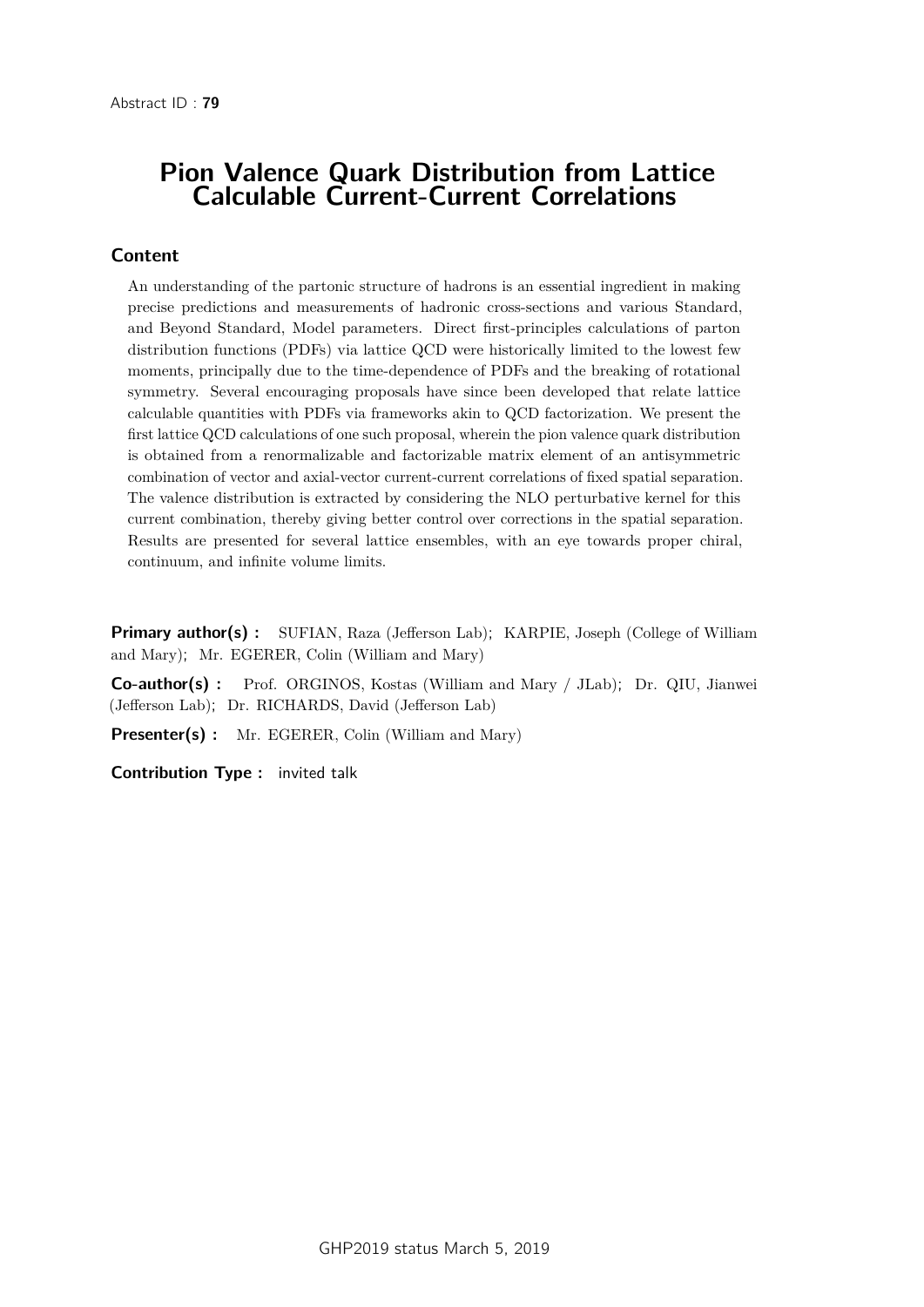Abstract ID : **79**

# Pion Valence Quark Distribution from Lattice Calculable Current-Current Correlations

## Content

An understanding of the partonic structure of hadrons is an essential ingredient in making precise predictions and measurements of hadronic cross-sections and various Standard, and Beyond Standard, Model parameters. Direct first-principles calculations of parton distribution functions (PDFs) via lattice QCD were historically limited to the lowest few moments, principally due to the time-dependence of PDFs and the breaking of rotational symmetry. Several encouraging proposals have since been developed that relate lattice calculable quantities with PDFs via frameworks akin to QCD factorization. We present the first lattice QCD calculations of one such proposal, wherein the pion valence quark distribution is obtained from a renormalizable and factorizable matrix element of an antisymmetric combination of vector and axial-vector current-current correlations of fixed spatial separation. The valence distribution is extracted by considering the NLO perturbative kernel for this current combination, thereby giving better control over corrections in the spatial separation. Results are presented for several lattice ensembles, with an eye towards proper chiral, continuum, and infinite volume limits.

**Primary author(s) :** SUFIAN, Raza (Jefferson Lab); KARPIE, Joseph (College of William and Mary); Mr. EGERER, Colin (William and Mary)

**Co-author(s) :** Prof. ORGINOS, Kostas (William and Mary / JLab); Dr. QIU, Jianwei (Jefferson Lab); Dr. RICHARDS, David (Jefferson Lab)

**Presenter(s) :** Mr. EGERER, Colin (William and Mary)

**Contribution Type :** invited talk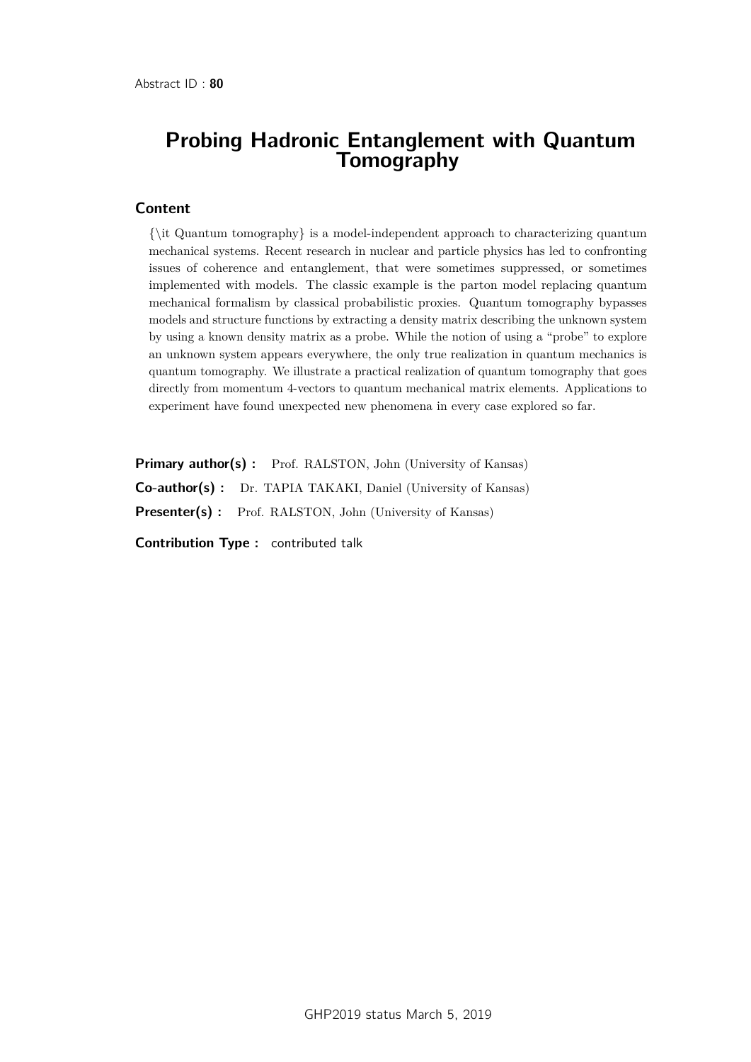Abstract ID : **80**

# Probing Hadronic Entanglement with Quantum Tomography

## Content

{\it Quantum tomography} is a model-independent approach to characterizing quantum mechanical systems. Recent research in nuclear and particle physics has led to confronting issues of coherence and entanglement, that were sometimes suppressed, or sometimes implemented with models. The classic example is the parton model replacing quantum mechanical formalism by classical probabilistic proxies. Quantum tomography bypasses models and structure functions by extracting a density matrix describing the unknown system by using a known density matrix as a probe. While the notion of using a "probe" to explore an unknown system appears everywhere, the only true realization in quantum mechanics is quantum tomography. We illustrate a practical realization of quantum tomography that goes directly from momentum 4-vectors to quantum mechanical matrix elements. Applications to experiment have found unexpected new phenomena in every case explored so far.

**Primary author(s) :** Prof. RALSTON, John (University of Kansas)

**Co-author(s) :** Dr. TAPIA TAKAKI, Daniel (University of Kansas)

**Presenter(s) :** Prof. RALSTON, John (University of Kansas)

**Contribution Type :** contributed talk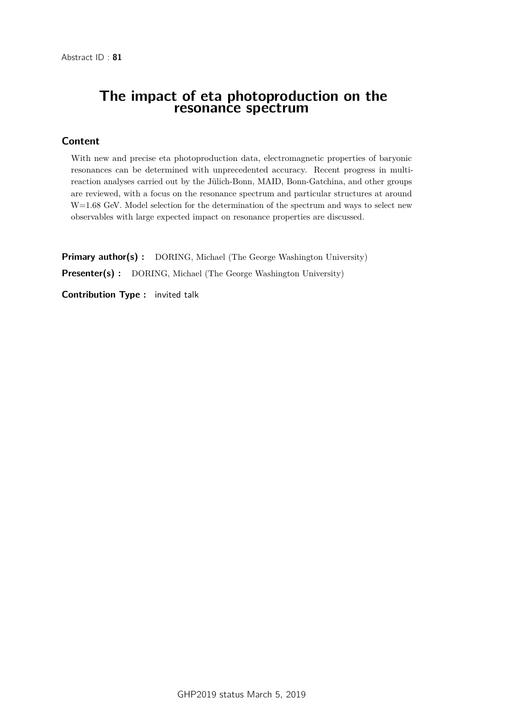Abstract ID : **81**

# The impact of eta photoproduction on the resonance spectrum

## Content

With new and precise eta photoproduction data, electromagnetic properties of baryonic resonances can be determined with unprecedented accuracy. Recent progress in multi-reaction analyses carried out by the Jülich-Bonn, MAID, Bonn-Gatchina, and other groups are reviewed, with a focus on the resonance spectrum and particular structures at around W=1.68 GeV. Model selection for the determination of the spectrum and ways to select new observables with large expected impact on resonance properties are discussed.

**Primary author(s) :** DORING, Michael (The George Washington University)

**Presenter(s) :** DORING, Michael (The George Washington University)

**Contribution Type :** invited talk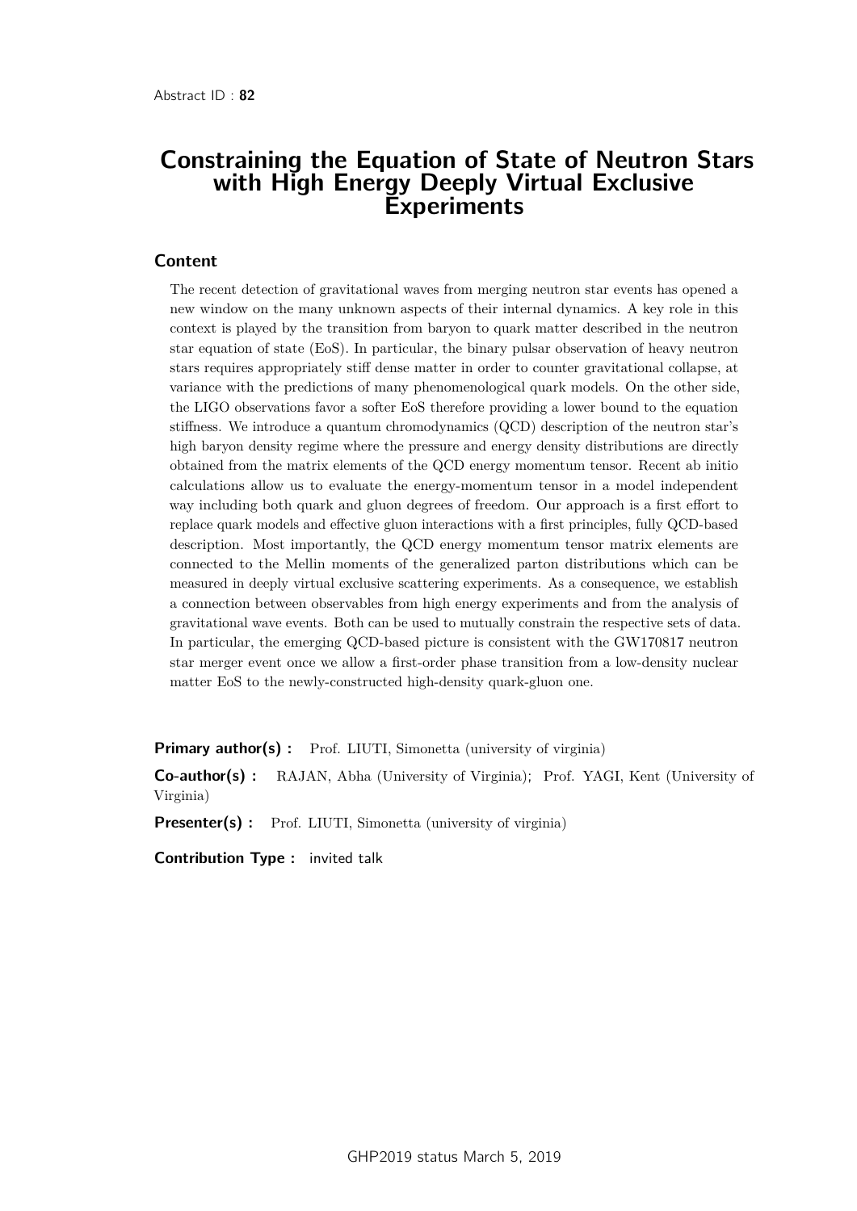Abstract ID : **82**

# Constraining the Equation of State of Neutron Stars with High Energy Deeply Virtual Exclusive Experiments

## Content

The recent detection of gravitational waves from merging neutron star events has opened a new window on the many unknown aspects of their internal dynamics. A key role in this context is played by the transition from baryon to quark matter described in the neutron star equation of state (EoS). In particular, the binary pulsar observation of heavy neutron stars requires appropriately stiff dense matter in order to counter gravitational collapse, at variance with the predictions of many phenomenological quark models. On the other side, the LIGO observations favor a softer EoS therefore providing a lower bound to the equation stiffness. We introduce a quantum chromodynamics (QCD) description of the neutron star's high baryon density regime where the pressure and energy density distributions are directly obtained from the matrix elements of the QCD energy momentum tensor. Recent ab initio calculations allow us to evaluate the energy-momentum tensor in a model independent way including both quark and gluon degrees of freedom. Our approach is a first effort to replace quark models and effective gluon interactions with a first principles, fully QCD-based description. Most importantly, the QCD energy momentum tensor matrix elements are connected to the Mellin moments of the generalized parton distributions which can be measured in deeply virtual exclusive scattering experiments. As a consequence, we establish a connection between observables from high energy experiments and from the analysis of gravitational wave events. Both can be used to mutually constrain the respective sets of data. In particular, the emerging QCD-based picture is consistent with the GW170817 neutron star merger event once we allow a first-order phase transition from a low-density nuclear matter EoS to the newly-constructed high-density quark-gluon one.

**Primary author(s) :** Prof. LIUTI, Simonetta (university of virginia)

**Co-author(s) :** RAJAN, Abha (University of Virginia); Prof. YAGI, Kent (University of Virginia)

**Presenter(s) :** Prof. LIUTI, Simonetta (university of virginia)

**Contribution Type :** invited talk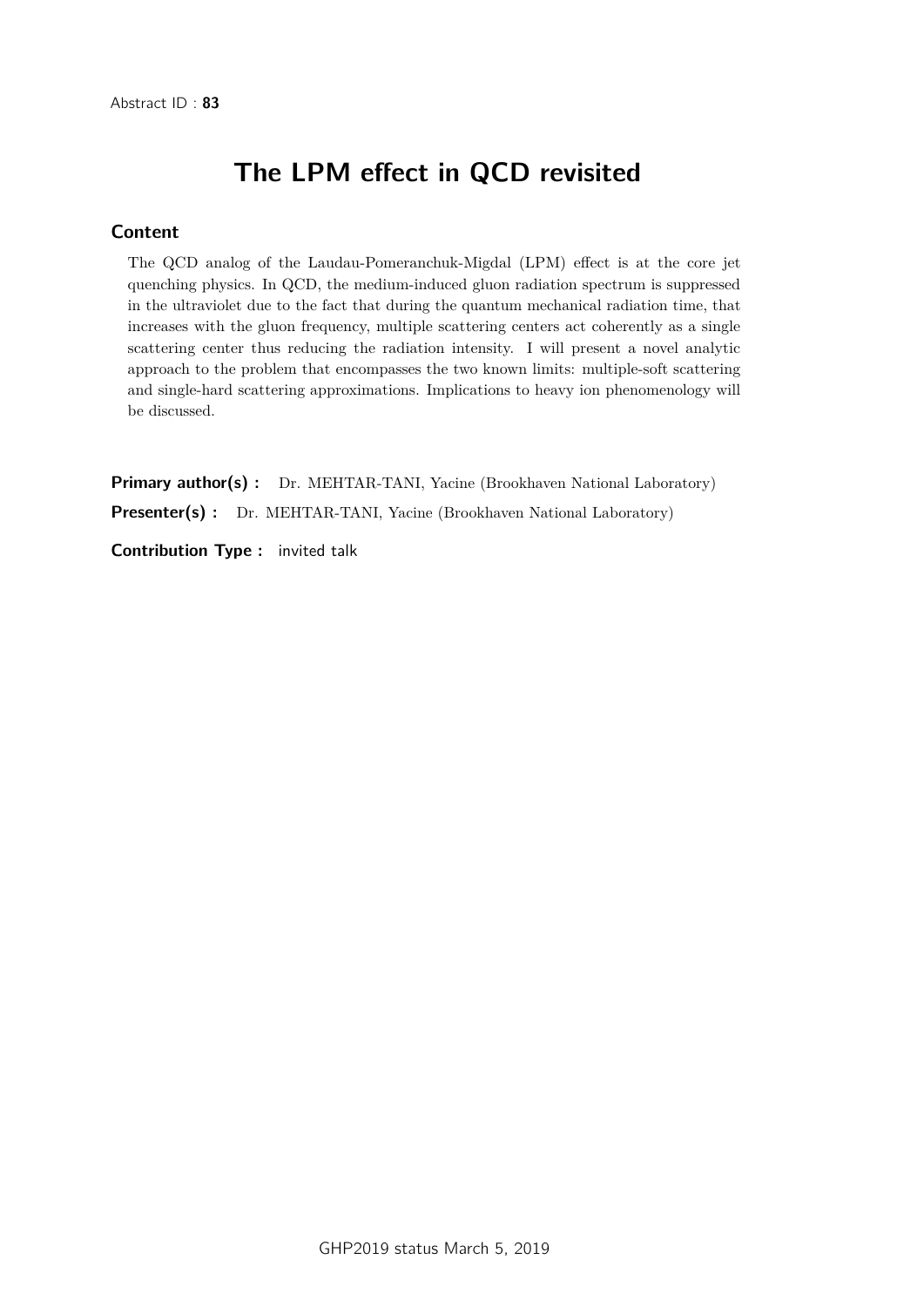Abstract ID : **83**

# The LPM effect in QCD revisited

## Content

The QCD analog of the Laudau-Pomeranchuk-Migdal (LPM) effect is at the core jet quenching physics. In QCD, the medium-induced gluon radiation spectrum is suppressed in the ultraviolet due to the fact that during the quantum mechanical radiation time, that increases with the gluon frequency, multiple scattering centers act coherently as a single scattering center thus reducing the radiation intensity. I will present a novel analytic approach to the problem that encompasses the two known limits: multiple-soft scattering and single-hard scattering approximations. Implications to heavy ion phenomenology will be discussed.

**Primary author(s) :** Dr. MEHTAR-TANI, Yacine (Brookhaven National Laboratory)

**Presenter(s) :** Dr. MEHTAR-TANI, Yacine (Brookhaven National Laboratory)

**Contribution Type :** invited talk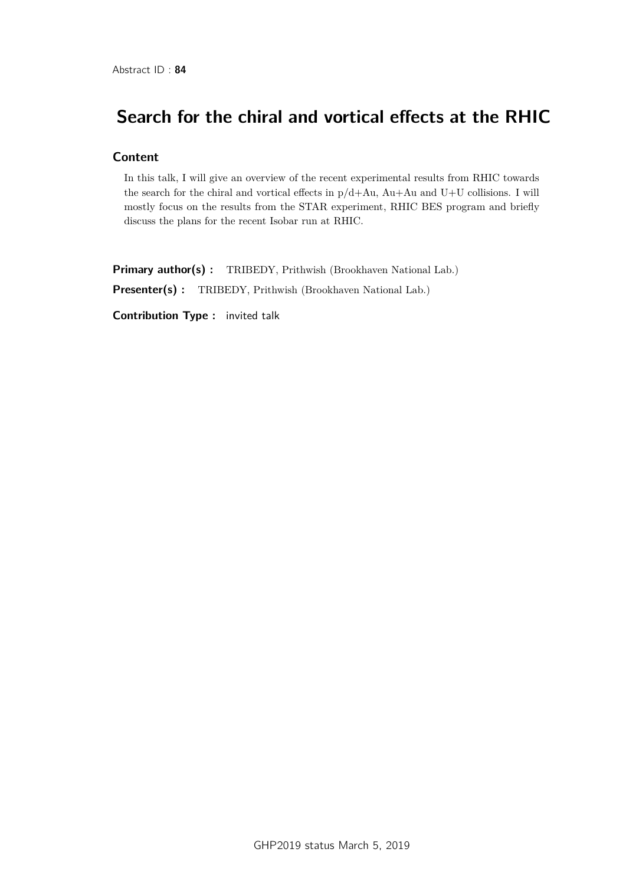Abstract ID : **84**

# Search for the chiral and vortical effects at the RHIC

### Content

In this talk, I will give an overview of the recent experimental results from RHIC towards the search for the chiral and vortical effects in p/d+Au, Au+Au and U+U collisions. I will mostly focus on the results from the STAR experiment, RHIC BES program and briefly discuss the plans for the recent Isobar run at RHIC.

**Primary author(s) :** TRIBEDY, Prithwish (Brookhaven National Lab.)

**Presenter(s) :** TRIBEDY, Prithwish (Brookhaven National Lab.)

**Contribution Type :** invited talk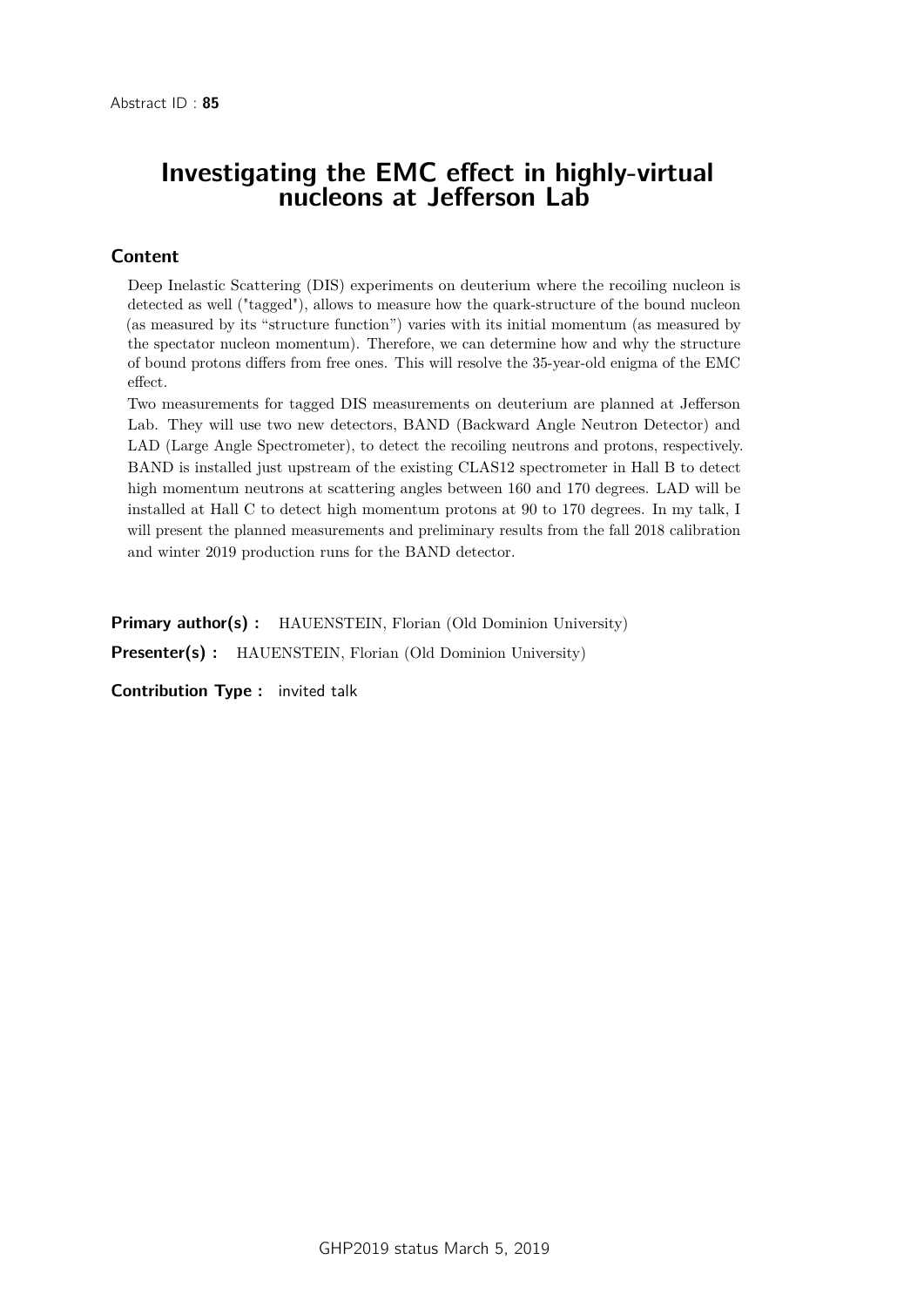Abstract ID : **85**

# Investigating the EMC effect in highly-virtual nucleons at Jefferson Lab

## Content

Deep Inelastic Scattering (DIS) experiments on deuterium where the recoiling nucleon is detected as well ("tagged"), allows to measure how the quark-structure of the bound nucleon (as measured by its "structure function") varies with its initial momentum (as measured by the spectator nucleon momentum). Therefore, we can determine how and why the structure of bound protons differs from free ones. This will resolve the 35-year-old enigma of the EMC effect.

Two measurements for tagged DIS measurements on deuterium are planned at Jefferson Lab. They will use two new detectors, BAND (Backward Angle Neutron Detector) and LAD (Large Angle Spectrometer), to detect the recoiling neutrons and protons, respectively. BAND is installed just upstream of the existing CLAS12 spectrometer in Hall B to detect high momentum neutrons at scattering angles between 160 and 170 degrees. LAD will be installed at Hall C to detect high momentum protons at 90 to 170 degrees. In my talk, I will present the planned measurements and preliminary results from the fall 2018 calibration and winter 2019 production runs for the BAND detector.

**Primary author(s) :** HAUENSTEIN, Florian (Old Dominion University)

**Presenter(s) :** HAUENSTEIN, Florian (Old Dominion University)

**Contribution Type :** invited talk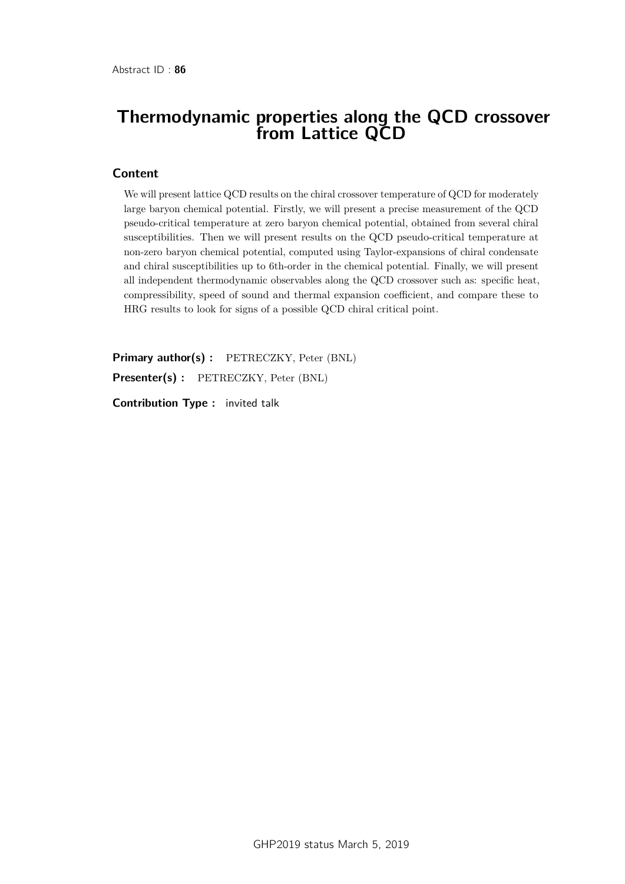Abstract ID : **86**

# Thermodynamic properties along the QCD crossover from Lattice QCD

## Content

We will present lattice QCD results on the chiral crossover temperature of QCD for moderately large baryon chemical potential. Firstly, we will present a precise measurement of the QCD pseudo-critical temperature at zero baryon chemical potential, obtained from several chiral susceptibilities. Then we will present results on the QCD pseudo-critical temperature at non-zero baryon chemical potential, computed using Taylor-expansions of chiral condensate and chiral susceptibilities up to 6th-order in the chemical potential. Finally, we will present all independent thermodynamic observables along the QCD crossover such as: specific heat, compressibility, speed of sound and thermal expansion coefficient, and compare these to HRG results to look for signs of a possible QCD chiral critical point.

**Primary author(s) :** PETRECZKY, Peter (BNL)

**Presenter(s) :** PETRECZKY, Peter (BNL)

**Contribution Type :** invited talk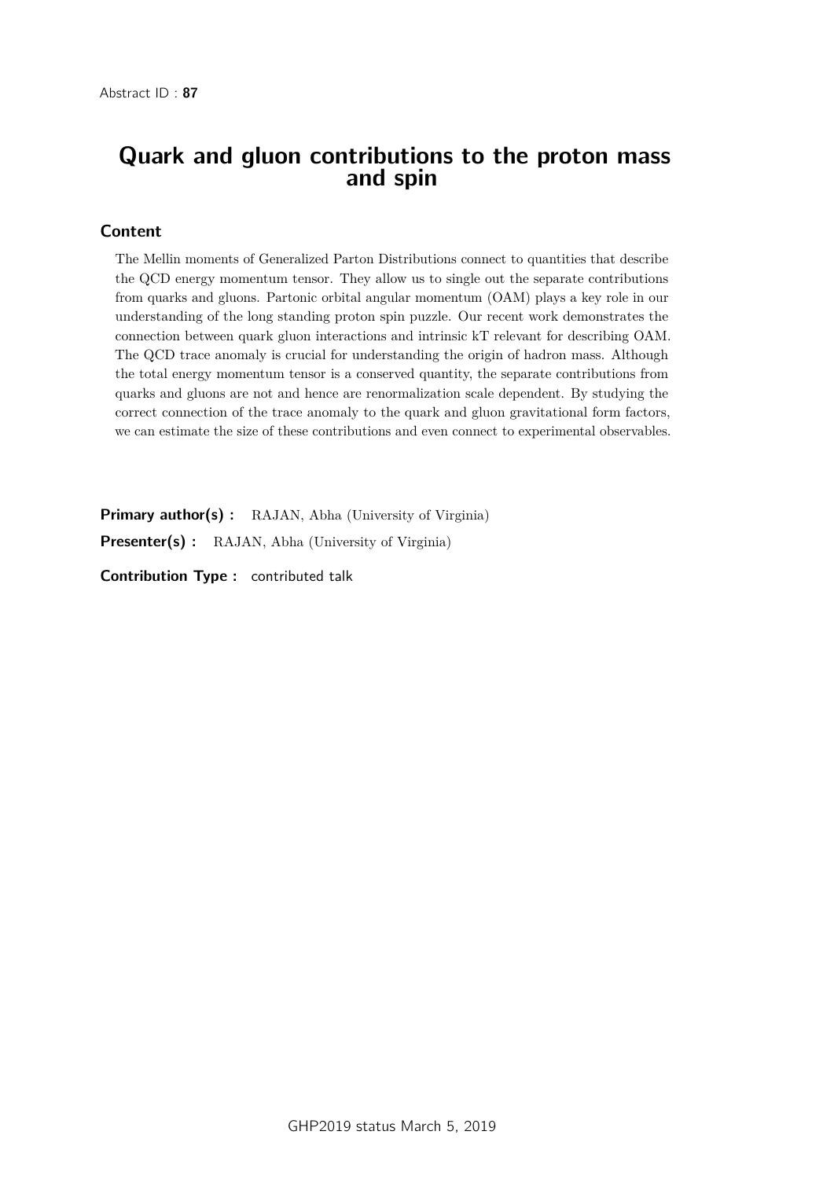Abstract ID : **87**

# Quark and gluon contributions to the proton mass and spin

## Content

The Mellin moments of Generalized Parton Distributions connect to quantities that describe the QCD energy momentum tensor. They allow us to single out the separate contributions from quarks and gluons. Partonic orbital angular momentum (OAM) plays a key role in our understanding of the long standing proton spin puzzle. Our recent work demonstrates the connection between quark gluon interactions and intrinsic kT relevant for describing OAM. The QCD trace anomaly is crucial for understanding the origin of hadron mass. Although the total energy momentum tensor is a conserved quantity, the separate contributions from quarks and gluons are not and hence are renormalization scale dependent. By studying the correct connection of the trace anomaly to the quark and gluon gravitational form factors, we can estimate the size of these contributions and even connect to experimental observables.

**Primary author(s) :** RAJAN, Abha (University of Virginia)

**Presenter(s) :** RAJAN, Abha (University of Virginia)

**Contribution Type :** contributed talk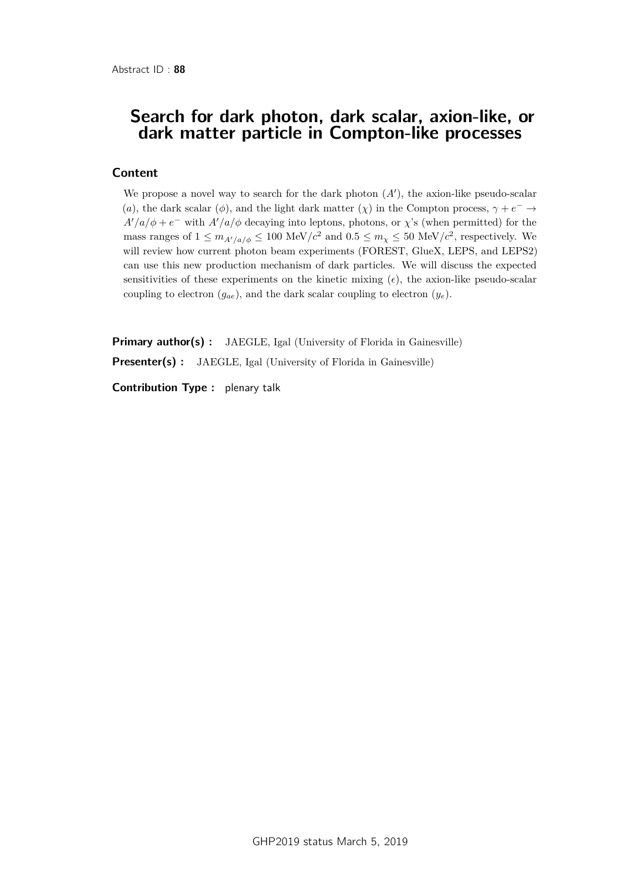Abstract ID : **88**

# Search for dark photon, dark scalar, axion-like, or dark matter particle in Compton-like processes

## Content

We propose a novel way to search for the dark photon ($A'$), the axion-like pseudo-scalar ($a$), the dark scalar ($\phi$), and the light dark matter ($\chi$) in the Compton process, $\gamma + e^- \rightarrow A'/a/\phi + e^-$ with $A'/a/\phi$ decaying into leptons, photons, or $\chi$'s (when permitted) for the mass ranges of $1 \leq m_{A'/a/\phi} \leq 100$ MeV/$c^2$ and $0.5 \leq m_\chi \leq 50$ MeV/$c^2$, respectively. We will review how current photon beam experiments (FOREST, GlueX, LEPS, and LEPS2) can use this new production mechanism of dark particles. We will discuss the expected sensitivities of these experiments on the kinetic mixing ($\epsilon$), the axion-like pseudo-scalar coupling to electron ($g_{ae}$), and the dark scalar coupling to electron ($y_e$).

**Primary author(s) :** JAEGLE, Igal (University of Florida in Gainesville)

**Presenter(s) :** JAEGLE, Igal (University of Florida in Gainesville)

**Contribution Type :** plenary talk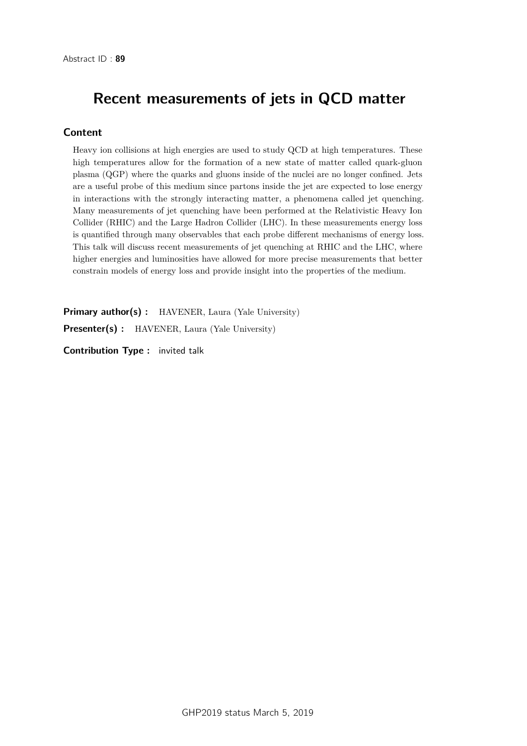Abstract ID : **89**

# Recent measurements of jets in QCD matter

## Content

Heavy ion collisions at high energies are used to study QCD at high temperatures. These high temperatures allow for the formation of a new state of matter called quark-gluon plasma (QGP) where the quarks and gluons inside of the nuclei are no longer confined. Jets are a useful probe of this medium since partons inside the jet are expected to lose energy in interactions with the strongly interacting matter, a phenomena called jet quenching. Many measurements of jet quenching have been performed at the Relativistic Heavy Ion Collider (RHIC) and the Large Hadron Collider (LHC). In these measurements energy loss is quantified through many observables that each probe different mechanisms of energy loss. This talk will discuss recent measurements of jet quenching at RHIC and the LHC, where higher energies and luminosities have allowed for more precise measurements that better constrain models of energy loss and provide insight into the properties of the medium.

**Primary author(s) :** HAVENER, Laura (Yale University)

**Presenter(s) :** HAVENER, Laura (Yale University)

**Contribution Type :** invited talk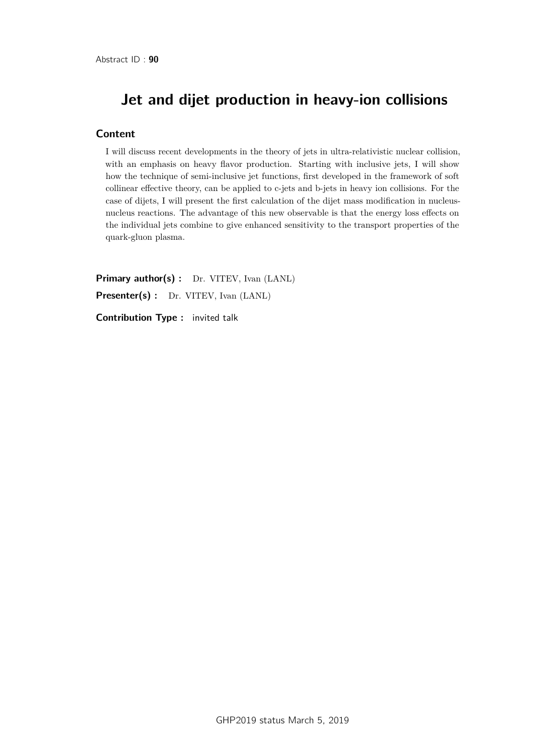Abstract ID : **90**

# Jet and dijet production in heavy-ion collisions

## Content

I will discuss recent developments in the theory of jets in ultra-relativistic nuclear collision, with an emphasis on heavy flavor production. Starting with inclusive jets, I will show how the technique of semi-inclusive jet functions, first developed in the framework of soft collinear effective theory, can be applied to c-jets and b-jets in heavy ion collisions. For the case of dijets, I will present the first calculation of the dijet mass modification in nucleus-nucleus reactions. The advantage of this new observable is that the energy loss effects on the individual jets combine to give enhanced sensitivity to the transport properties of the quark-gluon plasma.

**Primary author(s) :** Dr. VITEV, Ivan (LANL)

**Presenter(s) :** Dr. VITEV, Ivan (LANL)

**Contribution Type :** invited talk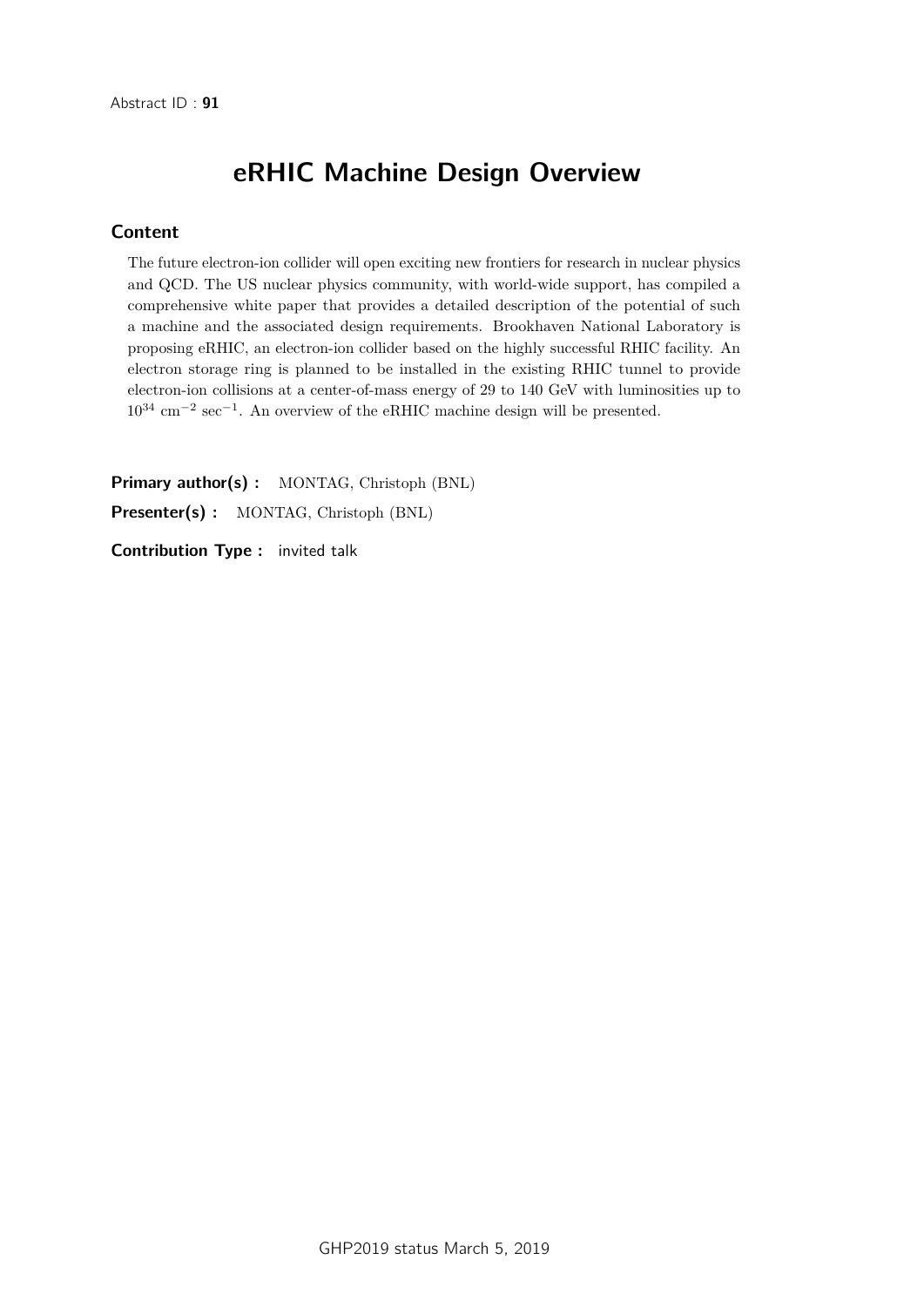Abstract ID : **91**

# eRHIC Machine Design Overview

## Content

The future electron-ion collider will open exciting new frontiers for research in nuclear physics and QCD. The US nuclear physics community, with world-wide support, has compiled a comprehensive white paper that provides a detailed description of the potential of such a machine and the associated design requirements. Brookhaven National Laboratory is proposing eRHIC, an electron-ion collider based on the highly successful RHIC facility. An electron storage ring is planned to be installed in the existing RHIC tunnel to provide electron-ion collisions at a center-of-mass energy of 29 to 140 GeV with luminosities up to $10^{34}$ cm$^{-2}$ sec$^{-1}$. An overview of the eRHIC machine design will be presented.

**Primary author(s) :** MONTAG, Christoph (BNL)

**Presenter(s) :** MONTAG, Christoph (BNL)

**Contribution Type :** invited talk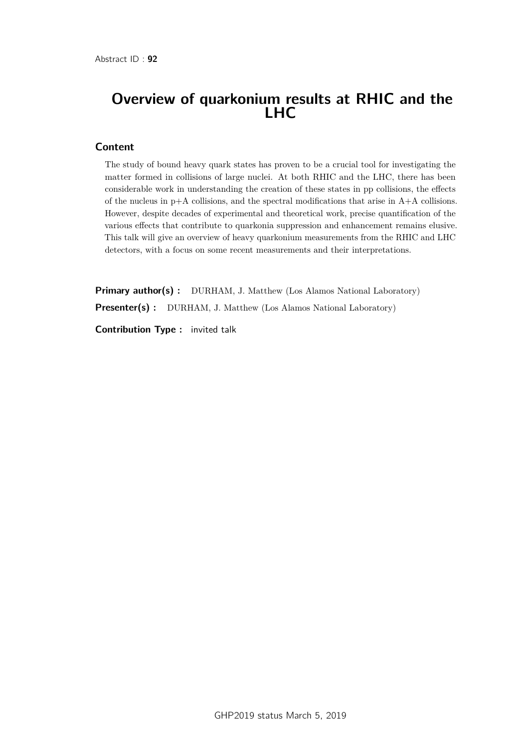Abstract ID : **92**

# Overview of quarkonium results at RHIC and the LHC

## Content

The study of bound heavy quark states has proven to be a crucial tool for investigating the matter formed in collisions of large nuclei. At both RHIC and the LHC, there has been considerable work in understanding the creation of these states in pp collisions, the effects of the nucleus in p+A collisions, and the spectral modifications that arise in A+A collisions. However, despite decades of experimental and theoretical work, precise quantification of the various effects that contribute to quarkonia suppression and enhancement remains elusive. This talk will give an overview of heavy quarkonium measurements from the RHIC and LHC detectors, with a focus on some recent measurements and their interpretations.

**Primary author(s) :** DURHAM, J. Matthew (Los Alamos National Laboratory)

**Presenter(s) :** DURHAM, J. Matthew (Los Alamos National Laboratory)

**Contribution Type :** invited talk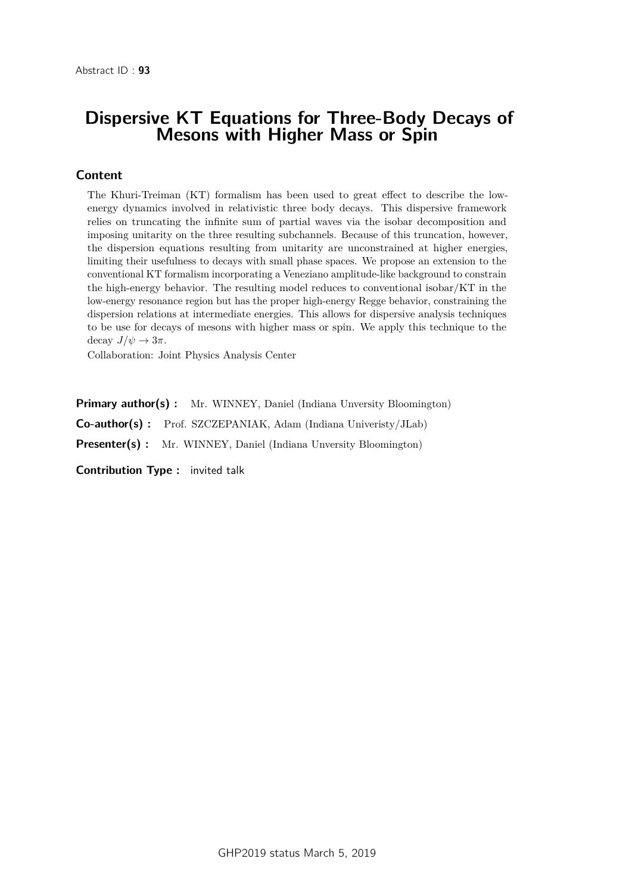Abstract ID : **93**

# Dispersive KT Equations for Three-Body Decays of Mesons with Higher Mass or Spin

## Content

The Khuri-Treiman (KT) formalism has been used to great effect to describe the low-energy dynamics involved in relativistic three body decays. This dispersive framework relies on truncating the infinite sum of partial waves via the isobar decomposition and imposing unitarity on the three resulting subchannels. Because of this truncation, however, the dispersion equations resulting from unitarity are unconstrained at higher energies, limiting their usefulness to decays with small phase spaces. We propose an extension to the conventional KT formalism incorporating a Veneziano amplitude-like background to constrain the high-energy behavior. The resulting model reduces to conventional isobar/KT in the low-energy resonance region but has the proper high-energy Regge behavior, constraining the dispersion relations at intermediate energies. This allows for dispersive analysis techniques to be use for decays of mesons with higher mass or spin. We apply this technique to the decay $J/\psi \to 3\pi$.

Collaboration: Joint Physics Analysis Center

**Primary author(s) :** Mr. WINNEY, Daniel (Indiana Unversity Bloomington)

**Co-author(s) :** Prof. SZCZEPANIAK, Adam (Indiana Univeristy/JLab)

**Presenter(s) :** Mr. WINNEY, Daniel (Indiana Unversity Bloomington)

**Contribution Type :** invited talk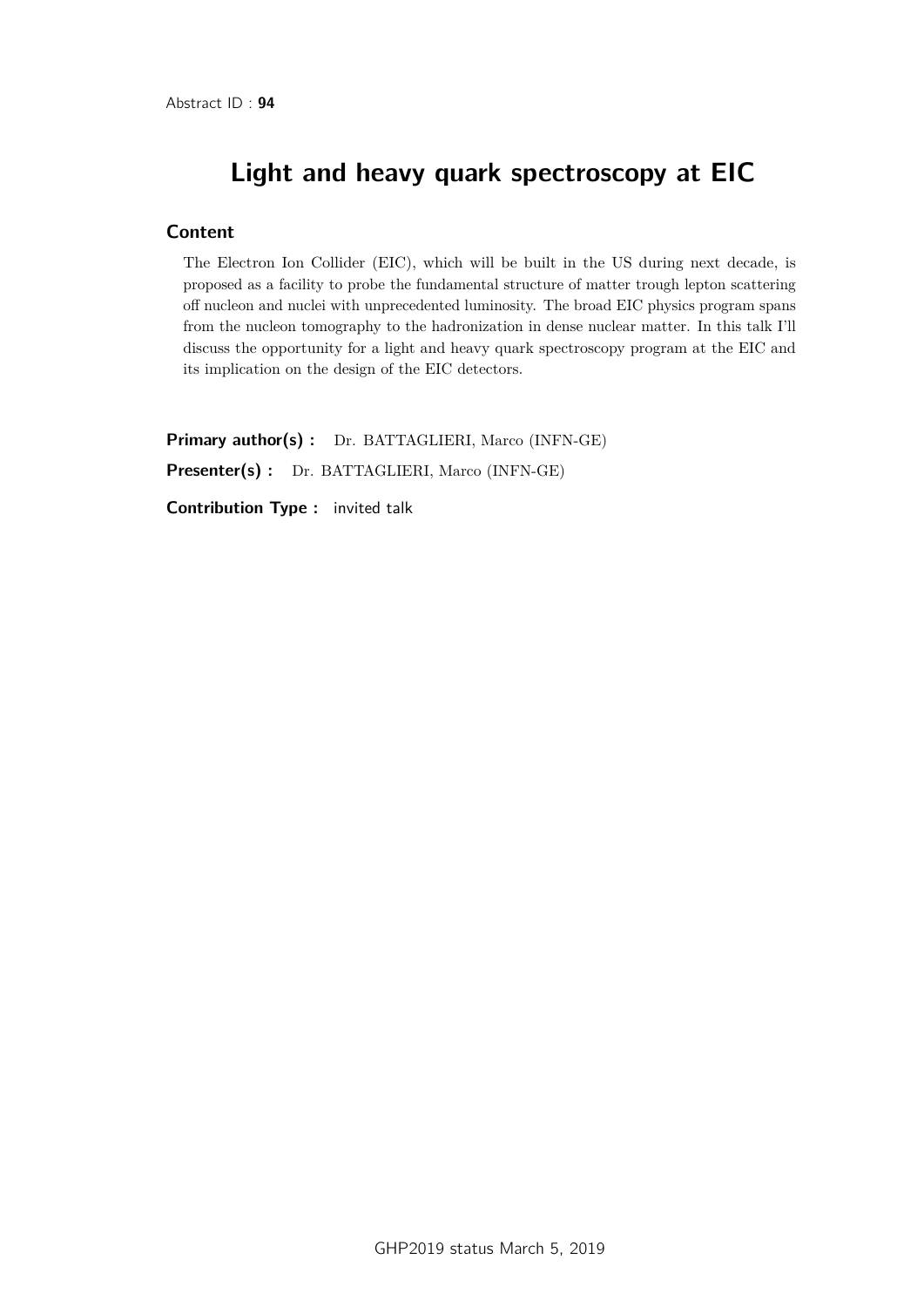Abstract ID : **94**

# Light and heavy quark spectroscopy at EIC

## Content

The Electron Ion Collider (EIC), which will be built in the US during next decade, is proposed as a facility to probe the fundamental structure of matter trough lepton scattering off nucleon and nuclei with unprecedented luminosity. The broad EIC physics program spans from the nucleon tomography to the hadronization in dense nuclear matter. In this talk I'll discuss the opportunity for a light and heavy quark spectroscopy program at the EIC and its implication on the design of the EIC detectors.

**Primary author(s) :** Dr. BATTAGLIERI, Marco (INFN-GE)

**Presenter(s) :** Dr. BATTAGLIERI, Marco (INFN-GE)

**Contribution Type :** invited talk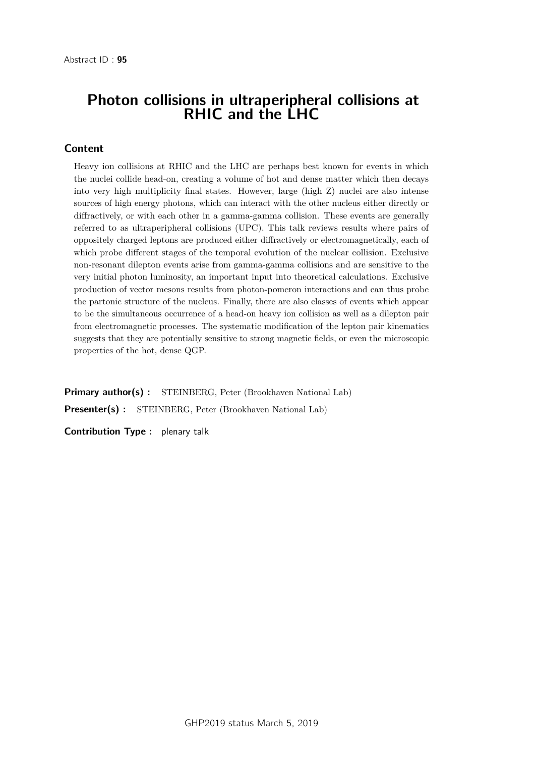Abstract ID : **95**

# Photon collisions in ultraperipheral collisions at RHIC and the LHC

## Content

Heavy ion collisions at RHIC and the LHC are perhaps best known for events in which the nuclei collide head-on, creating a volume of hot and dense matter which then decays into very high multiplicity final states. However, large (high Z) nuclei are also intense sources of high energy photons, which can interact with the other nucleus either directly or diffractively, or with each other in a gamma-gamma collision. These events are generally referred to as ultraperipheral collisions (UPC). This talk reviews results where pairs of oppositely charged leptons are produced either diffractively or electromagnetically, each of which probe different stages of the temporal evolution of the nuclear collision. Exclusive non-resonant dilepton events arise from gamma-gamma collisions and are sensitive to the very initial photon luminosity, an important input into theoretical calculations. Exclusive production of vector mesons results from photon-pomeron interactions and can thus probe the partonic structure of the nucleus. Finally, there are also classes of events which appear to be the simultaneous occurrence of a head-on heavy ion collision as well as a dilepton pair from electromagnetic processes. The systematic modification of the lepton pair kinematics suggests that they are potentially sensitive to strong magnetic fields, or even the microscopic properties of the hot, dense QGP.

**Primary author(s) :** STEINBERG, Peter (Brookhaven National Lab)

**Presenter(s) :** STEINBERG, Peter (Brookhaven National Lab)

**Contribution Type :** plenary talk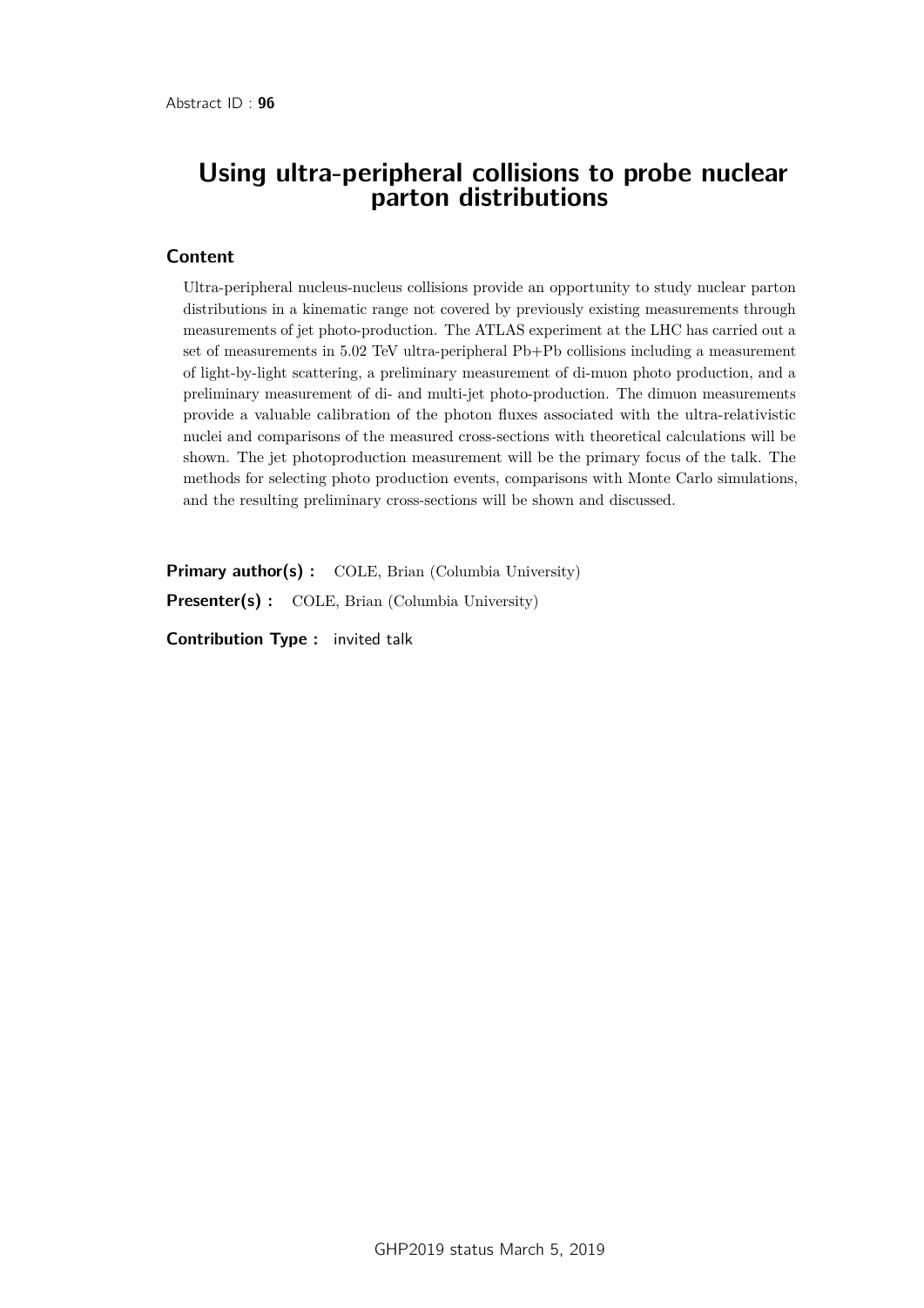Abstract ID : **96**

# Using ultra-peripheral collisions to probe nuclear parton distributions

## Content

Ultra-peripheral nucleus-nucleus collisions provide an opportunity to study nuclear parton distributions in a kinematic range not covered by previously existing measurements through measurements of jet photo-production. The ATLAS experiment at the LHC has carried out a set of measurements in 5.02 TeV ultra-peripheral Pb+Pb collisions including a measurement of light-by-light scattering, a preliminary measurement of di-muon photo production, and a preliminary measurement of di- and multi-jet photo-production. The dimuon measurements provide a valuable calibration of the photon fluxes associated with the ultra-relativistic nuclei and comparisons of the measured cross-sections with theoretical calculations will be shown. The jet photoproduction measurement will be the primary focus of the talk. The methods for selecting photo production events, comparisons with Monte Carlo simulations, and the resulting preliminary cross-sections will be shown and discussed.

**Primary author(s) :** COLE, Brian (Columbia University)

**Presenter(s) :** COLE, Brian (Columbia University)

**Contribution Type :** invited talk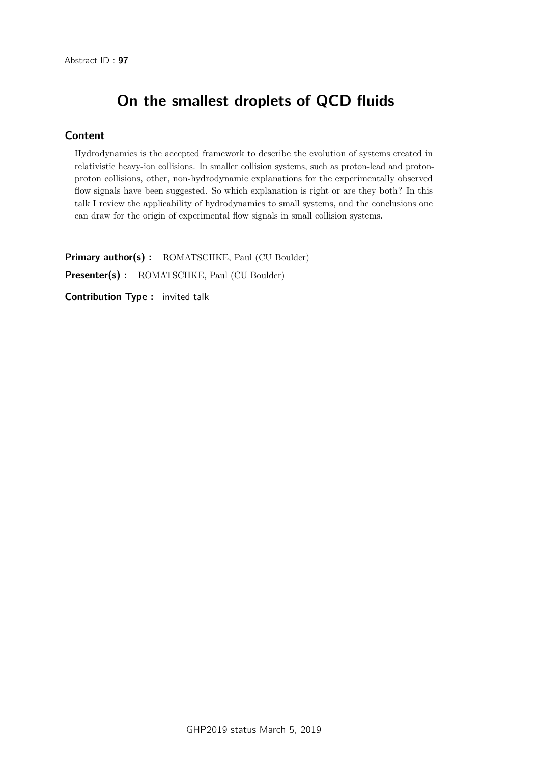Abstract ID : **97**

# On the smallest droplets of QCD fluids

## Content

Hydrodynamics is the accepted framework to describe the evolution of systems created in relativistic heavy-ion collisions. In smaller collision systems, such as proton-lead and proton-proton collisions, other, non-hydrodynamic explanations for the experimentally observed flow signals have been suggested. So which explanation is right or are they both? In this talk I review the applicability of hydrodynamics to small systems, and the conclusions one can draw for the origin of experimental flow signals in small collision systems.

**Primary author(s) :** ROMATSCHKE, Paul (CU Boulder)

**Presenter(s) :** ROMATSCHKE, Paul (CU Boulder)

**Contribution Type :** invited talk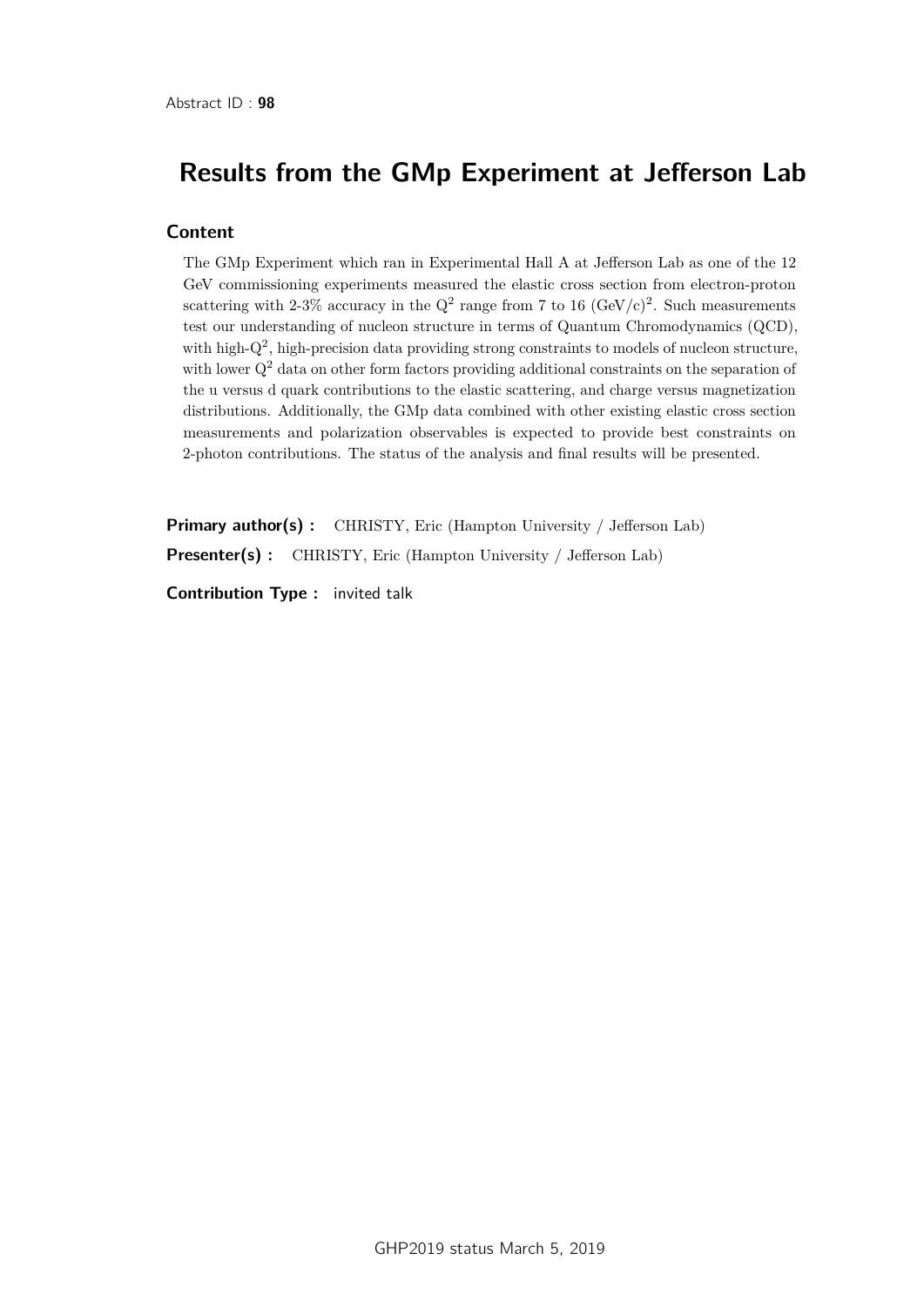Abstract ID : **98**

# Results from the GMp Experiment at Jefferson Lab

## Content

The GMp Experiment which ran in Experimental Hall A at Jefferson Lab as one of the 12 GeV commissioning experiments measured the elastic cross section from electron-proton scattering with 2-3% accuracy in the $Q^2$ range from 7 to 16 $(GeV/c)^2$. Such measurements test our understanding of nucleon structure in terms of Quantum Chromodynamics (QCD), with high-$Q^2$, high-precision data providing strong constraints to models of nucleon structure, with lower $Q^2$ data on other form factors providing additional constraints on the separation of the u versus d quark contributions to the elastic scattering, and charge versus magnetization distributions. Additionally, the GMp data combined with other existing elastic cross section measurements and polarization observables is expected to provide best constraints on 2-photon contributions. The status of the analysis and final results will be presented.

**Primary author(s) :** CHRISTY, Eric (Hampton University / Jefferson Lab)

**Presenter(s) :** CHRISTY, Eric (Hampton University / Jefferson Lab)

**Contribution Type :** invited talk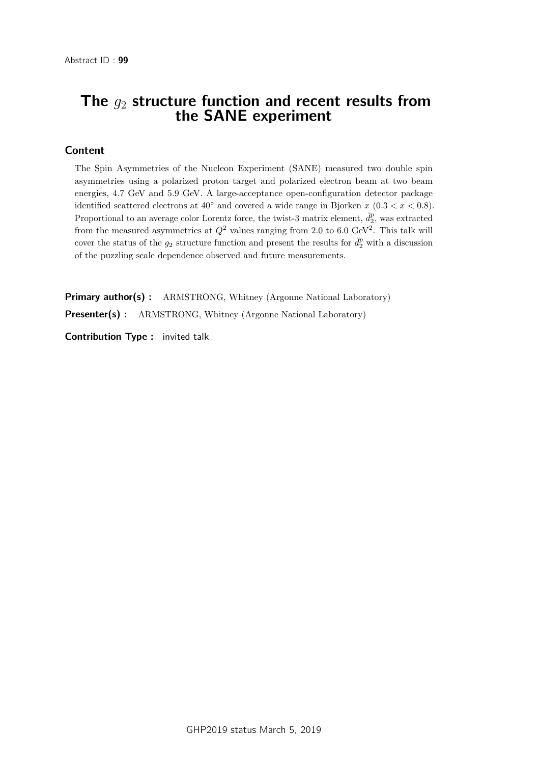Abstract ID : **99**

# The $g_2$ structure function and recent results from the SANE experiment

## Content

The Spin Asymmetries of the Nucleon Experiment (SANE) measured two double spin asymmetries using a polarized proton target and polarized electron beam at two beam energies, 4.7 GeV and 5.9 GeV. A large-acceptance open-configuration detector package identified scattered electrons at 40° and covered a wide range in Bjorken $x$ ($0.3 < x < 0.8$). Proportional to an average color Lorentz force, the twist-3 matrix element, $\tilde{d}_2^p$, was extracted from the measured asymmetries at $Q^2$ values ranging from 2.0 to 6.0 GeV$^2$. This talk will cover the status of the $g_2$ structure function and present the results for $\tilde{d}_2^p$ with a discussion of the puzzling scale dependence observed and future measurements.

**Primary author(s) :** ARMSTRONG, Whitney (Argonne National Laboratory)

**Presenter(s) :** ARMSTRONG, Whitney (Argonne National Laboratory)

**Contribution Type :** invited talk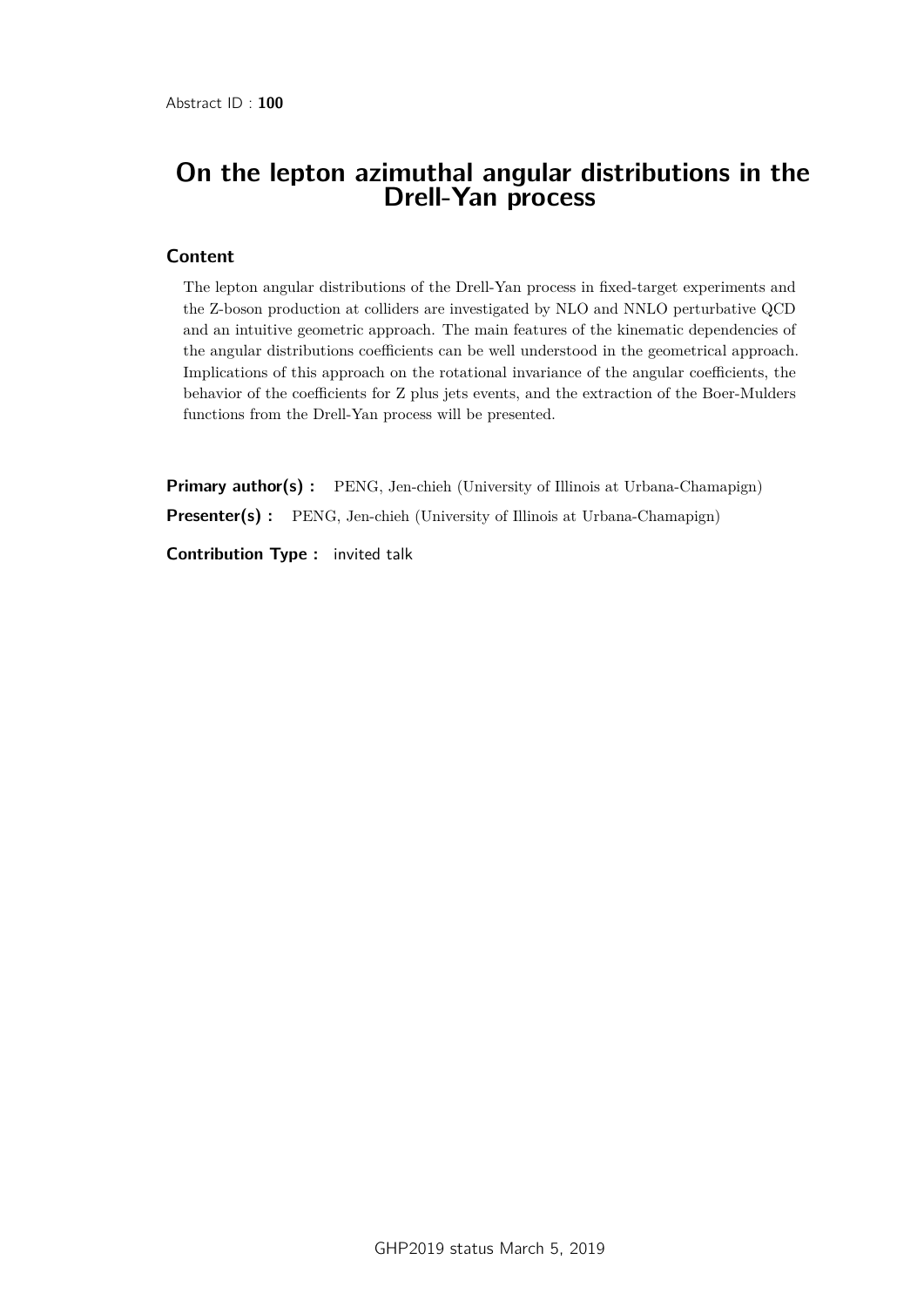Abstract ID : **100**

# On the lepton azimuthal angular distributions in the Drell-Yan process

## Content

The lepton angular distributions of the Drell-Yan process in fixed-target experiments and the Z-boson production at colliders are investigated by NLO and NNLO perturbative QCD and an intuitive geometric approach. The main features of the kinematic dependencies of the angular distributions coefficients can be well understood in the geometrical approach. Implications of this approach on the rotational invariance of the angular coefficients, the behavior of the coefficients for Z plus jets events, and the extraction of the Boer-Mulders functions from the Drell-Yan process will be presented.

**Primary author(s) :** PENG, Jen-chieh (University of Illinois at Urbana-Chamapign)

**Presenter(s) :** PENG, Jen-chieh (University of Illinois at Urbana-Chamapign)

**Contribution Type :** invited talk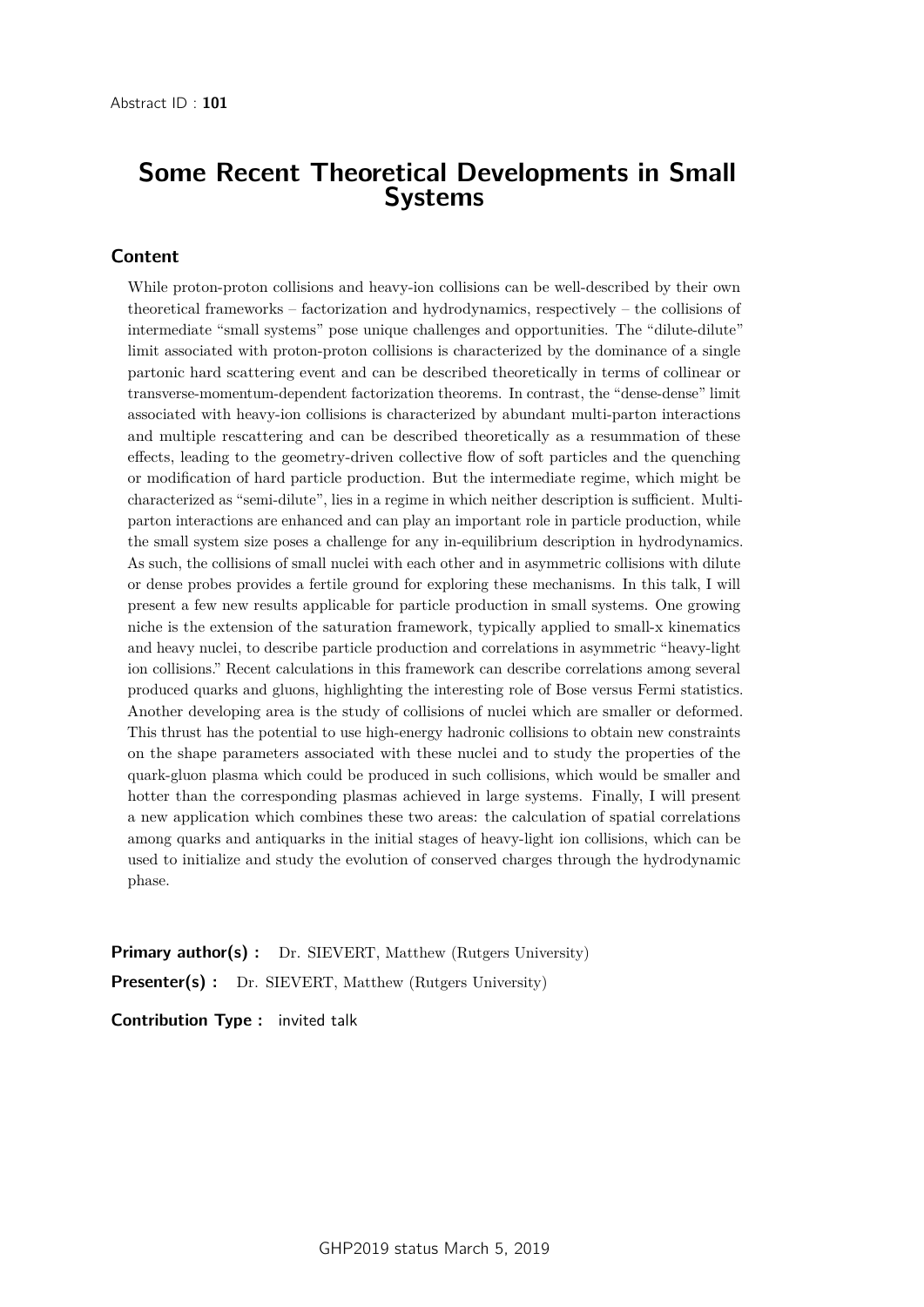Abstract ID : **101**

# Some Recent Theoretical Developments in Small Systems

## Content

While proton-proton collisions and heavy-ion collisions can be well-described by their own theoretical frameworks – factorization and hydrodynamics, respectively – the collisions of intermediate "small systems" pose unique challenges and opportunities. The "dilute-dilute" limit associated with proton-proton collisions is characterized by the dominance of a single partonic hard scattering event and can be described theoretically in terms of collinear or transverse-momentum-dependent factorization theorems. In contrast, the "dense-dense" limit associated with heavy-ion collisions is characterized by abundant multi-parton interactions and multiple rescattering and can be described theoretically as a resummation of these effects, leading to the geometry-driven collective flow of soft particles and the quenching or modification of hard particle production. But the intermediate regime, which might be characterized as "semi-dilute", lies in a regime in which neither description is sufficient. Multi-parton interactions are enhanced and can play an important role in particle production, while the small system size poses a challenge for any in-equilibrium description in hydrodynamics. As such, the collisions of small nuclei with each other and in asymmetric collisions with dilute or dense probes provides a fertile ground for exploring these mechanisms. In this talk, I will present a few new results applicable for particle production in small systems. One growing niche is the extension of the saturation framework, typically applied to small-x kinematics and heavy nuclei, to describe particle production and correlations in asymmetric "heavy-light ion collisions." Recent calculations in this framework can describe correlations among several produced quarks and gluons, highlighting the interesting role of Bose versus Fermi statistics. Another developing area is the study of collisions of nuclei which are smaller or deformed. This thrust has the potential to use high-energy hadronic collisions to obtain new constraints on the shape parameters associated with these nuclei and to study the properties of the quark-gluon plasma which could be produced in such collisions, which would be smaller and hotter than the corresponding plasmas achieved in large systems. Finally, I will present a new application which combines these two areas: the calculation of spatial correlations among quarks and antiquarks in the initial stages of heavy-light ion collisions, which can be used to initialize and study the evolution of conserved charges through the hydrodynamic phase.

**Primary author(s) :** Dr. SIEVERT, Matthew (Rutgers University)

**Presenter(s) :** Dr. SIEVERT, Matthew (Rutgers University)

**Contribution Type :** invited talk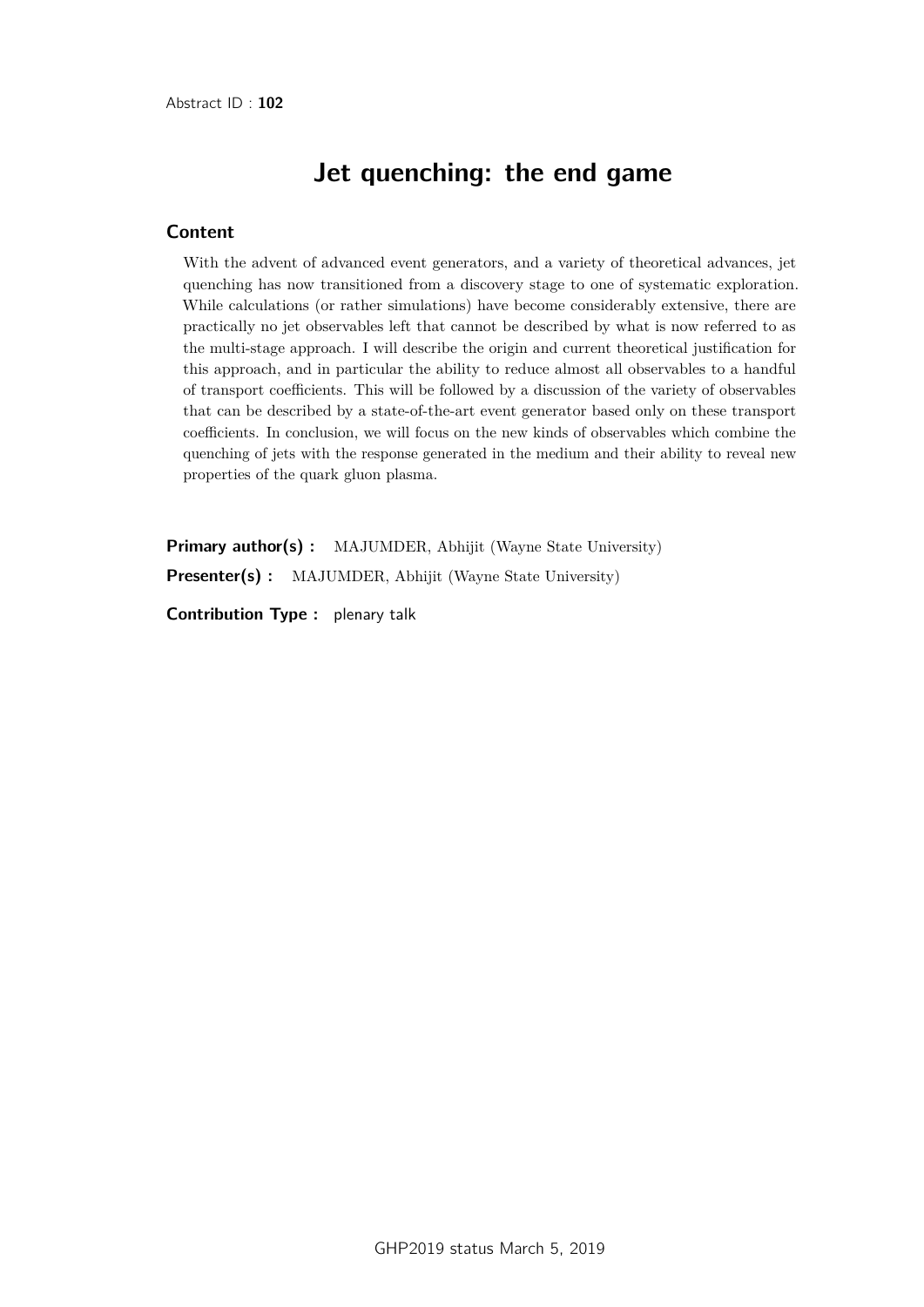Abstract ID : **102**

# Jet quenching: the end game

## Content

With the advent of advanced event generators, and a variety of theoretical advances, jet quenching has now transitioned from a discovery stage to one of systematic exploration. While calculations (or rather simulations) have become considerably extensive, there are practically no jet observables left that cannot be described by what is now referred to as the multi-stage approach. I will describe the origin and current theoretical justification for this approach, and in particular the ability to reduce almost all observables to a handful of transport coefficients. This will be followed by a discussion of the variety of observables that can be described by a state-of-the-art event generator based only on these transport coefficients. In conclusion, we will focus on the new kinds of observables which combine the quenching of jets with the response generated in the medium and their ability to reveal new properties of the quark gluon plasma.

**Primary author(s) :** MAJUMDER, Abhijit (Wayne State University)

**Presenter(s) :** MAJUMDER, Abhijit (Wayne State University)

**Contribution Type :** plenary talk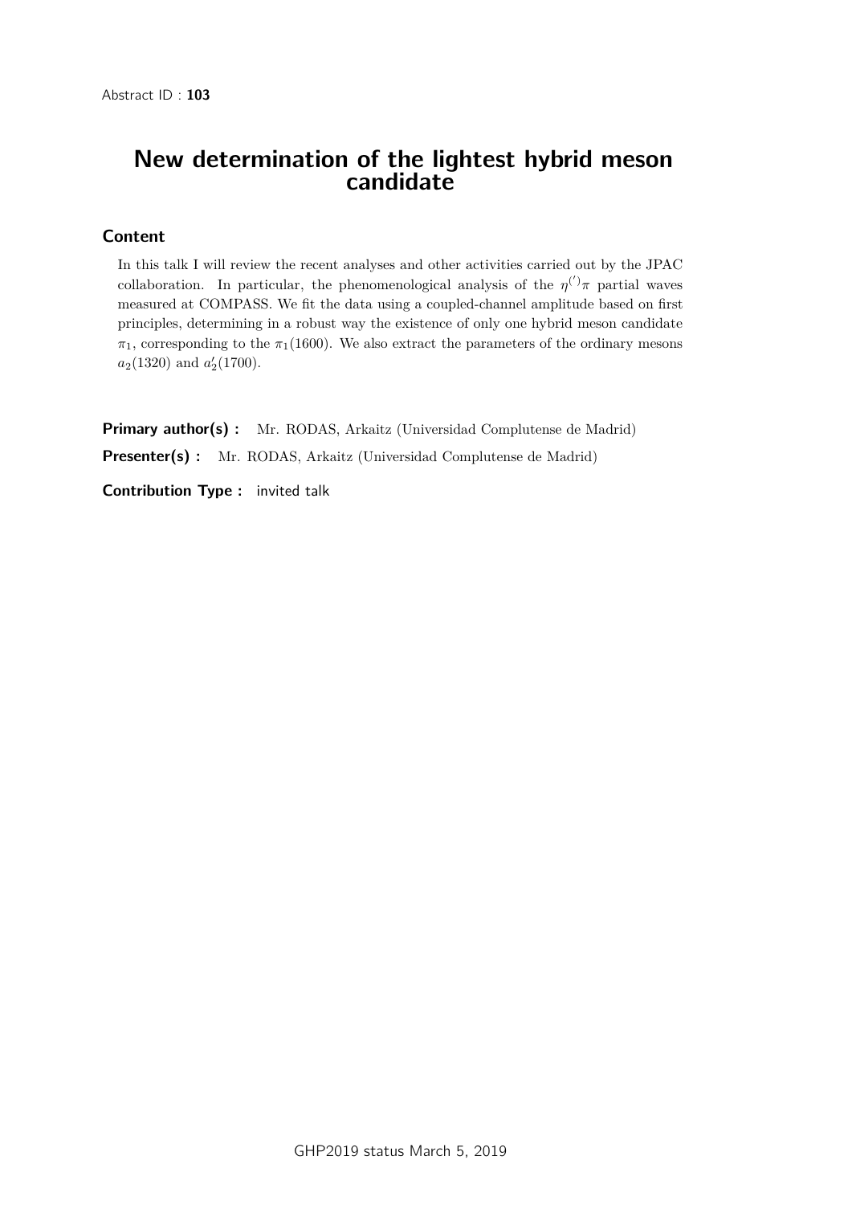Abstract ID : **103**

# New determination of the lightest hybrid meson candidate

## Content

In this talk I will review the recent analyses and other activities carried out by the JPAC collaboration. In particular, the phenomenological analysis of the $\eta^{(\prime)}\pi$ partial waves measured at COMPASS. We fit the data using a coupled-channel amplitude based on first principles, determining in a robust way the existence of only one hybrid meson candidate $\pi_1$, corresponding to the $\pi_1(1600)$. We also extract the parameters of the ordinary mesons $a_2(1320)$ and $a_2'(1700)$.

**Primary author(s) :** Mr. RODAS, Arkaitz (Universidad Complutense de Madrid)

**Presenter(s) :** Mr. RODAS, Arkaitz (Universidad Complutense de Madrid)

**Contribution Type :** invited talk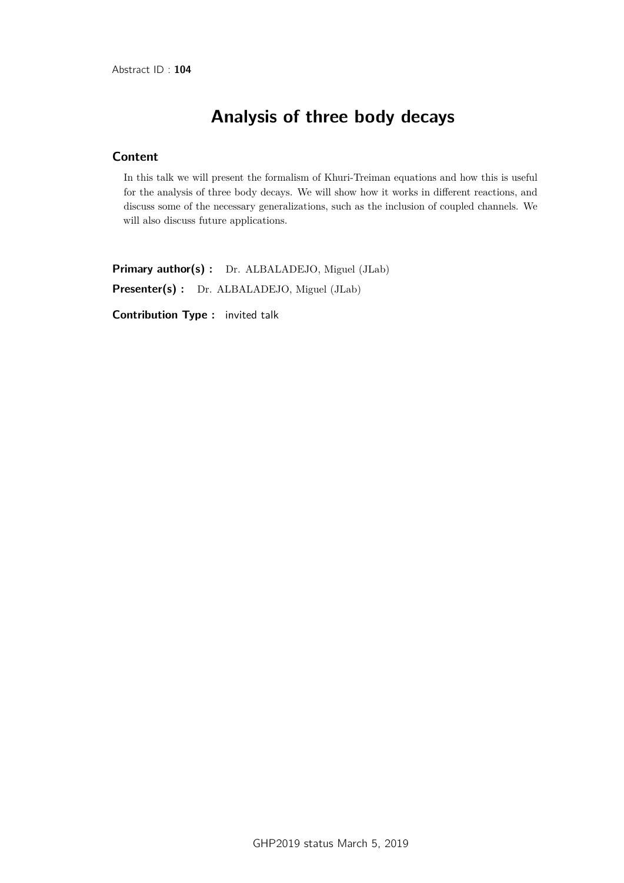Abstract ID : **104**

# Analysis of three body decays

## Content

In this talk we will present the formalism of Khuri-Treiman equations and how this is useful for the analysis of three body decays. We will show how it works in different reactions, and discuss some of the necessary generalizations, such as the inclusion of coupled channels. We will also discuss future applications.

**Primary author(s) :** Dr. ALBALADEJO, Miguel (JLab)

**Presenter(s) :** Dr. ALBALADEJO, Miguel (JLab)

**Contribution Type :** invited talk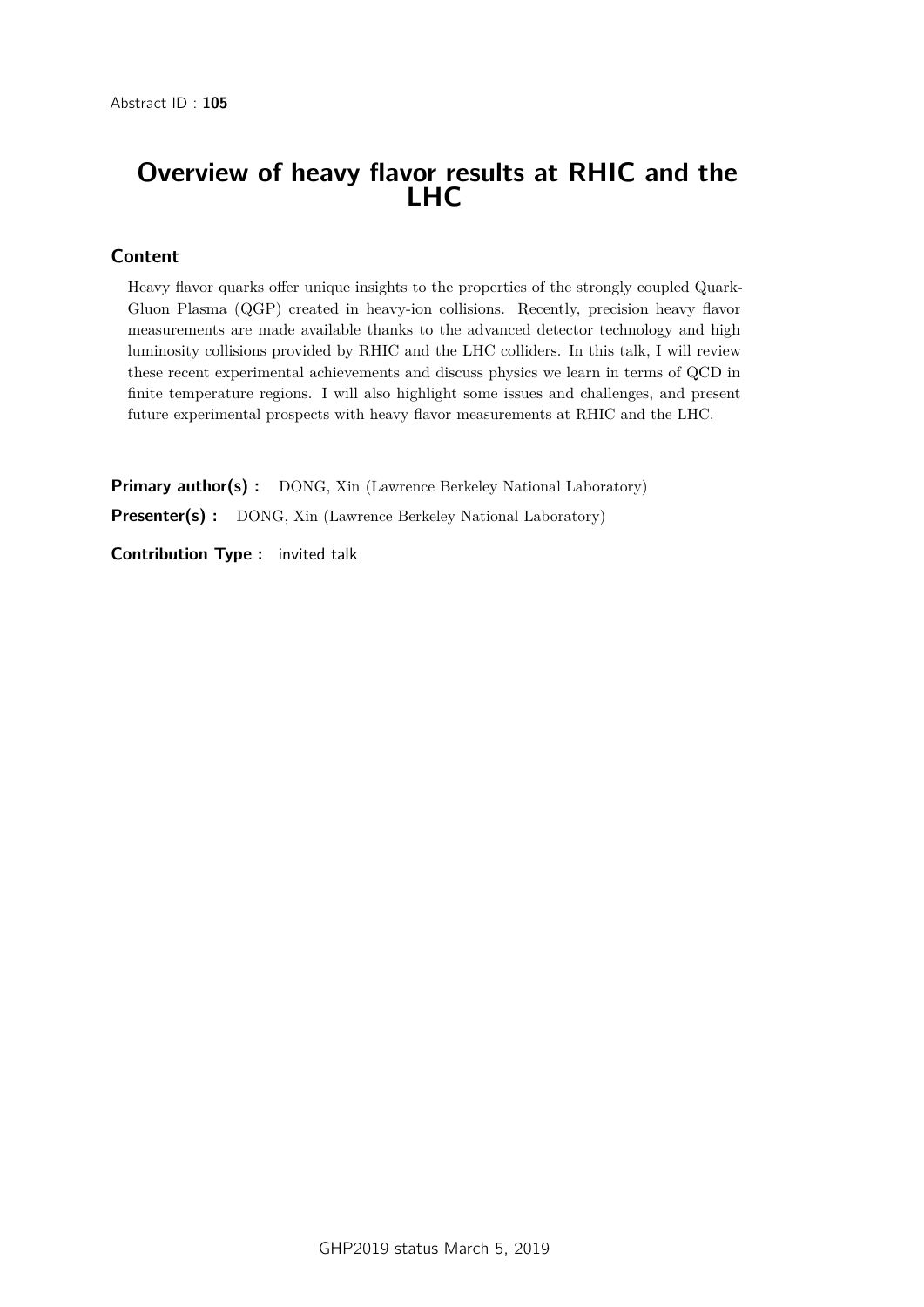Abstract ID : **105**

# Overview of heavy flavor results at RHIC and the LHC

## Content

Heavy flavor quarks offer unique insights to the properties of the strongly coupled Quark-Gluon Plasma (QGP) created in heavy-ion collisions. Recently, precision heavy flavor measurements are made available thanks to the advanced detector technology and high luminosity collisions provided by RHIC and the LHC colliders. In this talk, I will review these recent experimental achievements and discuss physics we learn in terms of QCD in finite temperature regions. I will also highlight some issues and challenges, and present future experimental prospects with heavy flavor measurements at RHIC and the LHC.

**Primary author(s) :** DONG, Xin (Lawrence Berkeley National Laboratory)

**Presenter(s) :** DONG, Xin (Lawrence Berkeley National Laboratory)

**Contribution Type :** invited talk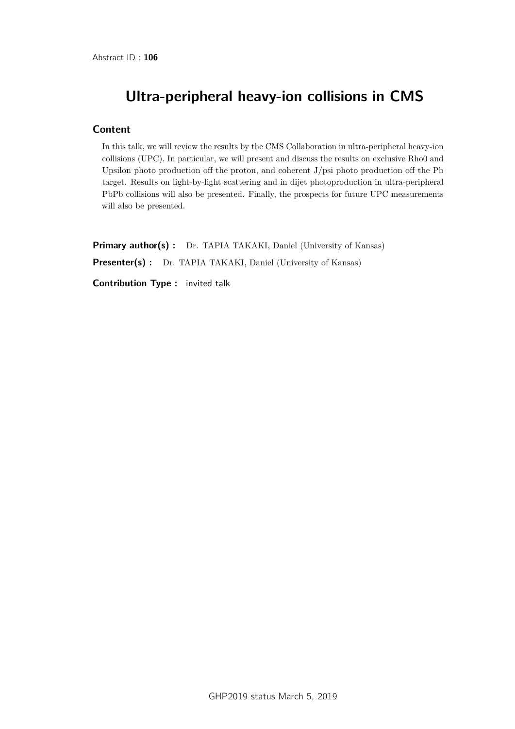Abstract ID : **106**

# Ultra-peripheral heavy-ion collisions in CMS

## Content

In this talk, we will review the results by the CMS Collaboration in ultra-peripheral heavy-ion collisions (UPC). In particular, we will present and discuss the results on exclusive Rho0 and Upsilon photo production off the proton, and coherent J/psi photo production off the Pb target. Results on light-by-light scattering and in dijet photoproduction in ultra-peripheral PbPb collisions will also be presented. Finally, the prospects for future UPC measurements will also be presented.

**Primary author(s) :** Dr. TAPIA TAKAKI, Daniel (University of Kansas)

**Presenter(s) :** Dr. TAPIA TAKAKI, Daniel (University of Kansas)

**Contribution Type :** invited talk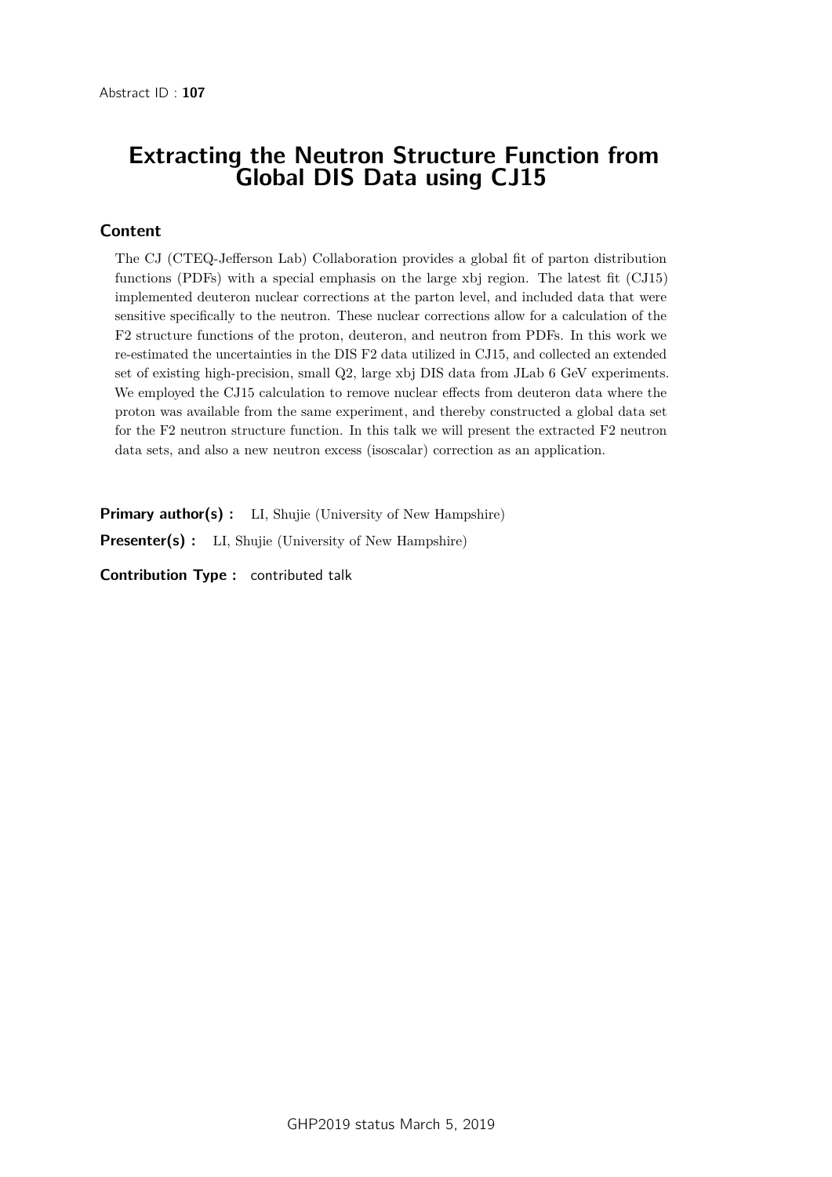Abstract ID : **107**

# Extracting the Neutron Structure Function from Global DIS Data using CJ15

## Content

The CJ (CTEQ-Jefferson Lab) Collaboration provides a global fit of parton distribution functions (PDFs) with a special emphasis on the large xbj region. The latest fit (CJ15) implemented deuteron nuclear corrections at the parton level, and included data that were sensitive specifically to the neutron. These nuclear corrections allow for a calculation of the F2 structure functions of the proton, deuteron, and neutron from PDFs. In this work we re-estimated the uncertainties in the DIS F2 data utilized in CJ15, and collected an extended set of existing high-precision, small Q2, large xbj DIS data from JLab 6 GeV experiments. We employed the CJ15 calculation to remove nuclear effects from deuteron data where the proton was available from the same experiment, and thereby constructed a global data set for the F2 neutron structure function. In this talk we will present the extracted F2 neutron data sets, and also a new neutron excess (isoscalar) correction as an application.

**Primary author(s) :** LI, Shujie (University of New Hampshire)

**Presenter(s) :** LI, Shujie (University of New Hampshire)

**Contribution Type :** contributed talk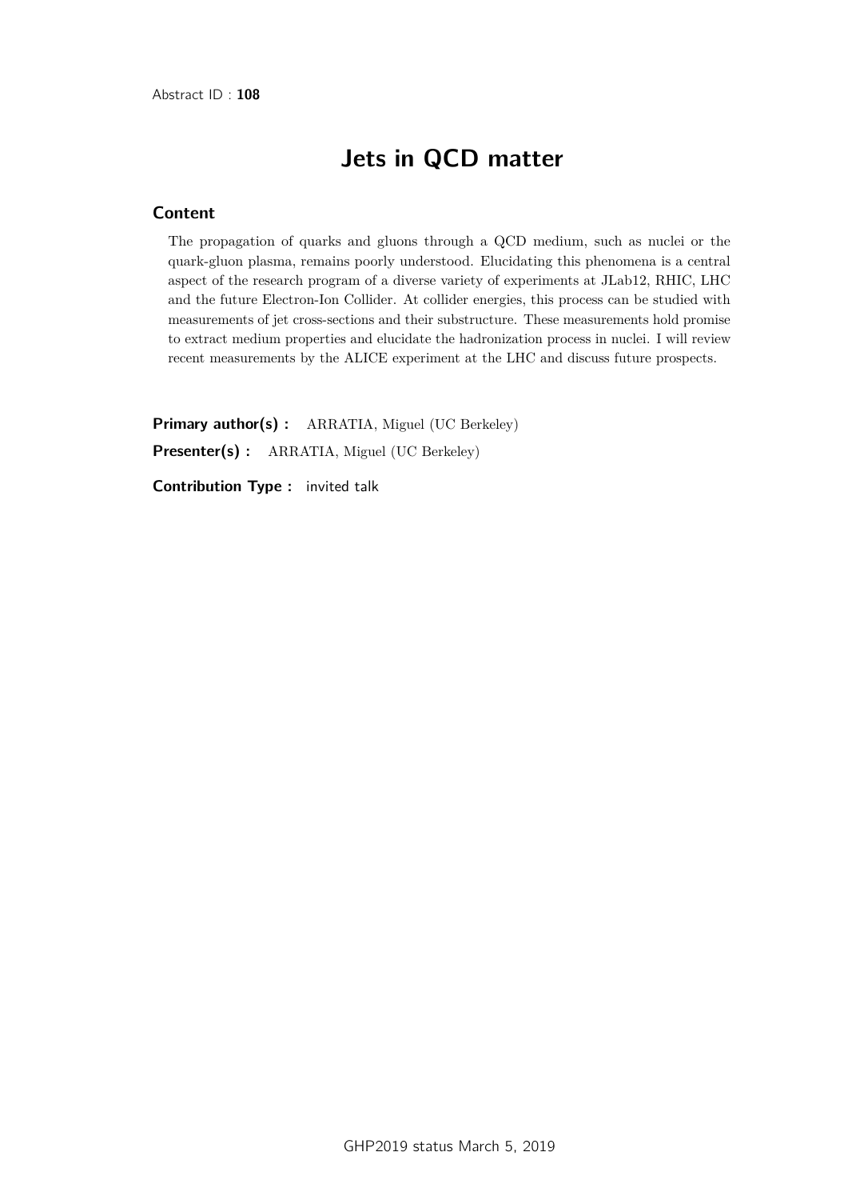Abstract ID : **108**

# Jets in QCD matter

## Content

The propagation of quarks and gluons through a QCD medium, such as nuclei or the quark-gluon plasma, remains poorly understood. Elucidating this phenomena is a central aspect of the research program of a diverse variety of experiments at JLab12, RHIC, LHC and the future Electron-Ion Collider. At collider energies, this process can be studied with measurements of jet cross-sections and their substructure. These measurements hold promise to extract medium properties and elucidate the hadronization process in nuclei. I will review recent measurements by the ALICE experiment at the LHC and discuss future prospects.

**Primary author(s) :** ARRATIA, Miguel (UC Berkeley)

**Presenter(s) :** ARRATIA, Miguel (UC Berkeley)

**Contribution Type :** invited talk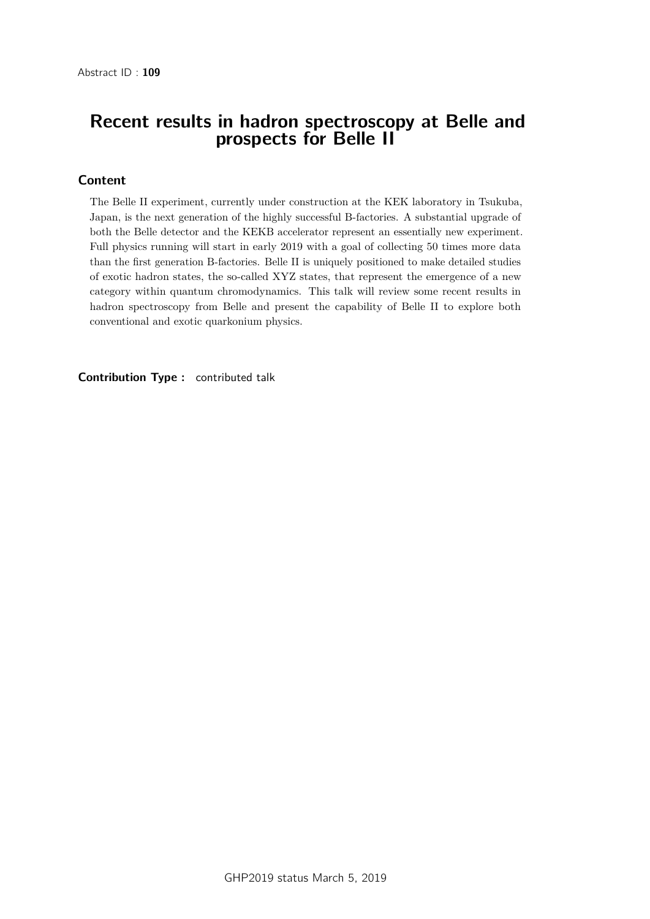Abstract ID : **109**

# Recent results in hadron spectroscopy at Belle and prospects for Belle II

## Content

The Belle II experiment, currently under construction at the KEK laboratory in Tsukuba, Japan, is the next generation of the highly successful B-factories. A substantial upgrade of both the Belle detector and the KEKB accelerator represent an essentially new experiment. Full physics running will start in early 2019 with a goal of collecting 50 times more data than the first generation B-factories. Belle II is uniquely positioned to make detailed studies of exotic hadron states, the so-called XYZ states, that represent the emergence of a new category within quantum chromodynamics. This talk will review some recent results in hadron spectroscopy from Belle and present the capability of Belle II to explore both conventional and exotic quarkonium physics.

**Contribution Type :** contributed talk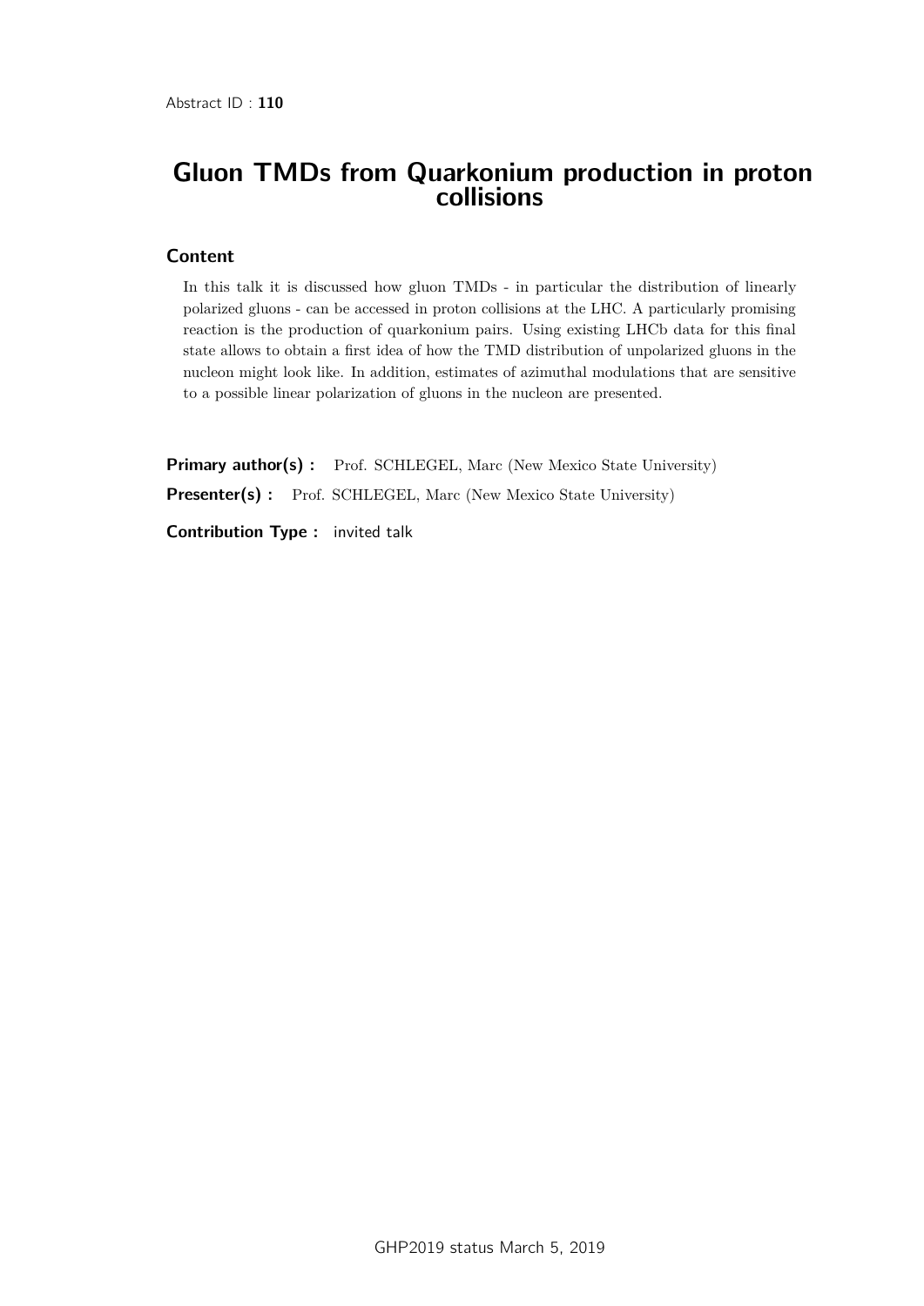Abstract ID : **110**

# Gluon TMDs from Quarkonium production in proton collisions

## Content

In this talk it is discussed how gluon TMDs - in particular the distribution of linearly polarized gluons - can be accessed in proton collisions at the LHC. A particularly promising reaction is the production of quarkonium pairs. Using existing LHCb data for this final state allows to obtain a first idea of how the TMD distribution of unpolarized gluons in the nucleon might look like. In addition, estimates of azimuthal modulations that are sensitive to a possible linear polarization of gluons in the nucleon are presented.

**Primary author(s) :** Prof. SCHLEGEL, Marc (New Mexico State University)

**Presenter(s) :** Prof. SCHLEGEL, Marc (New Mexico State University)

**Contribution Type :** invited talk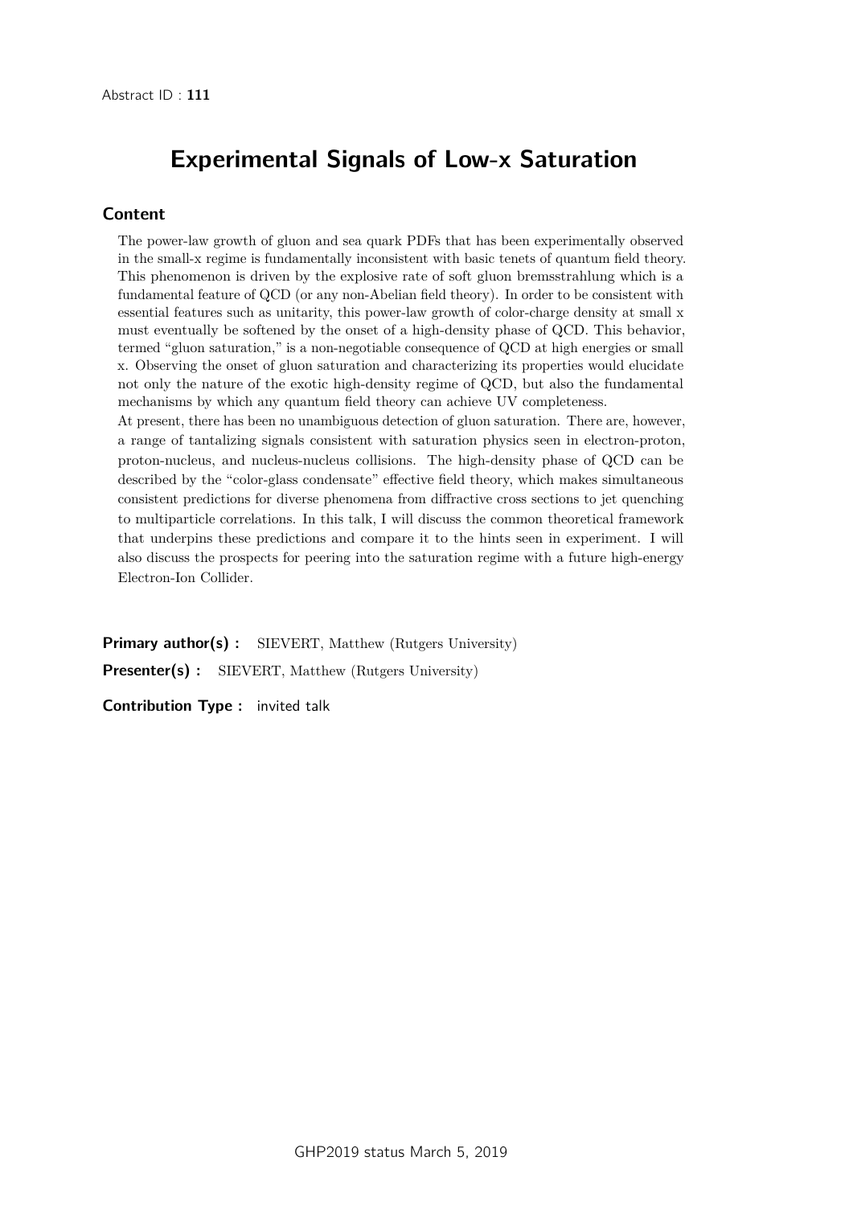Abstract ID : **111**

# Experimental Signals of Low-x Saturation

## Content

The power-law growth of gluon and sea quark PDFs that has been experimentally observed in the small-x regime is fundamentally inconsistent with basic tenets of quantum field theory. This phenomenon is driven by the explosive rate of soft gluon bremsstrahlung which is a fundamental feature of QCD (or any non-Abelian field theory). In order to be consistent with essential features such as unitarity, this power-law growth of color-charge density at small x must eventually be softened by the onset of a high-density phase of QCD. This behavior, termed "gluon saturation," is a non-negotiable consequence of QCD at high energies or small x. Observing the onset of gluon saturation and characterizing its properties would elucidate not only the nature of the exotic high-density regime of QCD, but also the fundamental mechanisms by which any quantum field theory can achieve UV completeness.

At present, there has been no unambiguous detection of gluon saturation. There are, however, a range of tantalizing signals consistent with saturation physics seen in electron-proton, proton-nucleus, and nucleus-nucleus collisions. The high-density phase of QCD can be described by the "color-glass condensate" effective field theory, which makes simultaneous consistent predictions for diverse phenomena from diffractive cross sections to jet quenching to multiparticle correlations. In this talk, I will discuss the common theoretical framework that underpins these predictions and compare it to the hints seen in experiment. I will also discuss the prospects for peering into the saturation regime with a future high-energy Electron-Ion Collider.

**Primary author(s) :** SIEVERT, Matthew (Rutgers University)

**Presenter(s) :** SIEVERT, Matthew (Rutgers University)

**Contribution Type :** invited talk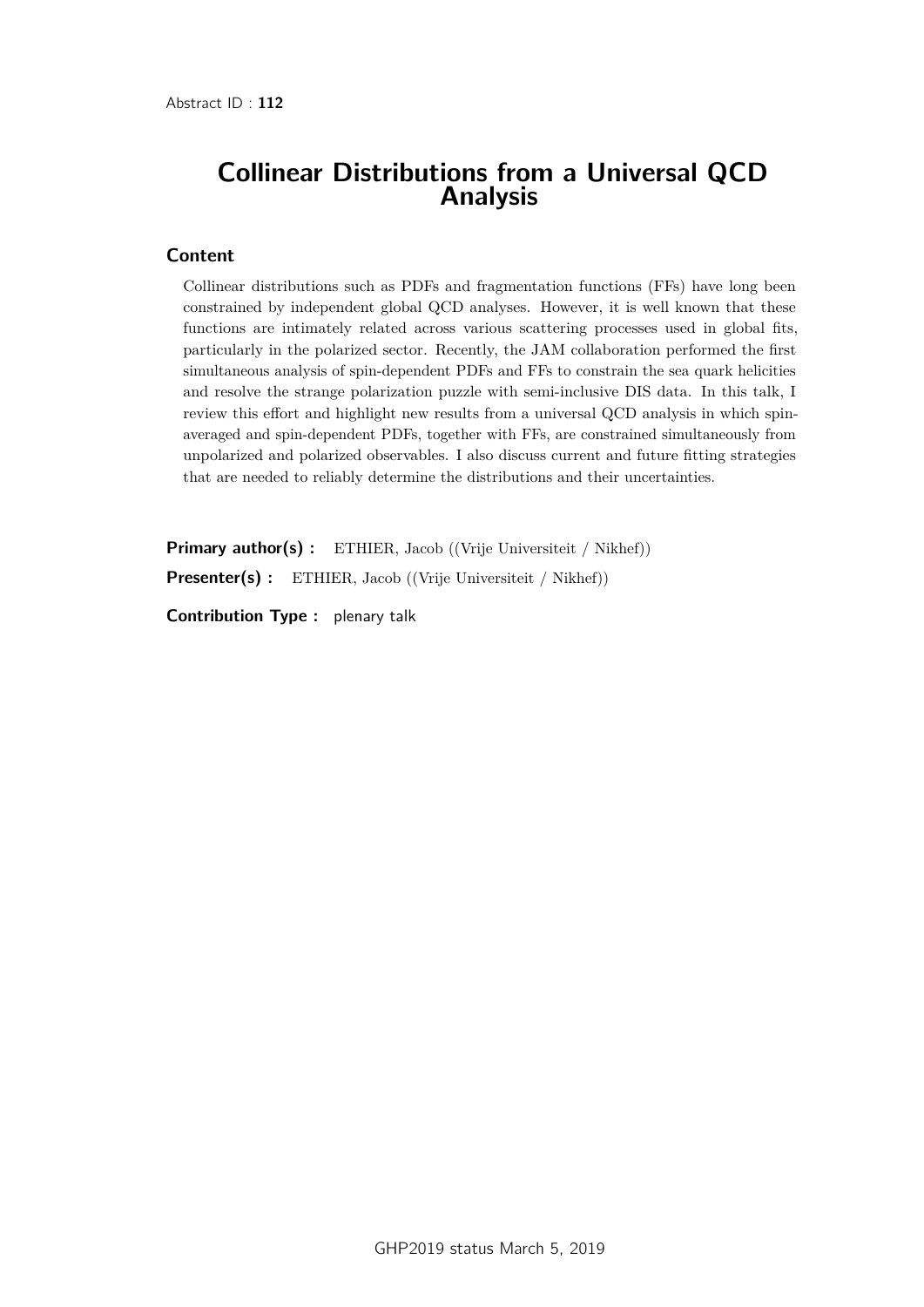Abstract ID : **112**

# Collinear Distributions from a Universal QCD Analysis

## Content

Collinear distributions such as PDFs and fragmentation functions (FFs) have long been constrained by independent global QCD analyses. However, it is well known that these functions are intimately related across various scattering processes used in global fits, particularly in the polarized sector. Recently, the JAM collaboration performed the first simultaneous analysis of spin-dependent PDFs and FFs to constrain the sea quark helicities and resolve the strange polarization puzzle with semi-inclusive DIS data. In this talk, I review this effort and highlight new results from a universal QCD analysis in which spin-averaged and spin-dependent PDFs, together with FFs, are constrained simultaneously from unpolarized and polarized observables. I also discuss current and future fitting strategies that are needed to reliably determine the distributions and their uncertainties.

**Primary author(s) :** ETHIER, Jacob ((Vrije Universiteit / Nikhef))

**Presenter(s) :** ETHIER, Jacob ((Vrije Universiteit / Nikhef))

**Contribution Type :** plenary talk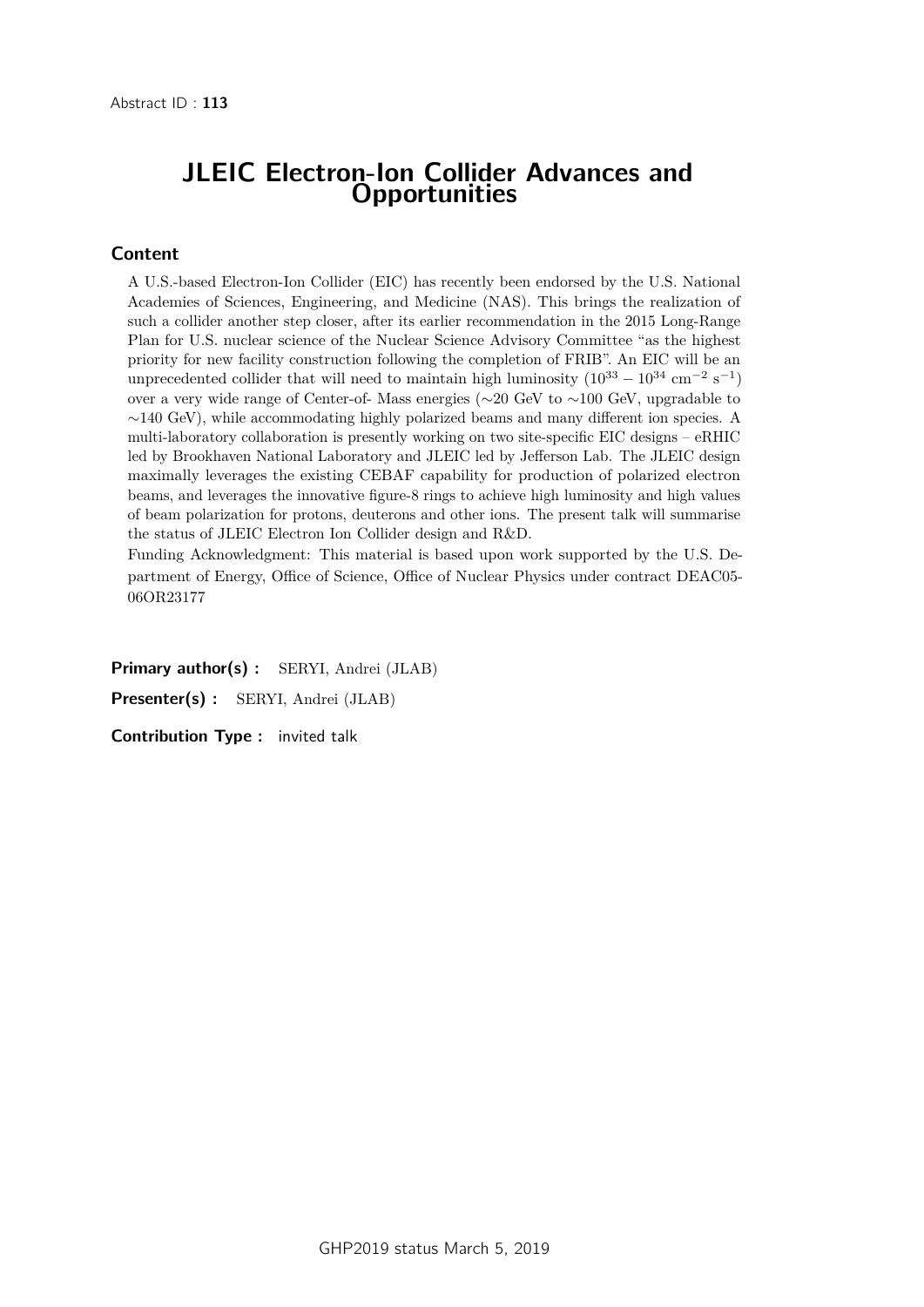Abstract ID : **113**

# JLEIC Electron-Ion Collider Advances and Opportunities

## Content

A U.S.-based Electron-Ion Collider (EIC) has recently been endorsed by the U.S. National Academies of Sciences, Engineering, and Medicine (NAS). This brings the realization of such a collider another step closer, after its earlier recommendation in the 2015 Long-Range Plan for U.S. nuclear science of the Nuclear Science Advisory Committee "as the highest priority for new facility construction following the completion of FRIB". An EIC will be an unprecedented collider that will need to maintain high luminosity ($10^{33} - 10^{34}$ cm$^{-2}$ s$^{-1}$) over a very wide range of Center-of- Mass energies (∼20 GeV to ∼100 GeV, upgradable to ∼140 GeV), while accommodating highly polarized beams and many different ion species. A multi-laboratory collaboration is presently working on two site-specific EIC designs – eRHIC led by Brookhaven National Laboratory and JLEIC led by Jefferson Lab. The JLEIC design maximally leverages the existing CEBAF capability for production of polarized electron beams, and leverages the innovative figure-8 rings to achieve high luminosity and high values of beam polarization for protons, deuterons and other ions. The present talk will summarise the status of JLEIC Electron Ion Collider design and R&D.

Funding Acknowledgment: This material is based upon work supported by the U.S. Department of Energy, Office of Science, Office of Nuclear Physics under contract DEAC05-06OR23177

**Primary author(s) :** SERYI, Andrei (JLAB)

**Presenter(s) :** SERYI, Andrei (JLAB)

**Contribution Type :** invited talk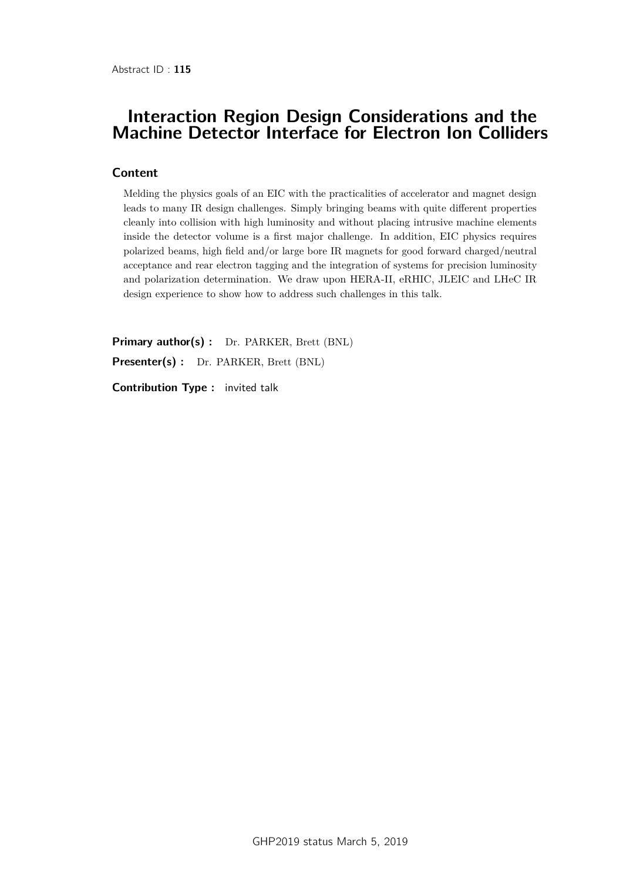Abstract ID : **115**

# Interaction Region Design Considerations and the Machine Detector Interface for Electron Ion Colliders

## Content

Melding the physics goals of an EIC with the practicalities of accelerator and magnet design leads to many IR design challenges. Simply bringing beams with quite different properties cleanly into collision with high luminosity and without placing intrusive machine elements inside the detector volume is a first major challenge. In addition, EIC physics requires polarized beams, high field and/or large bore IR magnets for good forward charged/neutral acceptance and rear electron tagging and the integration of systems for precision luminosity and polarization determination. We draw upon HERA-II, eRHIC, JLEIC and LHeC IR design experience to show how to address such challenges in this talk.

**Primary author(s) :** Dr. PARKER, Brett (BNL)

**Presenter(s) :** Dr. PARKER, Brett (BNL)

**Contribution Type :** invited talk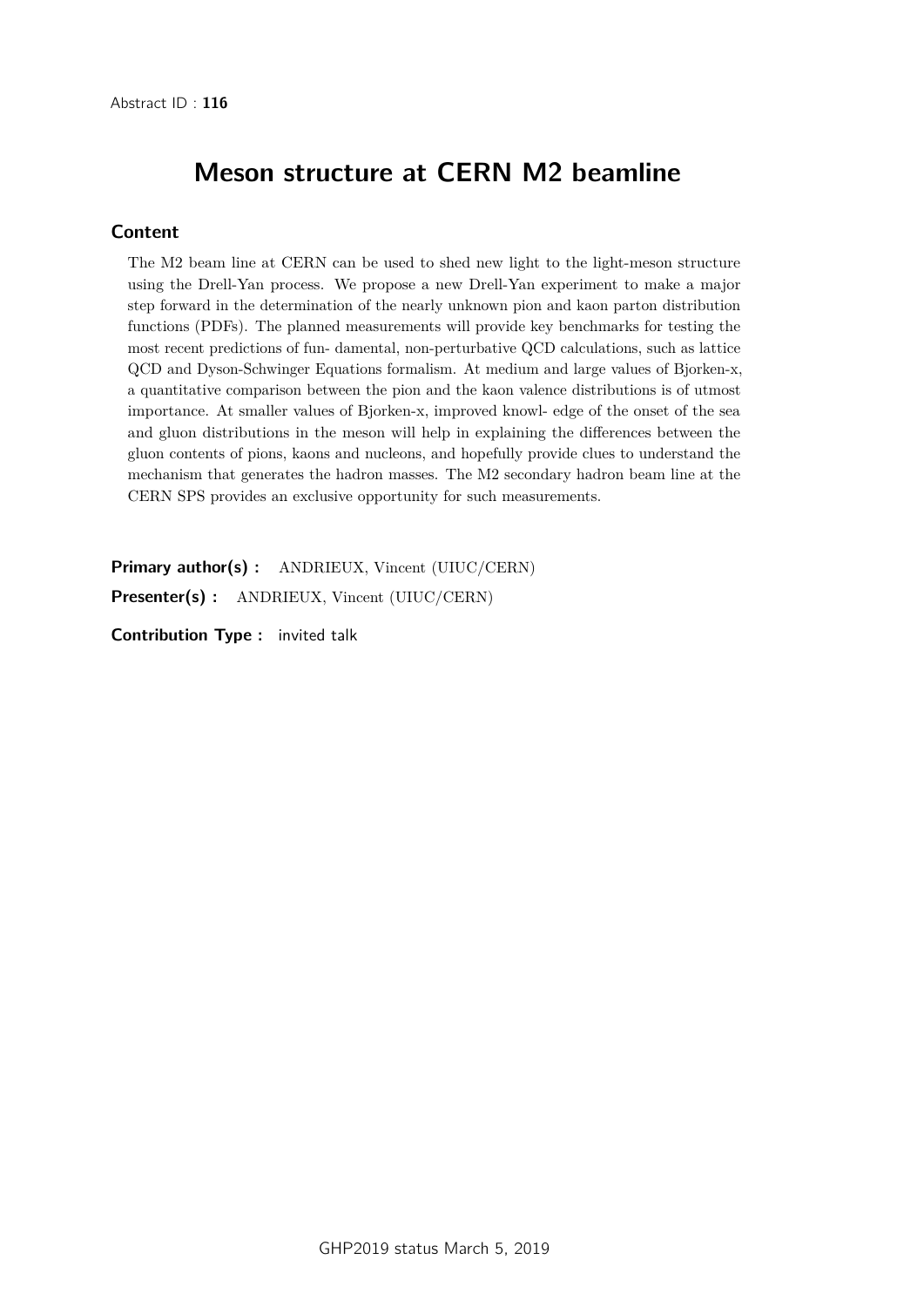Abstract ID : **116**

# Meson structure at CERN M2 beamline

## Content

The M2 beam line at CERN can be used to shed new light to the light-meson structure using the Drell-Yan process. We propose a new Drell-Yan experiment to make a major step forward in the determination of the nearly unknown pion and kaon parton distribution functions (PDFs). The planned measurements will provide key benchmarks for testing the most recent predictions of fun- damental, non-perturbative QCD calculations, such as lattice QCD and Dyson-Schwinger Equations formalism. At medium and large values of Bjorken-x, a quantitative comparison between the pion and the kaon valence distributions is of utmost importance. At smaller values of Bjorken-x, improved knowl- edge of the onset of the sea and gluon distributions in the meson will help in explaining the differences between the gluon contents of pions, kaons and nucleons, and hopefully provide clues to understand the mechanism that generates the hadron masses. The M2 secondary hadron beam line at the CERN SPS provides an exclusive opportunity for such measurements.

**Primary author(s) :** ANDRIEUX, Vincent (UIUC/CERN)

**Presenter(s) :** ANDRIEUX, Vincent (UIUC/CERN)

**Contribution Type :** invited talk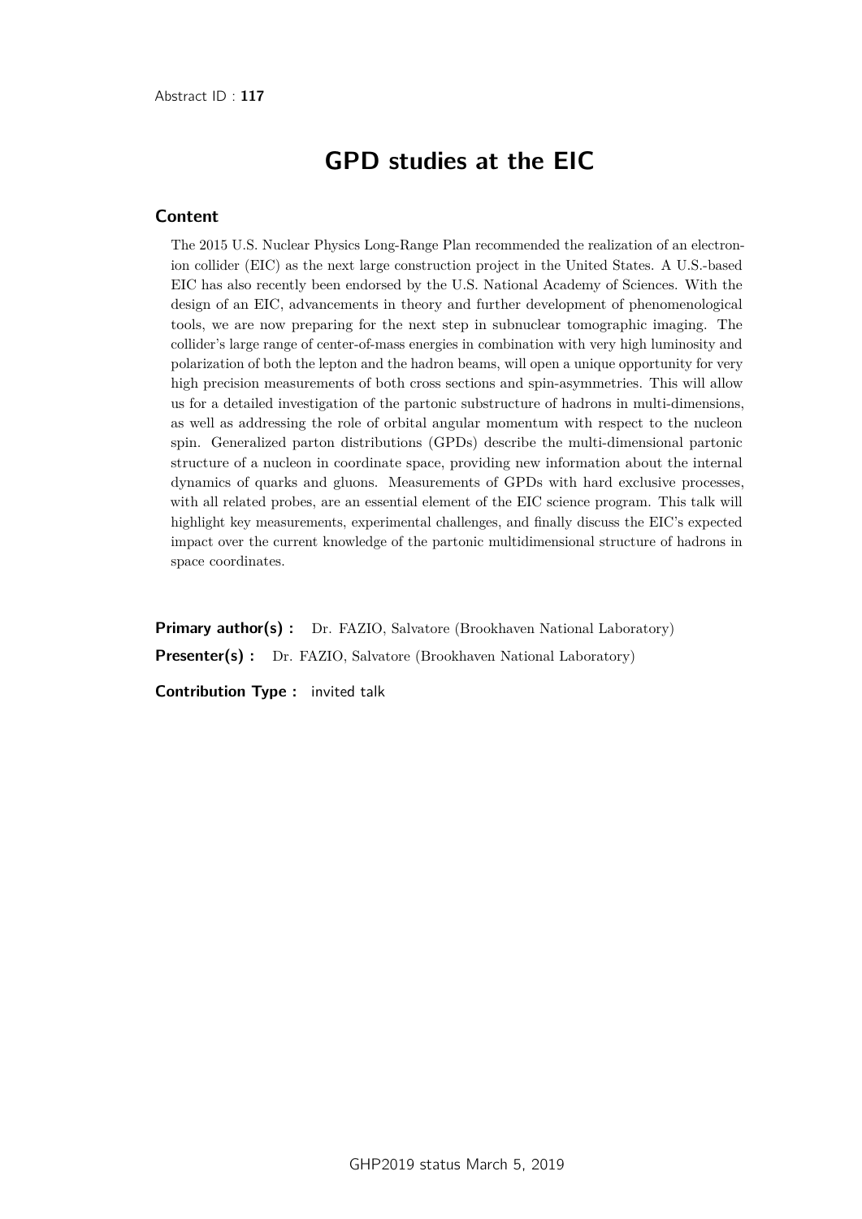Abstract ID : **117**

# GPD studies at the EIC

## Content

The 2015 U.S. Nuclear Physics Long-Range Plan recommended the realization of an electron-ion collider (EIC) as the next large construction project in the United States. A U.S.-based EIC has also recently been endorsed by the U.S. National Academy of Sciences. With the design of an EIC, advancements in theory and further development of phenomenological tools, we are now preparing for the next step in subnuclear tomographic imaging. The collider's large range of center-of-mass energies in combination with very high luminosity and polarization of both the lepton and the hadron beams, will open a unique opportunity for very high precision measurements of both cross sections and spin-asymmetries. This will allow us for a detailed investigation of the partonic substructure of hadrons in multi-dimensions, as well as addressing the role of orbital angular momentum with respect to the nucleon spin. Generalized parton distributions (GPDs) describe the multi-dimensional partonic structure of a nucleon in coordinate space, providing new information about the internal dynamics of quarks and gluons. Measurements of GPDs with hard exclusive processes, with all related probes, are an essential element of the EIC science program. This talk will highlight key measurements, experimental challenges, and finally discuss the EIC's expected impact over the current knowledge of the partonic multidimensional structure of hadrons in space coordinates.

**Primary author(s) :** Dr. FAZIO, Salvatore (Brookhaven National Laboratory)

**Presenter(s) :** Dr. FAZIO, Salvatore (Brookhaven National Laboratory)

**Contribution Type :** invited talk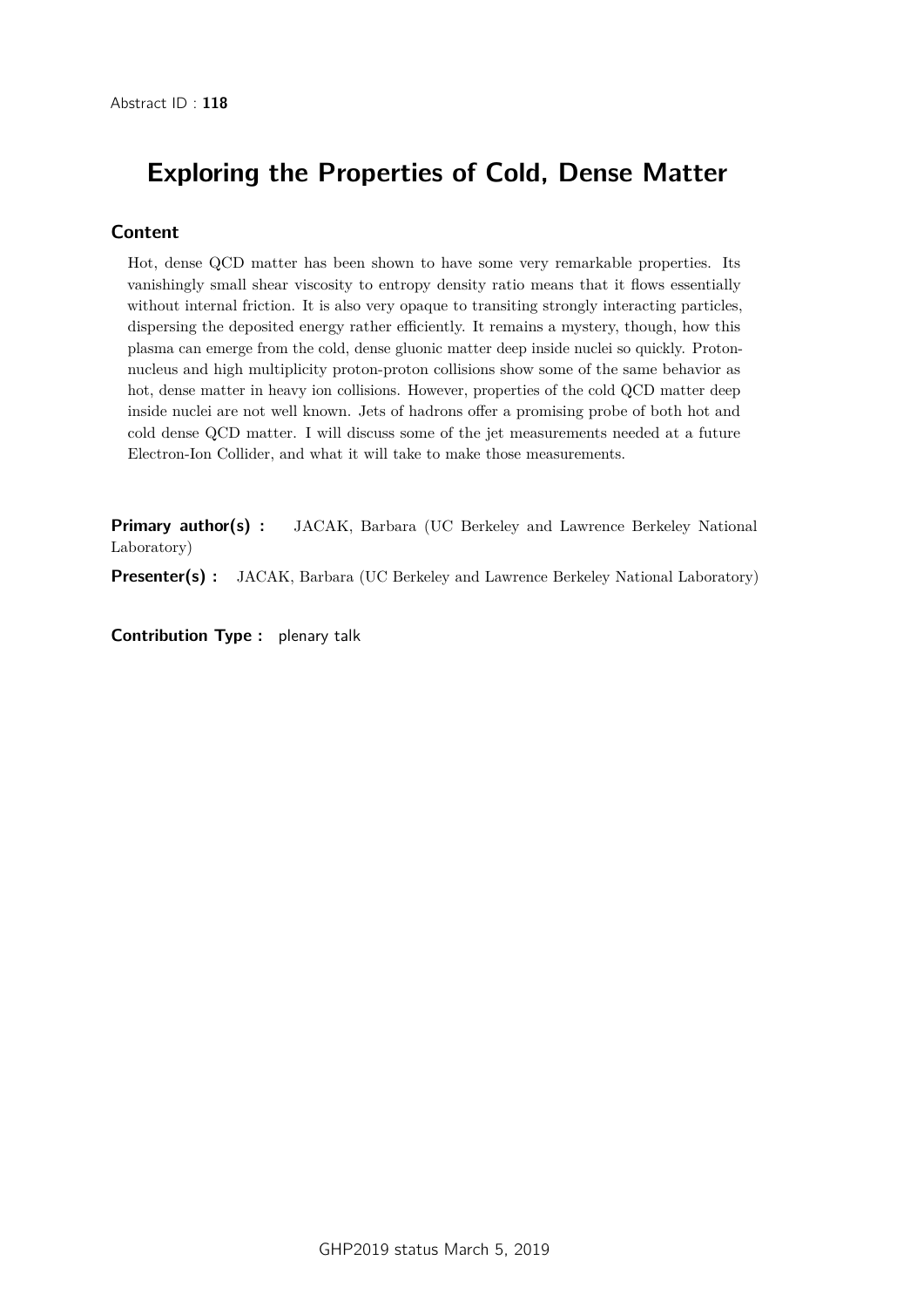Abstract ID : **118**

# Exploring the Properties of Cold, Dense Matter

## Content

Hot, dense QCD matter has been shown to have some very remarkable properties. Its vanishingly small shear viscosity to entropy density ratio means that it flows essentially without internal friction. It is also very opaque to transiting strongly interacting particles, dispersing the deposited energy rather efficiently. It remains a mystery, though, how this plasma can emerge from the cold, dense gluonic matter deep inside nuclei so quickly. Proton-nucleus and high multiplicity proton-proton collisions show some of the same behavior as hot, dense matter in heavy ion collisions. However, properties of the cold QCD matter deep inside nuclei are not well known. Jets of hadrons offer a promising probe of both hot and cold dense QCD matter. I will discuss some of the jet measurements needed at a future Electron-Ion Collider, and what it will take to make those measurements.

**Primary author(s) :** JACAK, Barbara (UC Berkeley and Lawrence Berkeley National Laboratory)

**Presenter(s) :** JACAK, Barbara (UC Berkeley and Lawrence Berkeley National Laboratory)

**Contribution Type :** plenary talk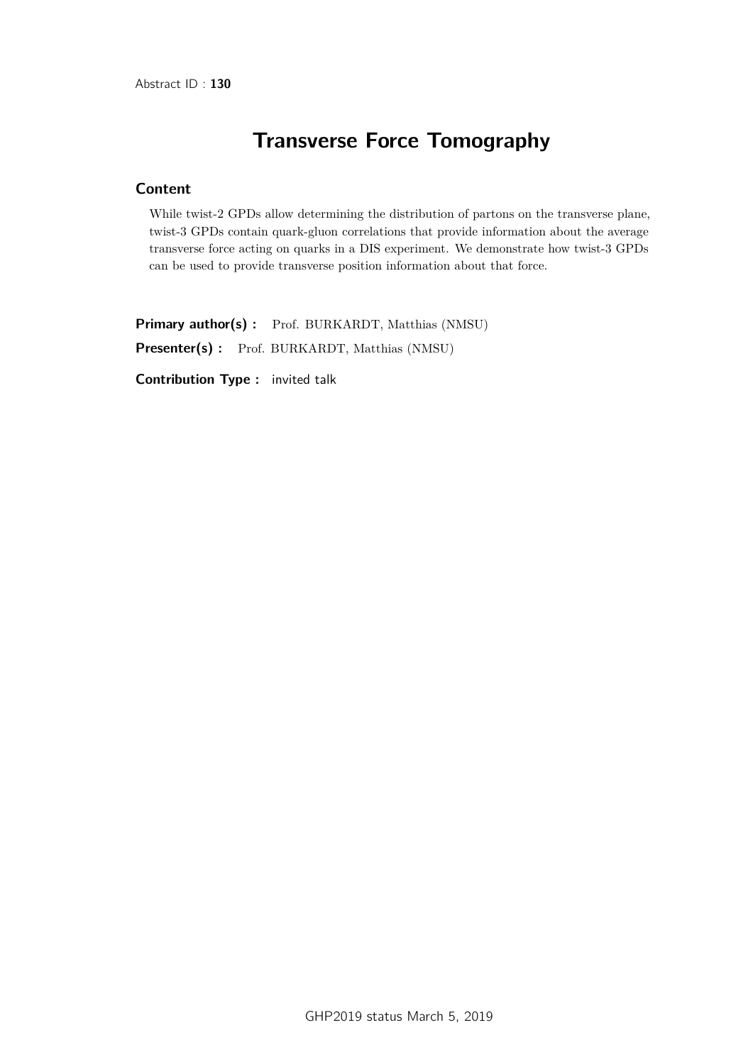Abstract ID : **130**

# Transverse Force Tomography

## Content

While twist-2 GPDs allow determining the distribution of partons on the transverse plane, twist-3 GPDs contain quark-gluon correlations that provide information about the average transverse force acting on quarks in a DIS experiment. We demonstrate how twist-3 GPDs can be used to provide transverse position information about that force.

**Primary author(s) :** Prof. BURKARDT, Matthias (NMSU)

**Presenter(s) :** Prof. BURKARDT, Matthias (NMSU)

**Contribution Type :** invited talk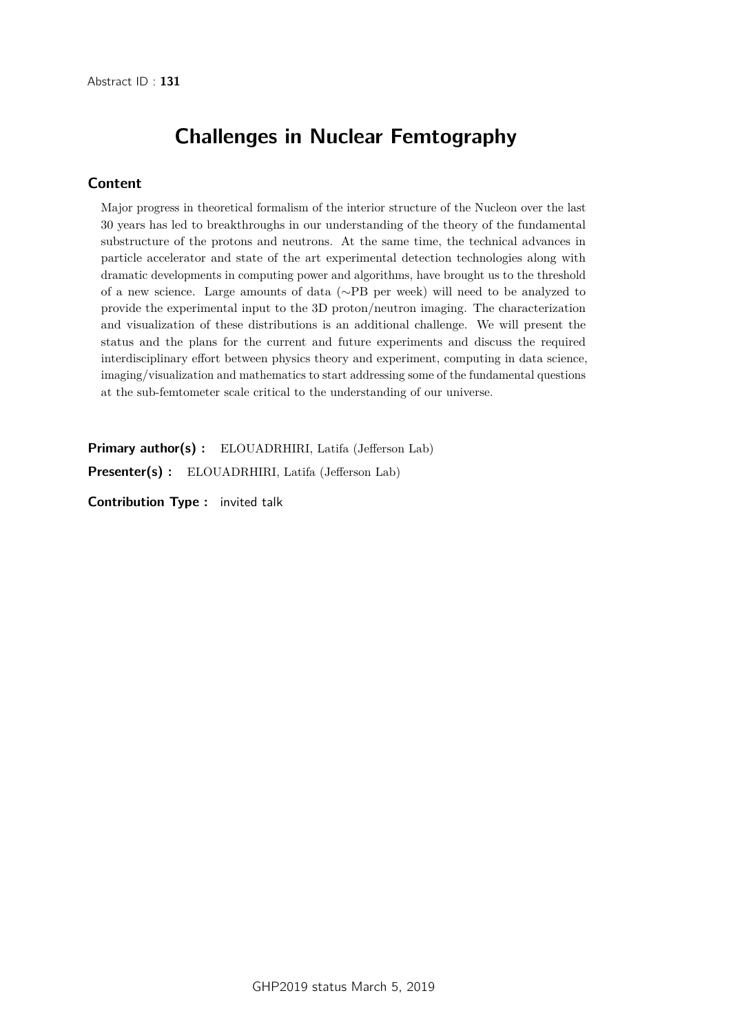Abstract ID : **131**

# Challenges in Nuclear Femtography

## Content

Major progress in theoretical formalism of the interior structure of the Nucleon over the last 30 years has led to breakthroughs in our understanding of the theory of the fundamental substructure of the protons and neutrons. At the same time, the technical advances in particle accelerator and state of the art experimental detection technologies along with dramatic developments in computing power and algorithms, have brought us to the threshold of a new science. Large amounts of data (∼PB per week) will need to be analyzed to provide the experimental input to the 3D proton/neutron imaging. The characterization and visualization of these distributions is an additional challenge. We will present the status and the plans for the current and future experiments and discuss the required interdisciplinary effort between physics theory and experiment, computing in data science, imaging/visualization and mathematics to start addressing some of the fundamental questions at the sub-femtometer scale critical to the understanding of our universe.

**Primary author(s) :** ELOUADRHIRI, Latifa (Jefferson Lab)

**Presenter(s) :** ELOUADRHIRI, Latifa (Jefferson Lab)

**Contribution Type :** invited talk